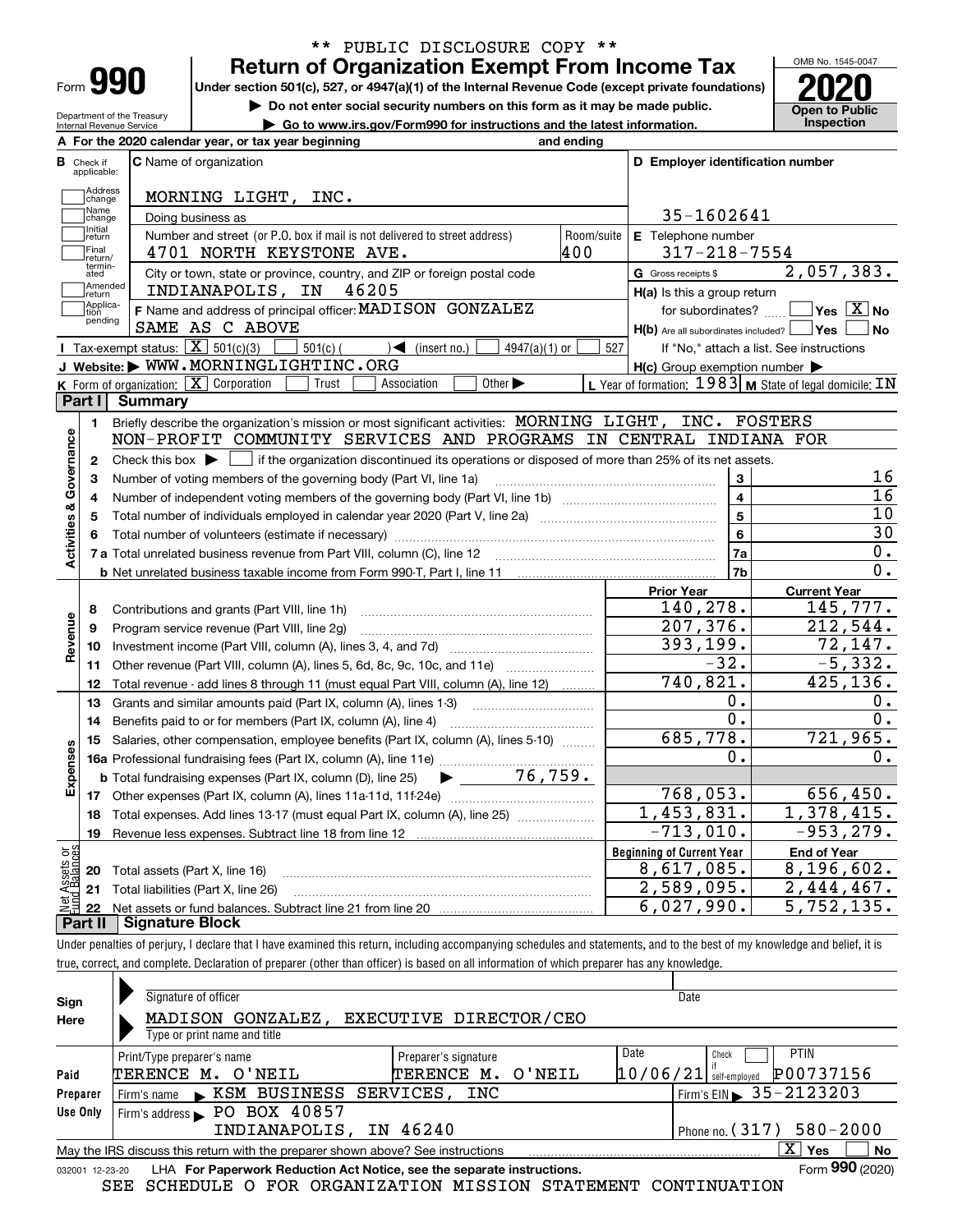\*\* PUBLIC DISCLOSURE COPY \*\*

# Form 990 — Return of Organization Exempt From Income Tax

Under section 501(c), 527, or 4947(a)(1) of the Internal Revenue Code (except private foundations)

▶ Do not enter social security numbers on this form as it may be made public.

▶ Go to www.irs.gov/Form990 for instructions and the latest information.

Department of the Treasury
Internal Revenue Service

OMB No. 1545-0047

**2020**

**Open to Public Inspection**

**A** For the 2020 calendar year, or tax year beginning and ending

**B** Check if applicable: Address change, Name change, Initial return, Final return/terminated, Amended return, Application pending

**C** Name of organization: MORNING LIGHT, INC.

Doing business as

Number and street (or P.O. box if mail is not delivered to street address): 4701 NORTH KEYSTONE AVE. Room/suite: 400

City or town, state or province, country, and ZIP or foreign postal code: INDIANAPOLIS, IN 46205

**D** Employer identification number: 35-1602641

**E** Telephone number: 317-218-7554

**G** Gross receipts $ 2,057,383.

**F** Name and address of principal officer: MADISON GONZALEZ
SAME AS C ABOVE

**H(a)** Is this a group return for subordinates? Yes [ ] No [X]

**H(b)** Are all subordinates included? Yes [ ] No [ ]
If "No," attach a list. See instructions

**I** Tax-exempt status: [X] 501(c)(3) [ ] 501(c) ( ) ◀ (insert no.) [ ] 4947(a)(1) or [ ] 527

**J** Website: ▶ WWW.MORNINGLIGHTINC.ORG

**H(c)** Group exemption number ▶

**K** Form of organization: [X] Corporation [ ] Trust [ ] Association [ ] Other ▶

**L** Year of formation: 1983 **M** State of legal domicile: IN

## Part I Summary

**Activities & Governance**

1 Briefly describe the organization's mission or most significant activities: MORNING LIGHT, INC. FOSTERS NON-PROFIT COMMUNITY SERVICES AND PROGRAMS IN CENTRAL INDIANA FOR

2 Check this box ▶ [ ] if the organization discontinued its operations or disposed of more than 25% of its net assets.

| Line | Description | | Value |
|---|---|---|---|
| 3 | Number of voting members of the governing body (Part VI, line 1a) | 3 | 16 |
| 4 | Number of independent voting members of the governing body (Part VI, line 1b) | 4 | 16 |
| 5 | Total number of individuals employed in calendar year 2020 (Part V, line 2a) | 5 | 10 |
| 6 | Total number of volunteers (estimate if necessary) | 6 | 30 |
| 7a | Total unrelated business revenue from Part VIII, column (C), line 12 | 7a | 0. |
| 7b | Net unrelated business taxable income from Form 990-T, Part I, line 11 | 7b | 0. |

| Line | Description | Prior Year | Current Year |
|---|---|---|---|
| **Revenue** | | | |
| 8 | Contributions and grants (Part VIII, line 1h) | 140,278. | 145,777. |
| 9 | Program service revenue (Part VIII, line 2g) | 207,376. | 212,544. |
| 10 | Investment income (Part VIII, column (A), lines 3, 4, and 7d) | 393,199. | 72,147. |
| 11 | Other revenue (Part VIII, column (A), lines 5, 6d, 8c, 9c, 10c, and 11e) | -32. | -5,332. |
| 12 | Total revenue - add lines 8 through 11 (must equal Part VIII, column (A), line 12) | 740,821. | 425,136. |
| **Expenses** | | | |
| 13 | Grants and similar amounts paid (Part IX, column (A), lines 1-3) | 0. | 0. |
| 14 | Benefits paid to or for members (Part IX, column (A), line 4) | 0. | 0. |
| 15 | Salaries, other compensation, employee benefits (Part IX, column (A), lines 5-10) | 685,778. | 721,965. |
| 16a | Professional fundraising fees (Part IX, column (A), line 11e) | 0. | 0. |
| b | Total fundraising expenses (Part IX, column (D), line 25) ▶ 76,759. | | |
| 17 | Other expenses (Part IX, column (A), lines 11a-11d, 11f-24e) | 768,053. | 656,450. |
| 18 | Total expenses. Add lines 13-17 (must equal Part IX, column (A), line 25) | 1,453,831. | 1,378,415. |
| 19 | Revenue less expenses. Subtract line 18 from line 12 | -713,010. | -953,279. |

| Line | Net Assets or Fund Balances | Beginning of Current Year | End of Year |
|---|---|---|---|
| 20 | Total assets (Part X, line 16) | 8,617,085. | 8,196,602. |
| 21 | Total liabilities (Part X, line 26) | 2,589,095. | 2,444,467. |
| 22 | Net assets or fund balances. Subtract line 21 from line 20 | 6,027,990. | 5,752,135. |

## Part II Signature Block

Under penalties of perjury, I declare that I have examined this return, including accompanying schedules and statements, and to the best of my knowledge and belief, it is true, correct, and complete. Declaration of preparer (other than officer) is based on all information of which preparer has any knowledge.

**Sign Here**

Signature of officer — Date

MADISON GONZALEZ, EXECUTIVE DIRECTOR/CEO
Type or print name and title

**Paid Preparer Use Only**

| Print/Type preparer's name | Preparer's signature | Date | Check if self-employed | PTIN |
|---|---|---|---|---|
| TERENCE M. O'NEIL | TERENCE M. O'NEIL | 10/06/21 | [ ] | P00737156 |

Firm's name ▶ KSM BUSINESS SERVICES, INC — Firm's EIN ▶ 35-2123203

Firm's address ▶ PO BOX 40857, INDIANAPOLIS, IN 46240 — Phone no. (317) 580-2000

May the IRS discuss this return with the preparer shown above? See instructions [X] Yes [ ] No

032001 12-23-20 LHA For Paperwork Reduction Act Notice, see the separate instructions. Form **990** (2020)

SEE SCHEDULE O FOR ORGANIZATION MISSION STATEMENT CONTINUATION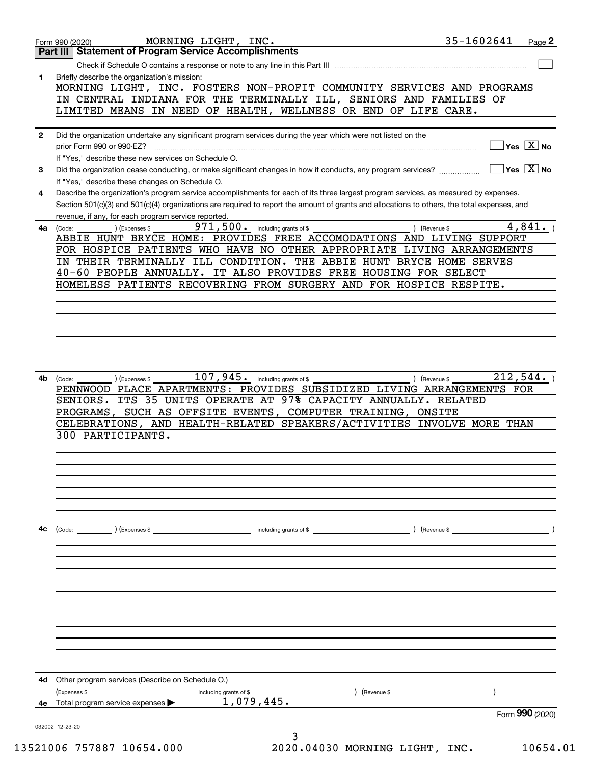Form 990 (2020) MORNING LIGHT, INC. 35-1602641 Page 2

## Part III Statement of Program Service Accomplishments

Check if Schedule O contains a response or note to any line in this Part III ☐

**1** Briefly describe the organization's mission:

MORNING LIGHT, INC. FOSTERS NON-PROFIT COMMUNITY SERVICES AND PROGRAMS IN CENTRAL INDIANA FOR THE TERMINALLY ILL, SENIORS AND FAMILIES OF LIMITED MEANS IN NEED OF HEALTH, WELLNESS OR END OF LIFE CARE.

**2** Did the organization undertake any significant program services during the year which were not listed on the prior Form 990 or 990-EZ? ☐ Yes ☒ No

If "Yes," describe these new services on Schedule O.

**3** Did the organization cease conducting, or make significant changes in how it conducts, any program services? ☐ Yes ☒ No

If "Yes," describe these changes on Schedule O.

**4** Describe the organization's program service accomplishments for each of its three largest program services, as measured by expenses. Section 501(c)(3) and 501(c)(4) organizations are required to report the amount of grants and allocations to others, the total expenses, and revenue, if any, for each program service reported.

**4a** (Code: ) (Expenses $ 971,500. including grants of $ ) (Revenue $ 4,841. )

ABBIE HUNT BRYCE HOME: PROVIDES FREE ACCOMODATIONS AND LIVING SUPPORT FOR HOSPICE PATIENTS WHO HAVE NO OTHER APPROPRIATE LIVING ARRANGEMENTS IN THEIR TERMINALLY ILL CONDITION. THE ABBIE HUNT BRYCE HOME SERVES 40-60 PEOPLE ANNUALLY. IT ALSO PROVIDES FREE HOUSING FOR SELECT HOMELESS PATIENTS RECOVERING FROM SURGERY AND FOR HOSPICE RESPITE.

**4b** (Code: ) (Expenses $ 107,945. including grants of $ ) (Revenue $ 212,544. )

PENNWOOD PLACE APARTMENTS: PROVIDES SUBSIDIZED LIVING ARRANGEMENTS FOR SENIORS. ITS 35 UNITS OPERATE AT 97% CAPACITY ANNUALLY. RELATED PROGRAMS, SUCH AS OFFSITE EVENTS, COMPUTER TRAINING, ONSITE CELEBRATIONS, AND HEALTH-RELATED SPEAKERS/ACTIVITIES INVOLVE MORE THAN 300 PARTICIPANTS.

**4c** (Code: ) (Expenses $ including grants of $ ) (Revenue $ )

**4d** Other program services (Describe on Schedule O.)

(Expenses $ including grants of $ ) (Revenue $ )

**4e** Total program service expenses ▶ 1,079,445.

Form **990** (2020)

032002 12-23-20

13521006 757887 10654.000 2020.04030 MORNING LIGHT, INC. 10654.01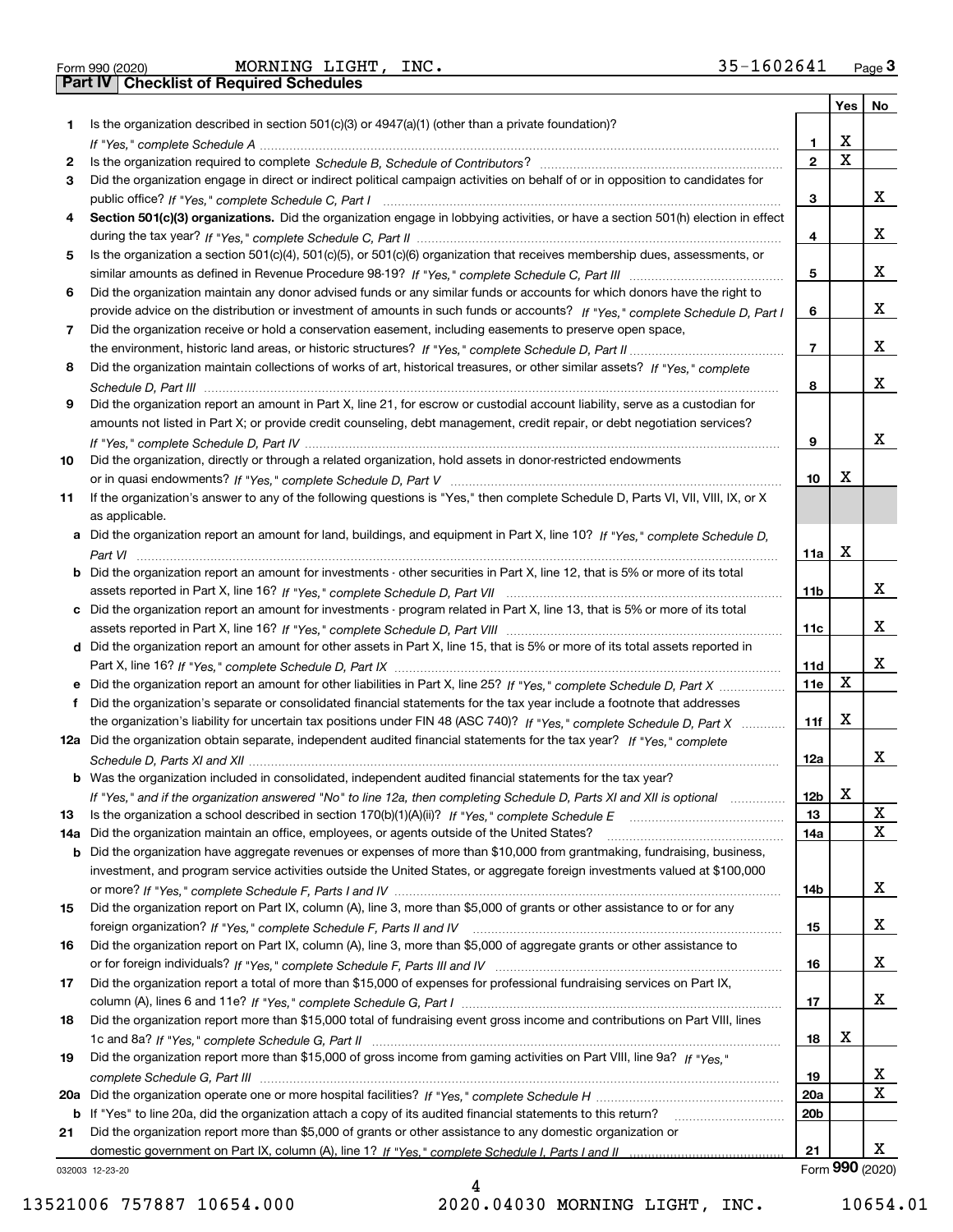Form 990 (2020) MORNING LIGHT, INC. 35-1602641

## Part IV Checklist of Required Schedules

| | | | Yes | No |
|---|---|---|---|---|
| 1 | Is the organization described in section 501(c)(3) or 4947(a)(1) (other than a private foundation)? *If "Yes," complete Schedule A* | 1 | X | |
| 2 | Is the organization required to complete *Schedule B, Schedule of Contributors*? | 2 | X | |
| 3 | Did the organization engage in direct or indirect political campaign activities on behalf of or in opposition to candidates for public office? *If "Yes," complete Schedule C, Part I* | 3 | | X |
| 4 | **Section 501(c)(3) organizations.** Did the organization engage in lobbying activities, or have a section 501(h) election in effect during the tax year? *If "Yes," complete Schedule C, Part II* | 4 | | X |
| 5 | Is the organization a section 501(c)(4), 501(c)(5), or 501(c)(6) organization that receives membership dues, assessments, or similar amounts as defined in Revenue Procedure 98-19? *If "Yes," complete Schedule C, Part III* | 5 | | X |
| 6 | Did the organization maintain any donor advised funds or any similar funds or accounts for which donors have the right to provide advice on the distribution or investment of amounts in such funds or accounts? *If "Yes," complete Schedule D, Part I* | 6 | | X |
| 7 | Did the organization receive or hold a conservation easement, including easements to preserve open space, the environment, historic land areas, or historic structures? *If "Yes," complete Schedule D, Part II* | 7 | | X |
| 8 | Did the organization maintain collections of works of art, historical treasures, or other similar assets? *If "Yes," complete Schedule D, Part III* | 8 | | X |
| 9 | Did the organization report an amount in Part X, line 21, for escrow or custodial account liability, serve as a custodian for amounts not listed in Part X; or provide credit counseling, debt management, credit repair, or debt negotiation services? *If "Yes," complete Schedule D, Part IV* | 9 | | X |
| 10 | Did the organization, directly or through a related organization, hold assets in donor-restricted endowments or in quasi endowments? *If "Yes," complete Schedule D, Part V* | 10 | X | |
| 11 | If the organization's answer to any of the following questions is "Yes," then complete Schedule D, Parts VI, VII, VIII, IX, or X as applicable. | | | |
| a | Did the organization report an amount for land, buildings, and equipment in Part X, line 10? *If "Yes," complete Schedule D, Part VI* | 11a | X | |
| b | Did the organization report an amount for investments - other securities in Part X, line 12, that is 5% or more of its total assets reported in Part X, line 16? *If "Yes," complete Schedule D, Part VII* | 11b | | X |
| c | Did the organization report an amount for investments - program related in Part X, line 13, that is 5% or more of its total assets reported in Part X, line 16? *If "Yes," complete Schedule D, Part VIII* | 11c | | X |
| d | Did the organization report an amount for other assets in Part X, line 15, that is 5% or more of its total assets reported in Part X, line 16? *If "Yes," complete Schedule D, Part IX* | 11d | | X |
| e | Did the organization report an amount for other liabilities in Part X, line 25? *If "Yes," complete Schedule D, Part X* | 11e | X | |
| f | Did the organization's separate or consolidated financial statements for the tax year include a footnote that addresses the organization's liability for uncertain tax positions under FIN 48 (ASC 740)? *If "Yes," complete Schedule D, Part X* | 11f | X | |
| 12a | Did the organization obtain separate, independent audited financial statements for the tax year? *If "Yes," complete Schedule D, Parts XI and XII* | 12a | | X |
| b | Was the organization included in consolidated, independent audited financial statements for the tax year? *If "Yes," and if the organization answered "No" to line 12a, then completing Schedule D, Parts XI and XII is optional* | 12b | X | |
| 13 | Is the organization a school described in section 170(b)(1)(A)(ii)? *If "Yes," complete Schedule E* | 13 | | X |
| 14a | Did the organization maintain an office, employees, or agents outside of the United States? | 14a | | X |
| b | Did the organization have aggregate revenues or expenses of more than $10,000 from grantmaking, fundraising, business, investment, and program service activities outside the United States, or aggregate foreign investments valued at $100,000 or more? *If "Yes," complete Schedule F, Parts I and IV* | 14b | | X |
| 15 | Did the organization report on Part IX, column (A), line 3, more than $5,000 of grants or other assistance to or for any foreign organization? *If "Yes," complete Schedule F, Parts II and IV* | 15 | | X |
| 16 | Did the organization report on Part IX, column (A), line 3, more than $5,000 of aggregate grants or other assistance to or for foreign individuals? *If "Yes," complete Schedule F, Parts III and IV* | 16 | | X |
| 17 | Did the organization report a total of more than $15,000 of expenses for professional fundraising services on Part IX, column (A), lines 6 and 11e? *If "Yes," complete Schedule G, Part I* | 17 | | X |
| 18 | Did the organization report more than $15,000 total of fundraising event gross income and contributions on Part VIII, lines 1c and 8a? *If "Yes," complete Schedule G, Part II* | 18 | X | |
| 19 | Did the organization report more than $15,000 of gross income from gaming activities on Part VIII, line 9a? *If "Yes," complete Schedule G, Part III* | 19 | | X |
| 20a | Did the organization operate one or more hospital facilities? *If "Yes," complete Schedule H* | 20a | | X |
| b | If "Yes" to line 20a, did the organization attach a copy of its audited financial statements to this return? | 20b | | |
| 21 | Did the organization report more than $5,000 of grants or other assistance to any domestic organization or domestic government on Part IX, column (A), line 1? *If "Yes," complete Schedule I, Parts I and II* | 21 | | X |

032003 12-23-20 Form 990 (2020)

13521006 757887 10654.000 2020.04030 MORNING LIGHT, INC. 10654.01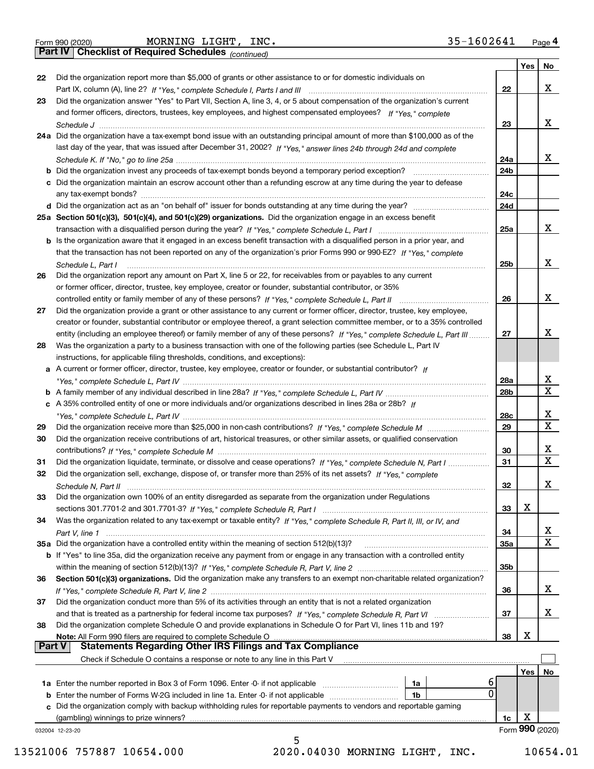Form 990 (2020) MORNING LIGHT, INC. 35-1602641 Page 4

## Part IV Checklist of Required Schedules *(continued)*

| | | | Yes | No |
|---|---|---|---|---|
| 22 | Did the organization report more than $5,000 of grants or other assistance to or for domestic individuals on Part IX, column (A), line 2? *If "Yes," complete Schedule I, Parts I and III* | 22 | | X |
| 23 | Did the organization answer "Yes" to Part VII, Section A, line 3, 4, or 5 about compensation of the organization's current and former officers, directors, trustees, key employees, and highest compensated employees? *If "Yes," complete Schedule J* | 23 | | X |
| 24a | Did the organization have a tax-exempt bond issue with an outstanding principal amount of more than $100,000 as of the last day of the year, that was issued after December 31, 2002? *If "Yes," answer lines 24b through 24d and complete Schedule K. If "No," go to line 25a* | 24a | | X |
| b | Did the organization invest any proceeds of tax-exempt bonds beyond a temporary period exception? | 24b | | |
| c | Did the organization maintain an escrow account other than a refunding escrow at any time during the year to defease any tax-exempt bonds? | 24c | | |
| d | Did the organization act as an "on behalf of" issuer for bonds outstanding at any time during the year? | 24d | | |
| 25a | **Section 501(c)(3), 501(c)(4), and 501(c)(29) organizations.** Did the organization engage in an excess benefit transaction with a disqualified person during the year? *If "Yes," complete Schedule L, Part I* | 25a | | X |
| b | Is the organization aware that it engaged in an excess benefit transaction with a disqualified person in a prior year, and that the transaction has not been reported on any of the organization's prior Forms 990 or 990-EZ? *If "Yes," complete Schedule L, Part I* | 25b | | X |
| 26 | Did the organization report any amount on Part X, line 5 or 22, for receivables from or payables to any current or former officer, director, trustee, key employee, creator or founder, substantial contributor, or 35% controlled entity or family member of any of these persons? *If "Yes," complete Schedule L, Part II* | 26 | | X |
| 27 | Did the organization provide a grant or other assistance to any current or former officer, director, trustee, key employee, creator or founder, substantial contributor or employee thereof, a grant selection committee member, or to a 35% controlled entity (including an employee thereof) or family member of any of these persons? *If "Yes," complete Schedule L, Part III* | 27 | | X |
| 28 | Was the organization a party to a business transaction with one of the following parties (see Schedule L, Part IV instructions, for applicable filing thresholds, conditions, and exceptions): | | | |
| a | A current or former officer, director, trustee, key employee, creator or founder, or substantial contributor? *If "Yes," complete Schedule L, Part IV* | 28a | | X |
| b | A family member of any individual described in line 28a? *If "Yes," complete Schedule L, Part IV* | 28b | | X |
| c | A 35% controlled entity of one or more individuals and/or organizations described in lines 28a or 28b? *If "Yes," complete Schedule L, Part IV* | 28c | | X |
| 29 | Did the organization receive more than $25,000 in non-cash contributions? *If "Yes," complete Schedule M* | 29 | | X |
| 30 | Did the organization receive contributions of art, historical treasures, or other similar assets, or qualified conservation contributions? *If "Yes," complete Schedule M* | 30 | | X |
| 31 | Did the organization liquidate, terminate, or dissolve and cease operations? *If "Yes," complete Schedule N, Part I* | 31 | | X |
| 32 | Did the organization sell, exchange, dispose of, or transfer more than 25% of its net assets? *If "Yes," complete Schedule N, Part II* | 32 | | X |
| 33 | Did the organization own 100% of an entity disregarded as separate from the organization under Regulations sections 301.7701-2 and 301.7701-3? *If "Yes," complete Schedule R, Part I* | 33 | X | |
| 34 | Was the organization related to any tax-exempt or taxable entity? *If "Yes," complete Schedule R, Part II, III, or IV, and Part V, line 1* | 34 | | X |
| 35a | Did the organization have a controlled entity within the meaning of section 512(b)(13)? | 35a | | X |
| b | If "Yes" to line 35a, did the organization receive any payment from or engage in any transaction with a controlled entity within the meaning of section 512(b)(13)? *If "Yes," complete Schedule R, Part V, line 2* | 35b | | |
| 36 | **Section 501(c)(3) organizations.** Did the organization make any transfers to an exempt non-charitable related organization? *If "Yes," complete Schedule R, Part V, line 2* | 36 | | X |
| 37 | Did the organization conduct more than 5% of its activities through an entity that is not a related organization and that is treated as a partnership for federal income tax purposes? *If "Yes," complete Schedule R, Part VI* | 37 | | X |
| 38 | Did the organization complete Schedule O and provide explanations in Schedule O for Part VI, lines 11b and 19? **Note:** All Form 990 filers are required to complete Schedule O | 38 | X | |

## Part V Statements Regarding Other IRS Filings and Tax Compliance

Check if Schedule O contains a response or note to any line in this Part V ☐

| | | | | | Yes | No |
|---|---|---|---|---|---|---|
| 1a | Enter the number reported in Box 3 of Form 1096. Enter -0- if not applicable | 1a | 6 | | | |
| b | Enter the number of Forms W-2G included in line 1a. Enter -0- if not applicable | 1b | 0 | | | |
| c | Did the organization comply with backup withholding rules for reportable payments to vendors and reportable gaming (gambling) winnings to prize winners? | | | 1c | X | |

032004 12-23-20 Form **990** (2020)

13521006 757887 10654.000 2020.04030 MORNING LIGHT, INC. 10654.01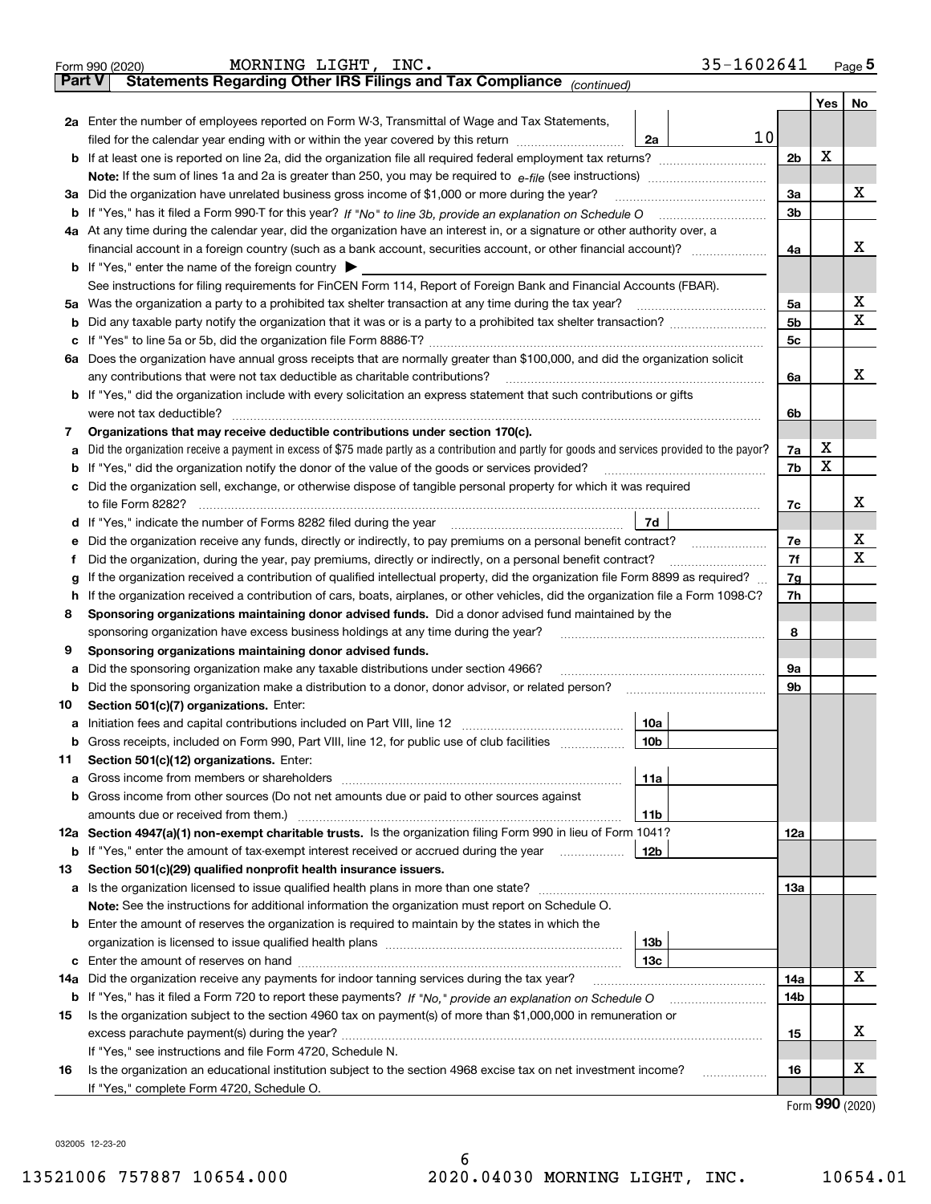Form 990 (2020) MORNING LIGHT, INC. 35-1602641 Page 5

**Part V Statements Regarding Other IRS Filings and Tax Compliance** *(continued)*

| | | | | Yes | No |
|---|---|---|---|---|---|
| **2a** | Enter the number of employees reported on Form W-3, Transmittal of Wage and Tax Statements, filed for the calendar year ending with or within the year covered by this return | 2a | 10 | | |
| **b** | If at least one is reported on line 2a, did the organization file all required federal employment tax returns? | | 2b | X | |
| | **Note:** If the sum of lines 1a and 2a is greater than 250, you may be required to *e-file* (see instructions) | | | | |
| **3a** | Did the organization have unrelated business gross income of $1,000 or more during the year? | | 3a | | X |
| **b** | If "Yes," has it filed a Form 990-T for this year? *If "No" to line 3b, provide an explanation on Schedule O* | | 3b | | |
| **4a** | At any time during the calendar year, did the organization have an interest in, or a signature or other authority over, a financial account in a foreign country (such as a bank account, securities account, or other financial account)? | | 4a | | X |
| **b** | If "Yes," enter the name of the foreign country ▶ | | | | |
| | See instructions for filing requirements for FinCEN Form 114, Report of Foreign Bank and Financial Accounts (FBAR). | | | | |
| **5a** | Was the organization a party to a prohibited tax shelter transaction at any time during the tax year? | | 5a | | X |
| **b** | Did any taxable party notify the organization that it was or is a party to a prohibited tax shelter transaction? | | 5b | | X |
| **c** | If "Yes" to line 5a or 5b, did the organization file Form 8886-T? | | 5c | | |
| **6a** | Does the organization have annual gross receipts that are normally greater than $100,000, and did the organization solicit any contributions that were not tax deductible as charitable contributions? | | 6a | | X |
| **b** | If "Yes," did the organization include with every solicitation an express statement that such contributions or gifts were not tax deductible? | | 6b | | |
| **7** | **Organizations that may receive deductible contributions under section 170(c).** | | | | |
| **a** | Did the organization receive a payment in excess of $75 made partly as a contribution and partly for goods and services provided to the payor? | | 7a | X | |
| **b** | If "Yes," did the organization notify the donor of the value of the goods or services provided? | | 7b | X | |
| **c** | Did the organization sell, exchange, or otherwise dispose of tangible personal property for which it was required to file Form 8282? | | 7c | | X |
| **d** | If "Yes," indicate the number of Forms 8282 filed during the year | 7d | | | |
| **e** | Did the organization receive any funds, directly or indirectly, to pay premiums on a personal benefit contract? | | 7e | | X |
| **f** | Did the organization, during the year, pay premiums, directly or indirectly, on a personal benefit contract? | | 7f | | X |
| **g** | If the organization received a contribution of qualified intellectual property, did the organization file Form 8899 as required? | | 7g | | |
| **h** | If the organization received a contribution of cars, boats, airplanes, or other vehicles, did the organization file a Form 1098-C? | | 7h | | |
| **8** | **Sponsoring organizations maintaining donor advised funds.** Did a donor advised fund maintained by the sponsoring organization have excess business holdings at any time during the year? | | 8 | | |
| **9** | **Sponsoring organizations maintaining donor advised funds.** | | | | |
| **a** | Did the sponsoring organization make any taxable distributions under section 4966? | | 9a | | |
| **b** | Did the sponsoring organization make a distribution to a donor, donor advisor, or related person? | | 9b | | |
| **10** | **Section 501(c)(7) organizations.** Enter: | | | | |
| **a** | Initiation fees and capital contributions included on Part VIII, line 12 | 10a | | | |
| **b** | Gross receipts, included on Form 990, Part VIII, line 12, for public use of club facilities | 10b | | | |
| **11** | **Section 501(c)(12) organizations.** Enter: | | | | |
| **a** | Gross income from members or shareholders | 11a | | | |
| **b** | Gross income from other sources (Do not net amounts due or paid to other sources against amounts due or received from them.) | 11b | | | |
| **12a** | **Section 4947(a)(1) non-exempt charitable trusts.** Is the organization filing Form 990 in lieu of Form 1041? | | 12a | | |
| **b** | If "Yes," enter the amount of tax-exempt interest received or accrued during the year | 12b | | | |
| **13** | **Section 501(c)(29) qualified nonprofit health insurance issuers.** | | | | |
| **a** | Is the organization licensed to issue qualified health plans in more than one state? | | 13a | | |
| | **Note:** See the instructions for additional information the organization must report on Schedule O. | | | | |
| **b** | Enter the amount of reserves the organization is required to maintain by the states in which the organization is licensed to issue qualified health plans | 13b | | | |
| **c** | Enter the amount of reserves on hand | 13c | | | |
| **14a** | Did the organization receive any payments for indoor tanning services during the tax year? | | 14a | | X |
| **b** | If "Yes," has it filed a Form 720 to report these payments? *If "No," provide an explanation on Schedule O* | | 14b | | |
| **15** | Is the organization subject to the section 4960 tax on payment(s) of more than $1,000,000 in remuneration or excess parachute payment(s) during the year? | | 15 | | X |
| | If "Yes," see instructions and file Form 4720, Schedule N. | | | | |
| **16** | Is the organization an educational institution subject to the section 4968 excise tax on net investment income? | | 16 | | X |
| | If "Yes," complete Form 4720, Schedule O. | | | | |

Form **990** (2020)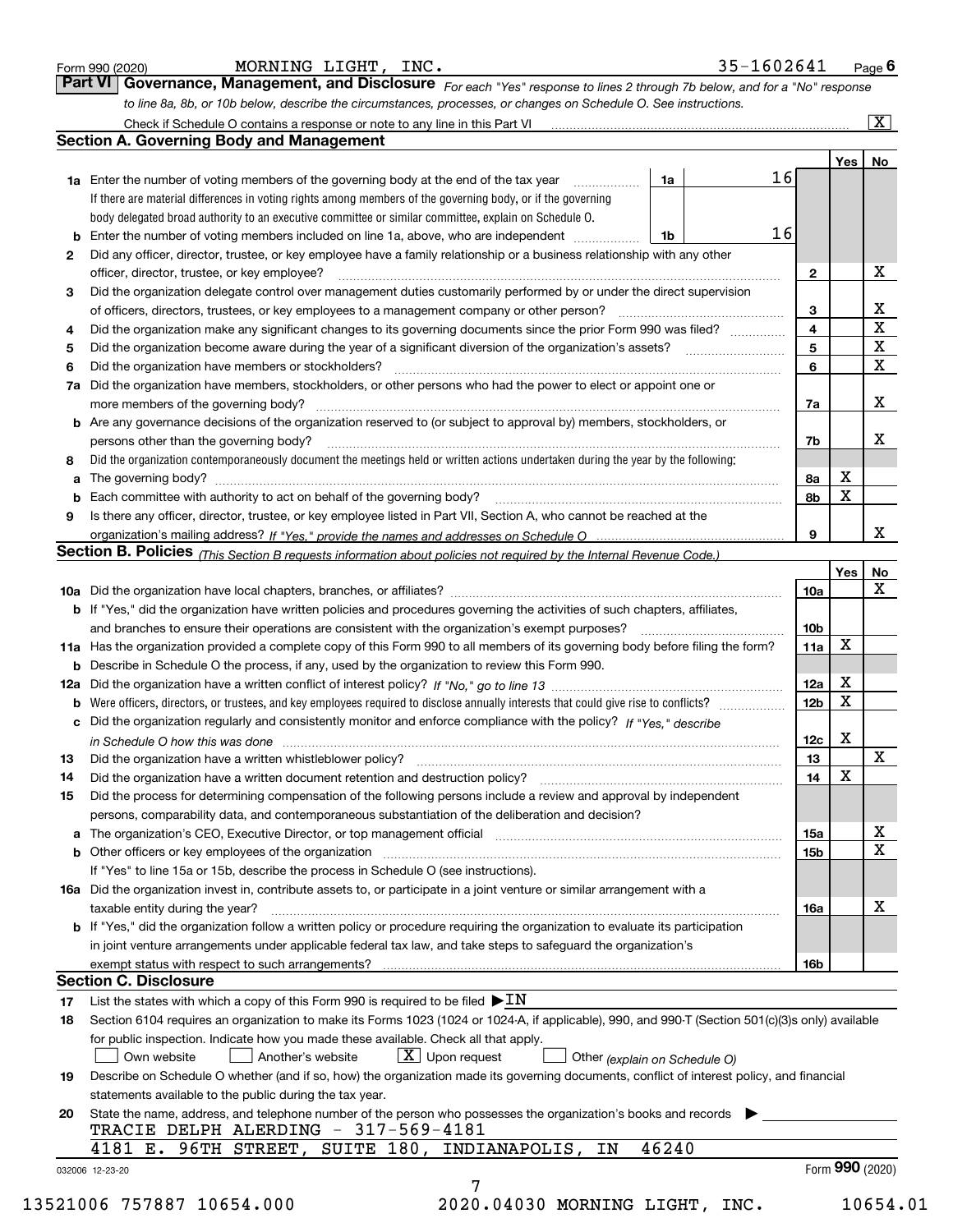Form 990 (2020) MORNING LIGHT, INC. 35-1602641 Page **6**

## Part VI Governance, Management, and Disclosure

*For each "Yes" response to lines 2 through 7b below, and for a "No" response to line 8a, 8b, or 10b below, describe the circumstances, processes, or changes on Schedule O. See instructions.*

Check if Schedule O contains a response or note to any line in this Part VI ... [X]

### Section A. Governing Body and Management

| | | | | Yes | No |
|---|---|---|---|---|---|
| **1a** | Enter the number of voting members of the governing body at the end of the tax year ... **1a** 16. If there are material differences in voting rights among members of the governing body, or if the governing body delegated broad authority to an executive committee or similar committee, explain on Schedule O. | | | | |
| **b** | Enter the number of voting members included on line 1a, above, who are independent ... **1b** 16 | | | | |
| **2** | Did any officer, director, trustee, or key employee have a family relationship or a business relationship with any other officer, director, trustee, or key employee? | **2** | | | X |
| **3** | Did the organization delegate control over management duties customarily performed by or under the direct supervision of officers, directors, trustees, or key employees to a management company or other person? | **3** | | | X |
| **4** | Did the organization make any significant changes to its governing documents since the prior Form 990 was filed? | **4** | | | X |
| **5** | Did the organization become aware during the year of a significant diversion of the organization's assets? | **5** | | | X |
| **6** | Did the organization have members or stockholders? | **6** | | | X |
| **7a** | Did the organization have members, stockholders, or other persons who had the power to elect or appoint one or more members of the governing body? | **7a** | | | X |
| **b** | Are any governance decisions of the organization reserved to (or subject to approval by) members, stockholders, or persons other than the governing body? | **7b** | | | X |
| **8** | Did the organization contemporaneously document the meetings held or written actions undertaken during the year by the following: | | | | |
| **a** | The governing body? | **8a** | | X | |
| **b** | Each committee with authority to act on behalf of the governing body? | **8b** | | X | |
| **9** | Is there any officer, director, trustee, or key employee listed in Part VII, Section A, who cannot be reached at the organization's mailing address? *If "Yes," provide the names and addresses on Schedule O* | **9** | | | X |

### Section B. Policies *(This Section B requests information about policies not required by the Internal Revenue Code.)*

| | | | Yes | No |
|---|---|---|---|---|
| **10a** | Did the organization have local chapters, branches, or affiliates? | **10a** | | X |
| **b** | If "Yes," did the organization have written policies and procedures governing the activities of such chapters, affiliates, and branches to ensure their operations are consistent with the organization's exempt purposes? | **10b** | | |
| **11a** | Has the organization provided a complete copy of this Form 990 to all members of its governing body before filing the form? | **11a** | X | |
| **b** | Describe in Schedule O the process, if any, used by the organization to review this Form 990. | | | |
| **12a** | Did the organization have a written conflict of interest policy? *If "No," go to line 13* | **12a** | X | |
| **b** | Were officers, directors, or trustees, and key employees required to disclose annually interests that could give rise to conflicts? | **12b** | X | |
| **c** | Did the organization regularly and consistently monitor and enforce compliance with the policy? *If "Yes," describe in Schedule O how this was done* | **12c** | X | |
| **13** | Did the organization have a written whistleblower policy? | **13** | | X |
| **14** | Did the organization have a written document retention and destruction policy? | **14** | X | |
| **15** | Did the process for determining compensation of the following persons include a review and approval by independent persons, comparability data, and contemporaneous substantiation of the deliberation and decision? | | | |
| **a** | The organization's CEO, Executive Director, or top management official | **15a** | | X |
| **b** | Other officers or key employees of the organization | **15b** | | X |
| | If "Yes" to line 15a or 15b, describe the process in Schedule O (see instructions). | | | |
| **16a** | Did the organization invest in, contribute assets to, or participate in a joint venture or similar arrangement with a taxable entity during the year? | **16a** | | X |
| **b** | If "Yes," did the organization follow a written policy or procedure requiring the organization to evaluate its participation in joint venture arrangements under applicable federal tax law, and take steps to safeguard the organization's exempt status with respect to such arrangements? | **16b** | | |

### Section C. Disclosure

**17** List the states with which a copy of this Form 990 is required to be filed ▶ IN

**18** Section 6104 requires an organization to make its Forms 1023 (1024 or 1024-A, if applicable), 990, and 990-T (Section 501(c)(3)s only) available for public inspection. Indicate how you made these available. Check all that apply.

[ ] Own website [ ] Another's website [X] Upon request [ ] Other *(explain on Schedule O)*

**19** Describe on Schedule O whether (and if so, how) the organization made its governing documents, conflict of interest policy, and financial statements available to the public during the tax year.

**20** State the name, address, and telephone number of the person who possesses the organization's books and records ▶

TRACIE DELPH ALERDING - 317-569-4181
4181 E. 96TH STREET, SUITE 180, INDIANAPOLIS, IN 46240

032006 12-23-20 Form **990** (2020)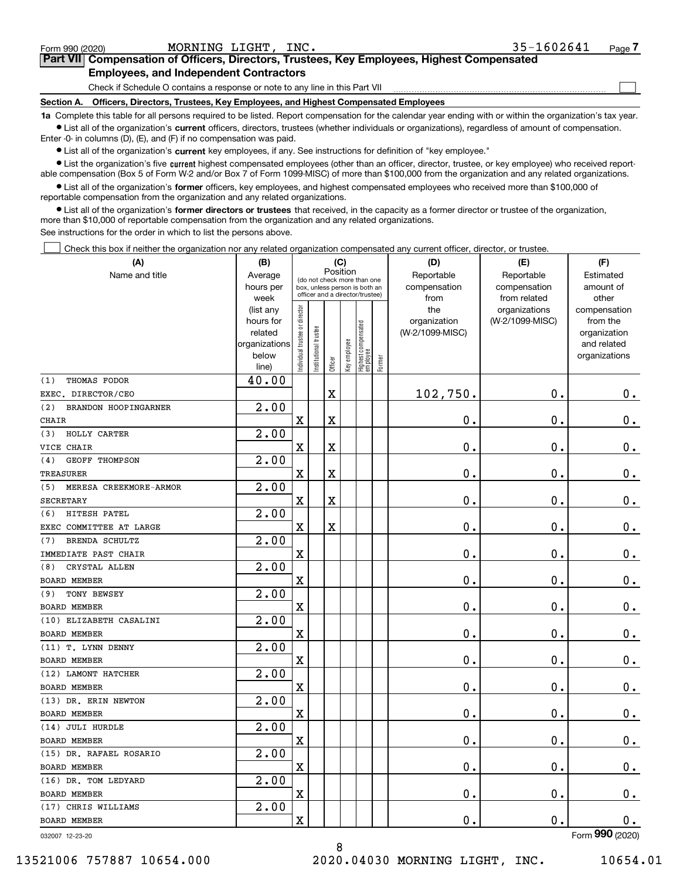Form 990 (2020) MORNING LIGHT, INC. 35-1602641 Page 7

**Part VII Compensation of Officers, Directors, Trustees, Key Employees, Highest Compensated Employees, and Independent Contractors**

Check if Schedule O contains a response or note to any line in this Part VII ☐

**Section A. Officers, Directors, Trustees, Key Employees, and Highest Compensated Employees**

**1a** Complete this table for all persons required to be listed. Report compensation for the calendar year ending with or within the organization's tax year.

- List all of the organization's **current** officers, directors, trustees (whether individuals or organizations), regardless of amount of compensation. Enter -0- in columns (D), (E), and (F) if no compensation was paid.
- List all of the organization's **current** key employees, if any. See instructions for definition of "key employee."
- List the organization's five **current** highest compensated employees (other than an officer, director, trustee, or key employee) who received reportable compensation (Box 5 of Form W-2 and/or Box 7 of Form 1099-MISC) of more than $100,000 from the organization and any related organizations.
- List all of the organization's **former** officers, key employees, and highest compensated employees who received more than $100,000 of reportable compensation from the organization and any related organizations.
- List all of the organization's **former directors or trustees** that received, in the capacity as a former director or trustee of the organization, more than $10,000 of reportable compensation from the organization and any related organizations.

See instructions for the order in which to list the persons above.

☐ Check this box if neither the organization nor any related organization compensated any current officer, director, or trustee.

| (A) Name and title | (B) Average hours per week (list any hours for related organizations below line) | (C) Position: Individual trustee or director | Institutional trustee | Officer | Key employee | Highest compensated employee | Former | (D) Reportable compensation from the organization (W-2/1099-MISC) | (E) Reportable compensation from related organizations (W-2/1099-MISC) | (F) Estimated amount of other compensation from the organization and related organizations |
|---|---|---|---|---|---|---|---|---|---|---|
| (1) THOMAS FODOR<br>EXEC. DIRECTOR/CEO | 40.00 | | | X | | | | 102,750. | 0. | 0. |
| (2) BRANDON HOOPINGARNER<br>CHAIR | 2.00 | X | | X | | | | 0. | 0. | 0. |
| (3) HOLLY CARTER<br>VICE CHAIR | 2.00 | X | | X | | | | 0. | 0. | 0. |
| (4) GEOFF THOMPSON<br>TREASURER | 2.00 | X | | X | | | | 0. | 0. | 0. |
| (5) MERESA CREEKMORE-ARMOR<br>SECRETARY | 2.00 | X | | X | | | | 0. | 0. | 0. |
| (6) HITESH PATEL<br>EXEC COMMITTEE AT LARGE | 2.00 | X | | X | | | | 0. | 0. | 0. |
| (7) BRENDA SCHULTZ<br>IMMEDIATE PAST CHAIR | 2.00 | X | | | | | | 0. | 0. | 0. |
| (8) CRYSTAL ALLEN<br>BOARD MEMBER | 2.00 | X | | | | | | 0. | 0. | 0. |
| (9) TONY BEWSEY<br>BOARD MEMBER | 2.00 | X | | | | | | 0. | 0. | 0. |
| (10) ELIZABETH CASALINI<br>BOARD MEMBER | 2.00 | X | | | | | | 0. | 0. | 0. |
| (11) T. LYNN DENNY<br>BOARD MEMBER | 2.00 | X | | | | | | 0. | 0. | 0. |
| (12) LAMONT HATCHER<br>BOARD MEMBER | 2.00 | X | | | | | | 0. | 0. | 0. |
| (13) DR. ERIN NEWTON<br>BOARD MEMBER | 2.00 | X | | | | | | 0. | 0. | 0. |
| (14) JULI HURDLE<br>BOARD MEMBER | 2.00 | X | | | | | | 0. | 0. | 0. |
| (15) DR. RAFAEL ROSARIO<br>BOARD MEMBER | 2.00 | X | | | | | | 0. | 0. | 0. |
| (16) DR. TOM LEDYARD<br>BOARD MEMBER | 2.00 | X | | | | | | 0. | 0. | 0. |
| (17) CHRIS WILLIAMS<br>BOARD MEMBER | 2.00 | X | | | | | | 0. | 0. | 0. |

032007 12-23-20 Form 990 (2020)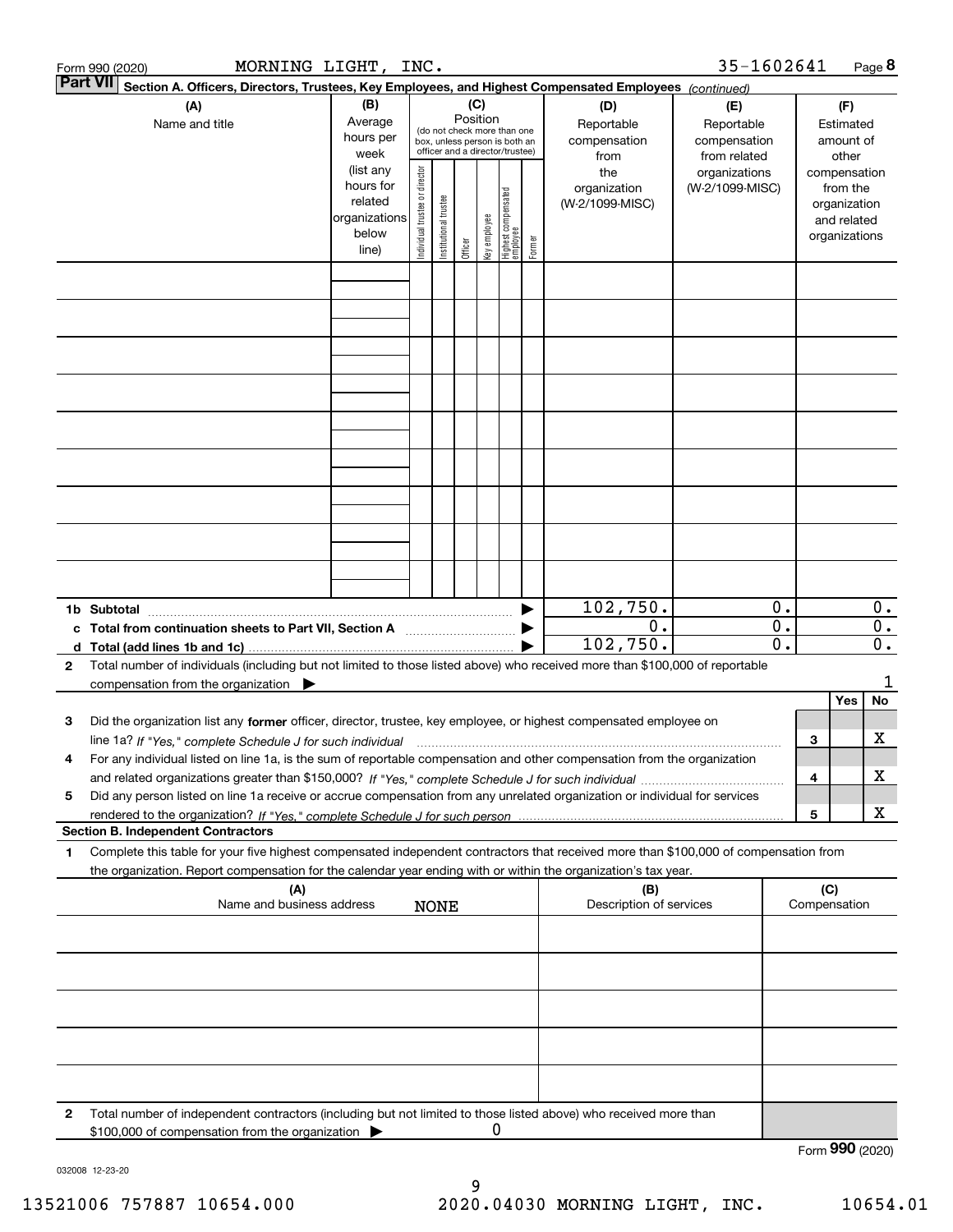Form 990 (2020) MORNING LIGHT, INC. 35-1602641 Page 8

## Part VII Section A. Officers, Directors, Trustees, Key Employees, and Highest Compensated Employees *(continued)*

| (A) Name and title | (B) Average hours per week (list any hours for related organizations below line) | (C) Position (do not check more than one box, unless person is both an officer and a director/trustee): Individual trustee or director | Institutional trustee | Officer | Key employee | Highest compensated employee | Former | (D) Reportable compensation from the organization (W-2/1099-MISC) | (E) Reportable compensation from related organizations (W-2/1099-MISC) | (F) Estimated amount of other compensation from the organization and related organizations |
|---|---|---|---|---|---|---|---|---|---|---|
| | | | | | | | | | | |
| | | | | | | | | | | |
| | | | | | | | | | | |
| | | | | | | | | | | |
| | | | | | | | | | | |
| | | | | | | | | | | |
| | | | | | | | | | | |
| | | | | | | | | | | |
| | | | | | | | | | | |

| | (D) | (E) | (F) |
|---|---|---|---|
| **1b Subtotal** | 102,750. | 0. | 0. |
| **c Total from continuation sheets to Part VII, Section A** | 0. | 0. | 0. |
| **d Total (add lines 1b and 1c)** | 102,750. | 0. | 0. |

**2** Total number of individuals (including but not limited to those listed above) who received more than $100,000 of reportable compensation from the organization ▶ 1

| | | Yes | No |
|---|---|---|---|
| **3** Did the organization list any **former** officer, director, trustee, key employee, or highest compensated employee on line 1a? *If "Yes," complete Schedule J for such individual* | 3 | | X |
| **4** For any individual listed on line 1a, is the sum of reportable compensation and other compensation from the organization and related organizations greater than $150,000? *If "Yes," complete Schedule J for such individual* | 4 | | X |
| **5** Did any person listed on line 1a receive or accrue compensation from any unrelated organization or individual for services rendered to the organization? *If "Yes," complete Schedule J for such person* | 5 | | X |

### Section B. Independent Contractors

**1** Complete this table for your five highest compensated independent contractors that received more than $100,000 of compensation from the organization. Report compensation for the calendar year ending with or within the organization's tax year.

| (A) Name and business address | (B) Description of services | (C) Compensation |
|---|---|---|
| NONE | | |
| | | |
| | | |
| | | |
| | | |

**2** Total number of independent contractors (including but not limited to those listed above) who received more than $100,000 of compensation from the organization ▶ 0

Form **990** (2020)

032008 12-23-20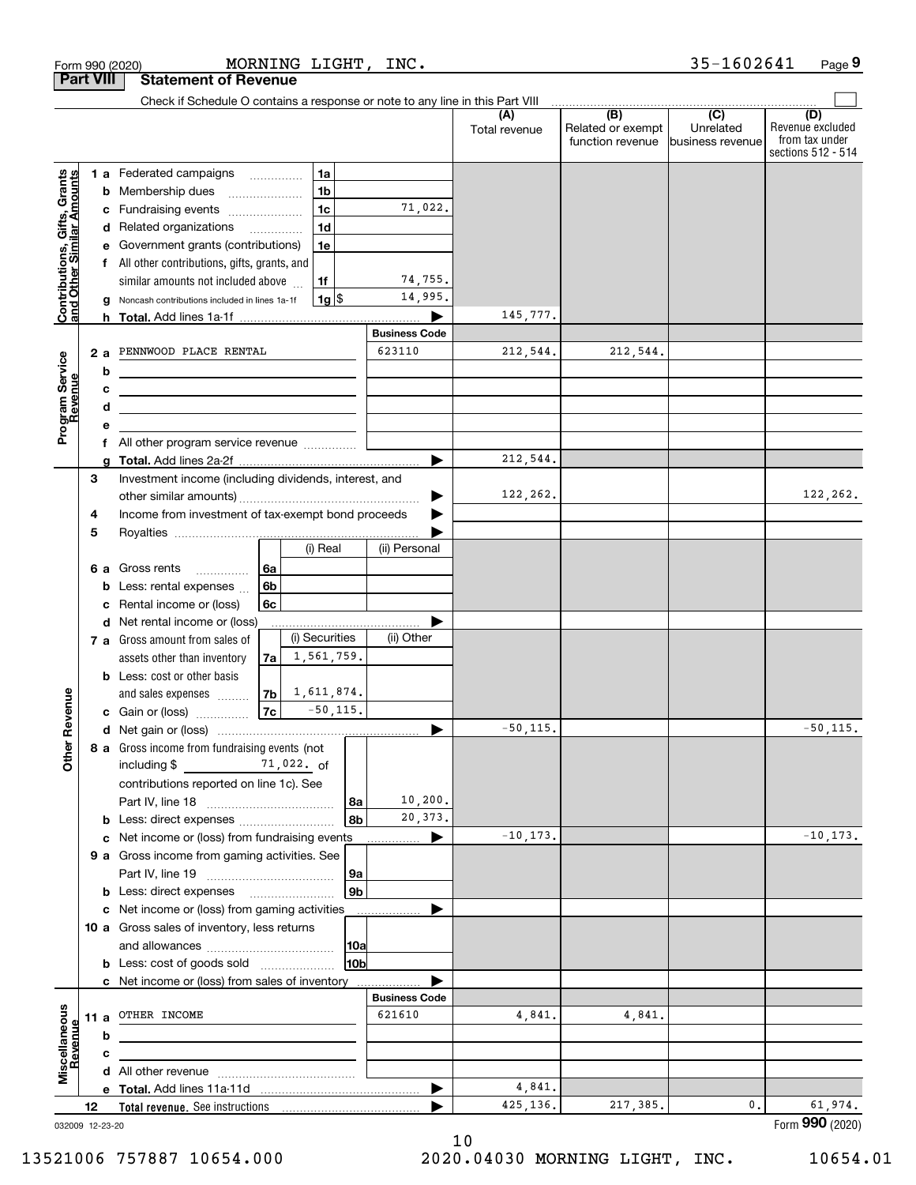Form 990 (2020) MORNING LIGHT, INC. 35-1602641 Page **9**

## Part VIII Statement of Revenue

Check if Schedule O contains a response or note to any line in this Part VIII

| | | | | (A) Total revenue | (B) Related or exempt function revenue | (C) Unrelated business revenue | (D) Revenue excluded from tax under sections 512 - 514 |
|---|---|---|---|---|---|---|---|
| **Contributions, Gifts, Grants and Other Similar Amounts** | 1 a Federated campaigns | 1a | | | | | |
| | b Membership dues | 1b | | | | | |
| | c Fundraising events | 1c | 71,022. | | | | |
| | d Related organizations | 1d | | | | | |
| | e Government grants (contributions) | 1e | | | | | |
| | f All other contributions, gifts, grants, and similar amounts not included above | 1f | 74,755. | | | | |
| | g Noncash contributions included in lines 1a-1f | 1g $ | 14,995. | | | | |
| | h **Total.** Add lines 1a-1f | | | 145,777. | | | |
| **Program Service Revenue** | | | **Business Code** | | | | |
| | 2 a PENNWOOD PLACE RENTAL | | 623110 | 212,544. | 212,544. | | |
| | b | | | | | | |
| | c | | | | | | |
| | d | | | | | | |
| | e | | | | | | |
| | f All other program service revenue | | | | | | |
| | g **Total.** Add lines 2a-2f | | | 212,544. | | | |
| **Other Revenue** | 3 Investment income (including dividends, interest, and other similar amounts) | | | 122,262. | | | 122,262. |
| | 4 Income from investment of tax-exempt bond proceeds | | | | | | |
| | 5 Royalties | | | | | | |
| | | | (i) Real / (ii) Personal | | | | |
| | 6 a Gross rents | 6a | | | | | |
| | b Less: rental expenses | 6b | | | | | |
| | c Rental income or (loss) | 6c | | | | | |
| | d Net rental income or (loss) | | | | | | |
| | | | (i) Securities / (ii) Other | | | | |
| | 7 a Gross amount from sales of assets other than inventory | 7a | 1,561,759. | | | | |
| | b Less: cost or other basis and sales expenses | 7b | 1,611,874. | | | | |
| | c Gain or (loss) | 7c | -50,115. | | | | |
| | d Net gain or (loss) | | | -50,115. | | | -50,115. |
| | 8 a Gross income from fundraising events (not including $ 71,022. of contributions reported on line 1c). See Part IV, line 18 | 8a | 10,200. | | | | |
| | b Less: direct expenses | 8b | 20,373. | | | | |
| | c Net income or (loss) from fundraising events | | | -10,173. | | | -10,173. |
| | 9 a Gross income from gaming activities. See Part IV, line 19 | 9a | | | | | |
| | b Less: direct expenses | 9b | | | | | |
| | c Net income or (loss) from gaming activities | | | | | | |
| | 10 a Gross sales of inventory, less returns and allowances | 10a | | | | | |
| | b Less: cost of goods sold | 10b | | | | | |
| | c Net income or (loss) from sales of inventory | | | | | | |
| **Miscellaneous Revenue** | | | **Business Code** | | | | |
| | 11 a OTHER INCOME | | 621610 | 4,841. | 4,841. | | |
| | b | | | | | | |
| | c | | | | | | |
| | d All other revenue | | | | | | |
| | e **Total.** Add lines 11a-11d | | | 4,841. | | | |
| | 12 **Total revenue.** See instructions | | | 425,136. | 217,385. | 0. | 61,974. |

032009 12-23-20 Form **990** (2020)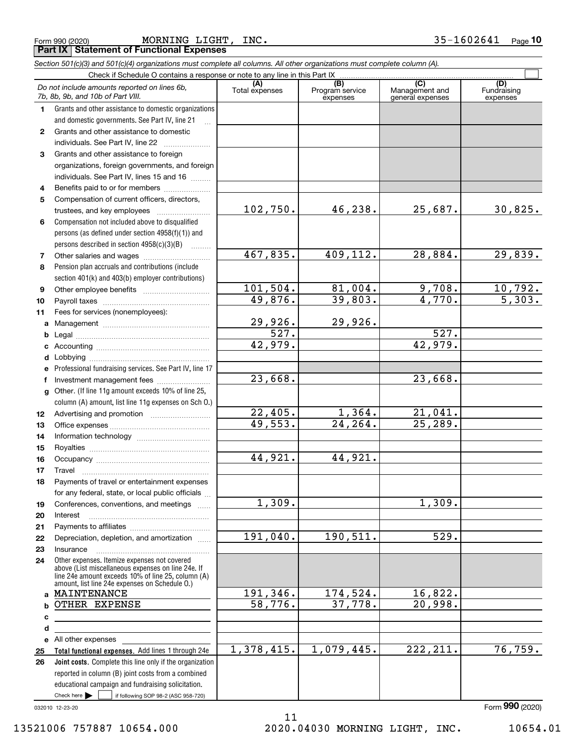Form 990 (2020) MORNING LIGHT, INC. 35-1602641

## Part IX Statement of Functional Expenses

*Section 501(c)(3) and 501(c)(4) organizations must complete all columns. All other organizations must complete column (A).*

Check if Schedule O contains a response or note to any line in this Part IX

| | *Do not include amounts reported on lines 6b, 7b, 8b, 9b, and 10b of Part VIII.* | (A) Total expenses | (B) Program service expenses | (C) Management and general expenses | (D) Fundraising expenses |
|---|---|---|---|---|---|
| 1 | Grants and other assistance to domestic organizations and domestic governments. See Part IV, line 21 | | | | |
| 2 | Grants and other assistance to domestic individuals. See Part IV, line 22 | | | | |
| 3 | Grants and other assistance to foreign organizations, foreign governments, and foreign individuals. See Part IV, lines 15 and 16 | | | | |
| 4 | Benefits paid to or for members | | | | |
| 5 | Compensation of current officers, directors, trustees, and key employees | 102,750. | 46,238. | 25,687. | 30,825. |
| 6 | Compensation not included above to disqualified persons (as defined under section 4958(f)(1)) and persons described in section 4958(c)(3)(B) | | | | |
| 7 | Other salaries and wages | 467,835. | 409,112. | 28,884. | 29,839. |
| 8 | Pension plan accruals and contributions (include section 401(k) and 403(b) employer contributions) | | | | |
| 9 | Other employee benefits | 101,504. | 81,004. | 9,708. | 10,792. |
| 10 | Payroll taxes | 49,876. | 39,803. | 4,770. | 5,303. |
| 11 | Fees for services (nonemployees): | | | | |
| a | Management | 29,926. | 29,926. | | |
| b | Legal | 527. | | 527. | |
| c | Accounting | 42,979. | | 42,979. | |
| d | Lobbying | | | | |
| e | Professional fundraising services. See Part IV, line 17 | | | | |
| f | Investment management fees | 23,668. | | 23,668. | |
| g | Other. (If line 11g amount exceeds 10% of line 25, column (A) amount, list line 11g expenses on Sch O.) | | | | |
| 12 | Advertising and promotion | 22,405. | 1,364. | 21,041. | |
| 13 | Office expenses | 49,553. | 24,264. | 25,289. | |
| 14 | Information technology | | | | |
| 15 | Royalties | | | | |
| 16 | Occupancy | 44,921. | 44,921. | | |
| 17 | Travel | | | | |
| 18 | Payments of travel or entertainment expenses for any federal, state, or local public officials | | | | |
| 19 | Conferences, conventions, and meetings | 1,309. | | 1,309. | |
| 20 | Interest | | | | |
| 21 | Payments to affiliates | | | | |
| 22 | Depreciation, depletion, and amortization | 191,040. | 190,511. | 529. | |
| 23 | Insurance | | | | |
| 24 | Other expenses. Itemize expenses not covered above (List miscellaneous expenses on line 24e. If line 24e amount exceeds 10% of line 25, column (A) amount, list line 24e expenses on Schedule O.) | | | | |
| a | MAINTENANCE | 191,346. | 174,524. | 16,822. | |
| b | OTHER EXPENSE | 58,776. | 37,778. | 20,998. | |
| c | | | | | |
| d | | | | | |
| e | All other expenses | | | | |
| 25 | **Total functional expenses.** Add lines 1 through 24e | 1,378,415. | 1,079,445. | 222,211. | 76,759. |
| 26 | **Joint costs.** Complete this line only if the organization reported in column (B) joint costs from a combined educational campaign and fundraising solicitation. Check here ▶ ☐ if following SOP 98-2 (ASC 958-720) | | | | |

032010 12-23-20

Form **990** (2020)

13521006 757887 10654.000 2020.04030 MORNING LIGHT, INC. 10654.01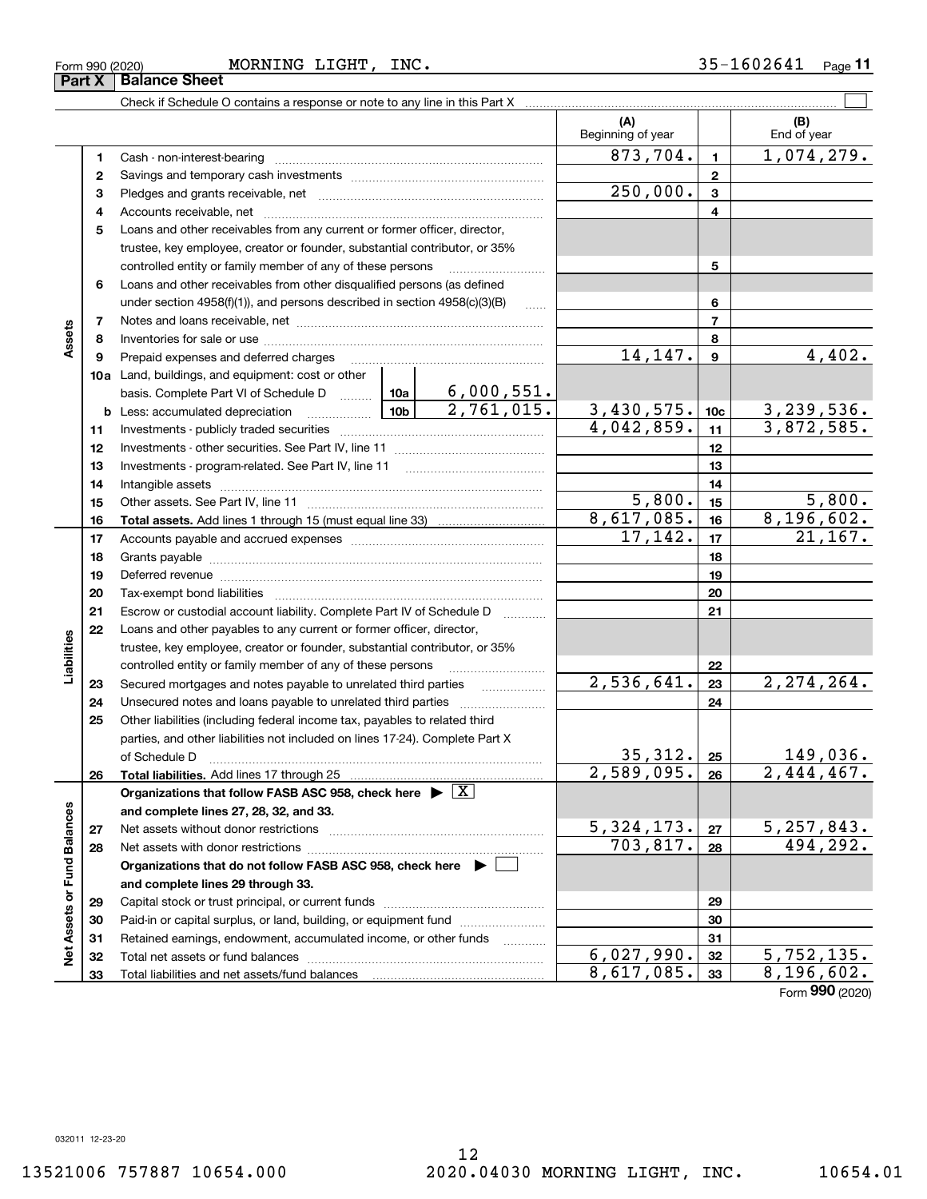Form 990 (2020) MORNING LIGHT, INC. 35-1602641

## Part X Balance Sheet

Check if Schedule O contains a response or note to any line in this Part X ☐

| | | | | (A) Beginning of year | | (B) End of year |
|---|---|---|---|---|---|---|
| **Assets** | 1 | Cash - non-interest-bearing | | 873,704. | 1 | 1,074,279. |
| | 2 | Savings and temporary cash investments | | | 2 | |
| | 3 | Pledges and grants receivable, net | | 250,000. | 3 | |
| | 4 | Accounts receivable, net | | | 4 | |
| | 5 | Loans and other receivables from any current or former officer, director, trustee, key employee, creator or founder, substantial contributor, or 35% controlled entity or family member of any of these persons | | | 5 | |
| | 6 | Loans and other receivables from other disqualified persons (as defined under section 4958(f)(1)), and persons described in section 4958(c)(3)(B) | | | 6 | |
| | 7 | Notes and loans receivable, net | | | 7 | |
| | 8 | Inventories for sale or use | | | 8 | |
| | 9 | Prepaid expenses and deferred charges | | 14,147. | 9 | 4,402. |
| | 10a | Land, buildings, and equipment: cost or other basis. Complete Part VI of Schedule D | 10a 6,000,551. | | | |
| | b | Less: accumulated depreciation | 10b 2,761,015. | 3,430,575. | 10c | 3,239,536. |
| | 11 | Investments - publicly traded securities | | 4,042,859. | 11 | 3,872,585. |
| | 12 | Investments - other securities. See Part IV, line 11 | | | 12 | |
| | 13 | Investments - program-related. See Part IV, line 11 | | | 13 | |
| | 14 | Intangible assets | | | 14 | |
| | 15 | Other assets. See Part IV, line 11 | | 5,800. | 15 | 5,800. |
| | 16 | **Total assets.** Add lines 1 through 15 (must equal line 33) | | 8,617,085. | 16 | 8,196,602. |
| **Liabilities** | 17 | Accounts payable and accrued expenses | | 17,142. | 17 | 21,167. |
| | 18 | Grants payable | | | 18 | |
| | 19 | Deferred revenue | | | 19 | |
| | 20 | Tax-exempt bond liabilities | | | 20 | |
| | 21 | Escrow or custodial account liability. Complete Part IV of Schedule D | | | 21 | |
| | 22 | Loans and other payables to any current or former officer, director, trustee, key employee, creator or founder, substantial contributor, or 35% controlled entity or family member of any of these persons | | | 22 | |
| | 23 | Secured mortgages and notes payable to unrelated third parties | | 2,536,641. | 23 | 2,274,264. |
| | 24 | Unsecured notes and loans payable to unrelated third parties | | | 24 | |
| | 25 | Other liabilities (including federal income tax, payables to related third parties, and other liabilities not included on lines 17-24). Complete Part X of Schedule D | | 35,312. | 25 | 149,036. |
| | 26 | **Total liabilities.** Add lines 17 through 25 | | 2,589,095. | 26 | 2,444,467. |
| **Net Assets or Fund Balances** | | **Organizations that follow FASB ASC 958, check here ▶ ☒ and complete lines 27, 28, 32, and 33.** | | | | |
| | 27 | Net assets without donor restrictions | | 5,324,173. | 27 | 5,257,843. |
| | 28 | Net assets with donor restrictions | | 703,817. | 28 | 494,292. |
| | | **Organizations that do not follow FASB ASC 958, check here ▶ ☐ and complete lines 29 through 33.** | | | | |
| | 29 | Capital stock or trust principal, or current funds | | | 29 | |
| | 30 | Paid-in or capital surplus, or land, building, or equipment fund | | | 30 | |
| | 31 | Retained earnings, endowment, accumulated income, or other funds | | | 31 | |
| | 32 | Total net assets or fund balances | | 6,027,990. | 32 | 5,752,135. |
| | 33 | Total liabilities and net assets/fund balances | | 8,617,085. | 33 | 8,196,602. |

Form **990** (2020)

032011 12-23-20

13521006 757887 10654.000 2020.04030 MORNING LIGHT, INC. 10654.01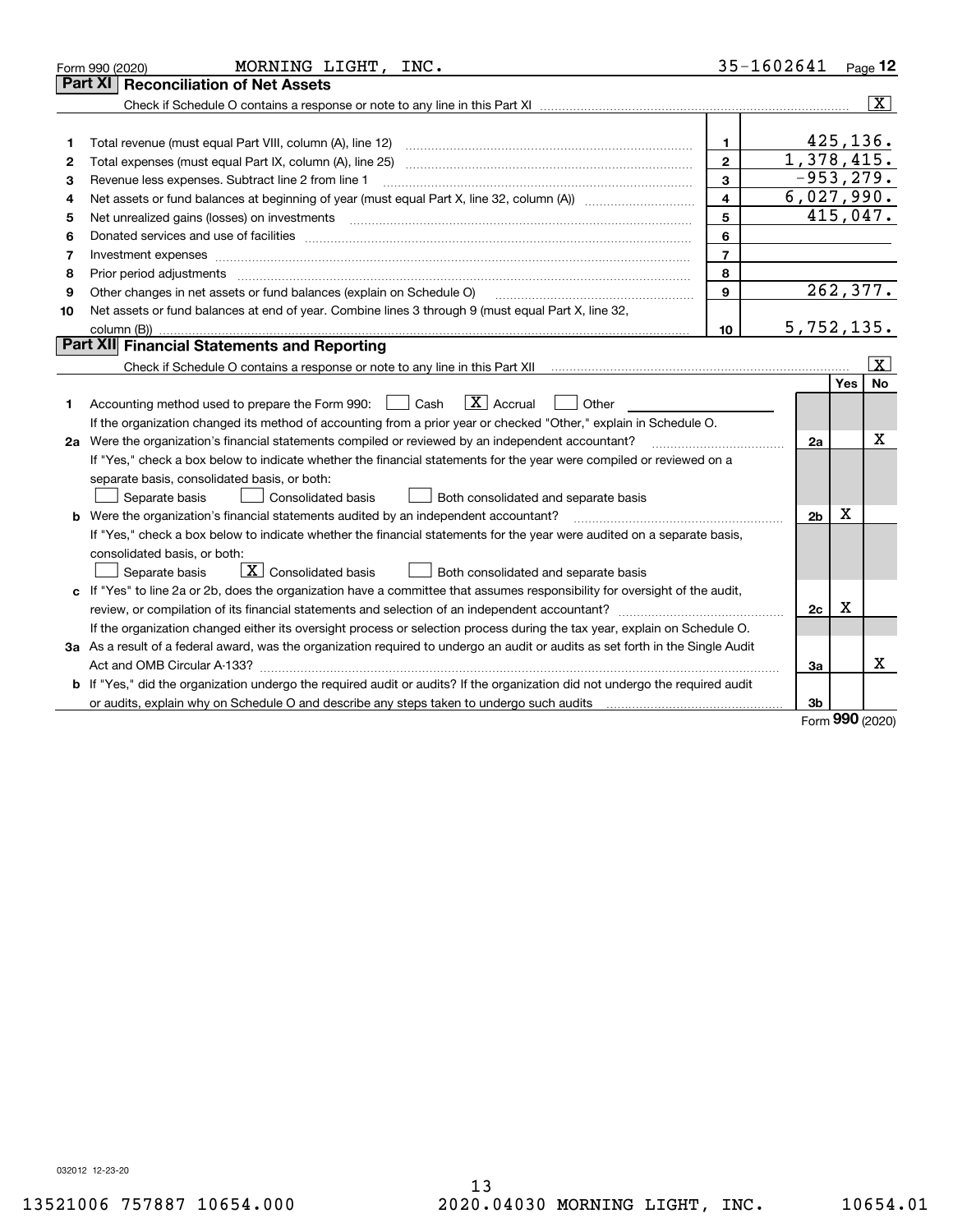Form 990 (2020) MORNING LIGHT, INC. 35-1602641 Page **12**

## Part XI Reconciliation of Net Assets

Check if Schedule O contains a response or note to any line in this Part XI .......... [X]

| | | | |
|---|---|---|---|
| 1 | Total revenue (must equal Part VIII, column (A), line 12) | 1 | 425,136. |
| 2 | Total expenses (must equal Part IX, column (A), line 25) | 2 | 1,378,415. |
| 3 | Revenue less expenses. Subtract line 2 from line 1 | 3 | -953,279. |
| 4 | Net assets or fund balances at beginning of year (must equal Part X, line 32, column (A)) | 4 | 6,027,990. |
| 5 | Net unrealized gains (losses) on investments | 5 | 415,047. |
| 6 | Donated services and use of facilities | 6 | |
| 7 | Investment expenses | 7 | |
| 8 | Prior period adjustments | 8 | |
| 9 | Other changes in net assets or fund balances (explain on Schedule O) | 9 | 262,377. |
| 10 | Net assets or fund balances at end of year. Combine lines 3 through 9 (must equal Part X, line 32, column (B)) | 10 | 5,752,135. |

## Part XII Financial Statements and Reporting

Check if Schedule O contains a response or note to any line in this Part XII .......... [X]

| | | | Yes | No |
|---|---|---|---|---|
| 1 | Accounting method used to prepare the Form 990: [ ] Cash [X] Accrual [ ] Other<br>If the organization changed its method of accounting from a prior year or checked "Other," explain in Schedule O. | | | |
| 2a | Were the organization's financial statements compiled or reviewed by an independent accountant?<br>If "Yes," check a box below to indicate whether the financial statements for the year were compiled or reviewed on a separate basis, consolidated basis, or both:<br>[ ] Separate basis [ ] Consolidated basis [ ] Both consolidated and separate basis | 2a | | X |
| b | Were the organization's financial statements audited by an independent accountant?<br>If "Yes," check a box below to indicate whether the financial statements for the year were audited on a separate basis, consolidated basis, or both:<br>[ ] Separate basis [X] Consolidated basis [ ] Both consolidated and separate basis | 2b | X | |
| c | If "Yes" to line 2a or 2b, does the organization have a committee that assumes responsibility for oversight of the audit, review, or compilation of its financial statements and selection of an independent accountant?<br>If the organization changed either its oversight process or selection process during the tax year, explain on Schedule O. | 2c | X | |
| 3a | As a result of a federal award, was the organization required to undergo an audit or audits as set forth in the Single Audit Act and OMB Circular A-133? | 3a | | X |
| b | If "Yes," did the organization undergo the required audit or audits? If the organization did not undergo the required audit or audits, explain why on Schedule O and describe any steps taken to undergo such audits | 3b | | |

Form **990** (2020)

032012 12-23-20

13521006 757887 10654.000 2020.04030 MORNING LIGHT, INC. 10654.01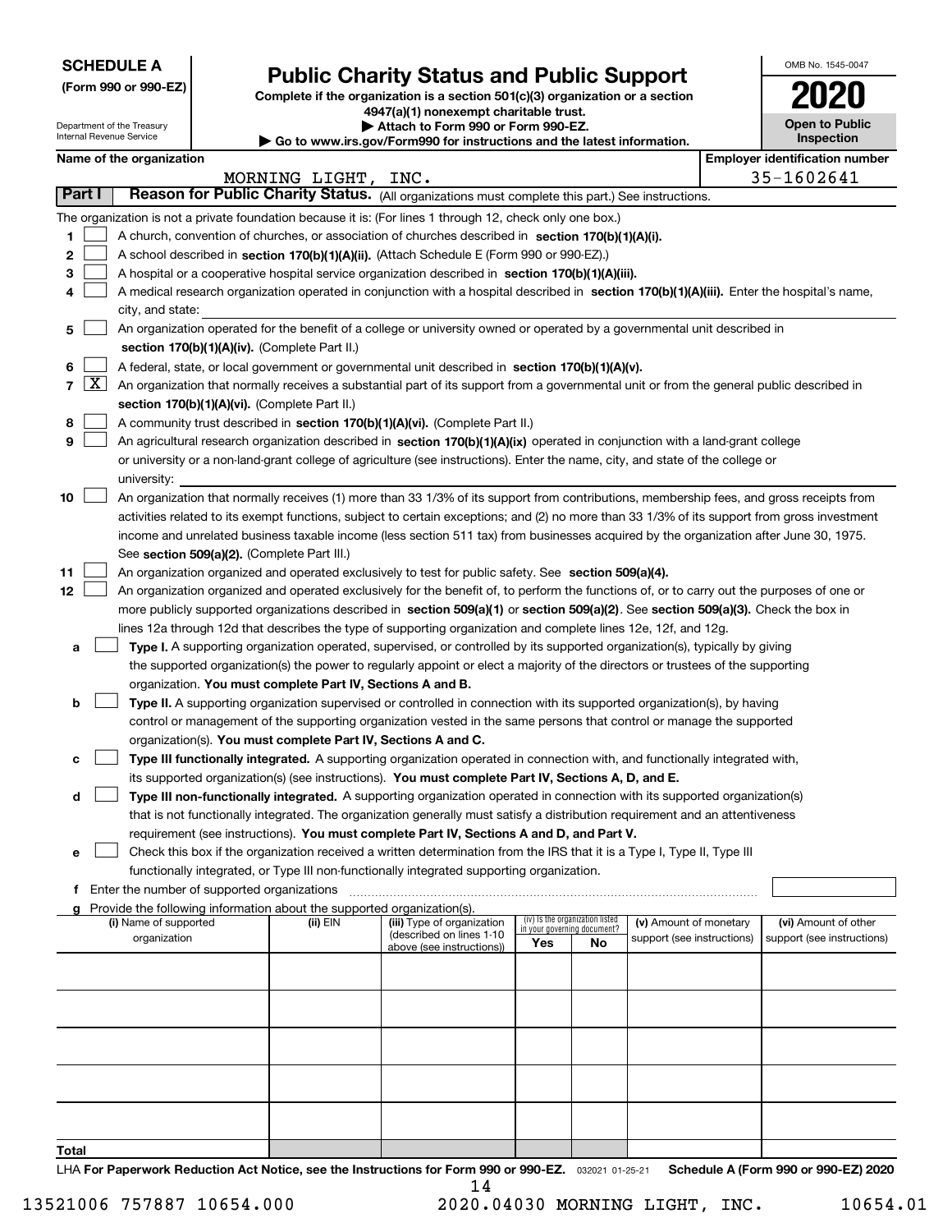**SCHEDULE A**
**(Form 990 or 990-EZ)**

Department of the Treasury
Internal Revenue Service

# Public Charity Status and Public Support

**Complete if the organization is a section 501(c)(3) organization or a section 4947(a)(1) nonexempt charitable trust.**
**▶ Attach to Form 990 or Form 990-EZ.**
**▶ Go to www.irs.gov/Form990 for instructions and the latest information.**

OMB No. 1545-0047
**2020**
**Open to Public Inspection**

**Name of the organization:** MORNING LIGHT, INC.
**Employer identification number:** 35-1602641

## Part I — Reason for Public Charity Status. (All organizations must complete this part.) See instructions.

The organization is not a private foundation because it is: (For lines 1 through 12, check only one box.)

1. [ ] A church, convention of churches, or association of churches described in **section 170(b)(1)(A)(i).**
2. [ ] A school described in **section 170(b)(1)(A)(ii).** (Attach Schedule E (Form 990 or 990-EZ).)
3. [ ] A hospital or a cooperative hospital service organization described in **section 170(b)(1)(A)(iii).**
4. [ ] A medical research organization operated in conjunction with a hospital described in **section 170(b)(1)(A)(iii).** Enter the hospital's name, city, and state:
5. [ ] An organization operated for the benefit of a college or university owned or operated by a governmental unit described in **section 170(b)(1)(A)(iv).** (Complete Part II.)
6. [ ] A federal, state, or local government or governmental unit described in **section 170(b)(1)(A)(v).**
7. [X] An organization that normally receives a substantial part of its support from a governmental unit or from the general public described in **section 170(b)(1)(A)(vi).** (Complete Part II.)
8. [ ] A community trust described in **section 170(b)(1)(A)(vi).** (Complete Part II.)
9. [ ] An agricultural research organization described in **section 170(b)(1)(A)(ix)** operated in conjunction with a land-grant college or university or a non-land-grant college of agriculture (see instructions). Enter the name, city, and state of the college or university:
10. [ ] An organization that normally receives (1) more than 33 1/3% of its support from contributions, membership fees, and gross receipts from activities related to its exempt functions, subject to certain exceptions; and (2) no more than 33 1/3% of its support from gross investment income and unrelated business taxable income (less section 511 tax) from businesses acquired by the organization after June 30, 1975. See **section 509(a)(2).** (Complete Part III.)
11. [ ] An organization organized and operated exclusively to test for public safety. See **section 509(a)(4).**
12. [ ] An organization organized and operated exclusively for the benefit of, to perform the functions of, or to carry out the purposes of one or more publicly supported organizations described in **section 509(a)(1)** or **section 509(a)(2)**. See **section 509(a)(3).** Check the box in lines 12a through 12d that describes the type of supporting organization and complete lines 12e, 12f, and 12g.
   - **a** [ ] **Type I.** A supporting organization operated, supervised, or controlled by its supported organization(s), typically by giving the supported organization(s) the power to regularly appoint or elect a majority of the directors or trustees of the supporting organization. **You must complete Part IV, Sections A and B.**
   - **b** [ ] **Type II.** A supporting organization supervised or controlled in connection with its supported organization(s), by having control or management of the supporting organization vested in the same persons that control or manage the supported organization(s). **You must complete Part IV, Sections A and C.**
   - **c** [ ] **Type III functionally integrated.** A supporting organization operated in connection with, and functionally integrated with, its supported organization(s) (see instructions). **You must complete Part IV, Sections A, D, and E.**
   - **d** [ ] **Type III non-functionally integrated.** A supporting organization operated in connection with its supported organization(s) that is not functionally integrated. The organization generally must satisfy a distribution requirement and an attentiveness requirement (see instructions). **You must complete Part IV, Sections A and D, and Part V.**
   - **e** [ ] Check this box if the organization received a written determination from the IRS that it is a Type I, Type II, Type III functionally integrated, or Type III non-functionally integrated supporting organization.
   - **f** Enter the number of supported organizations
   - **g** Provide the following information about the supported organization(s).

| (i) Name of supported organization | (ii) EIN | (iii) Type of organization (described on lines 1-10 above (see instructions)) | (iv) Is the organization listed in your governing document? Yes | No | (v) Amount of monetary support (see instructions) | (vi) Amount of other support (see instructions) |
|---|---|---|---|---|---|---|
| | | | | | | |
| | | | | | | |
| | | | | | | |
| | | | | | | |
| | | | | | | |
| **Total** | | | | | | |

LHA **For Paperwork Reduction Act Notice, see the Instructions for Form 990 or 990-EZ.** 032021 01-25-21 **Schedule A (Form 990 or 990-EZ) 2020**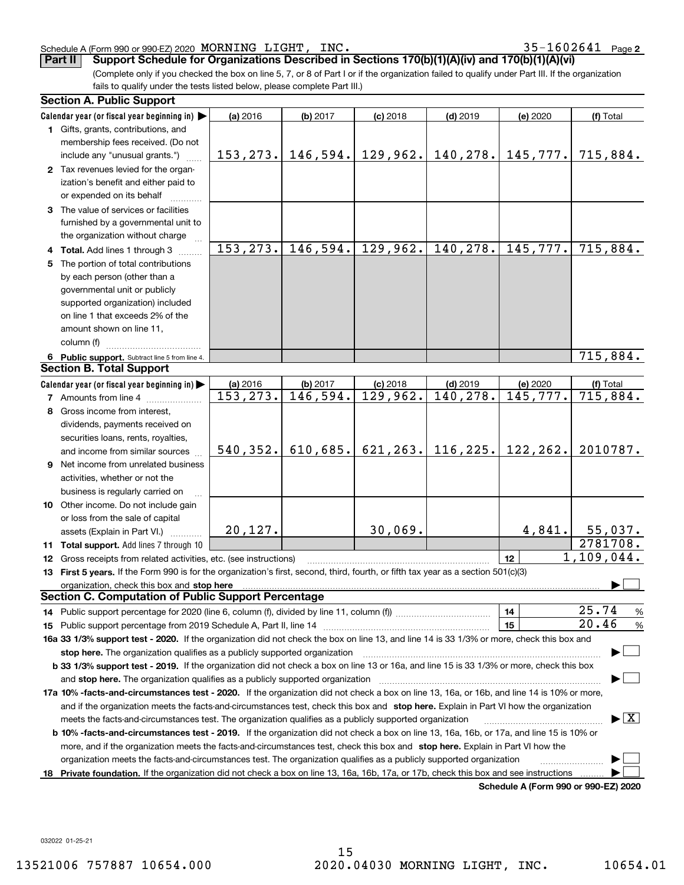Schedule A (Form 990 or 990-EZ) 2020 MORNING LIGHT, INC. 35-1602641 Page 2

## Part II Support Schedule for Organizations Described in Sections 170(b)(1)(A)(iv) and 170(b)(1)(A)(vi)

(Complete only if you checked the box on line 5, 7, or 8 of Part I or if the organization failed to qualify under Part III. If the organization fails to qualify under the tests listed below, please complete Part III.)

### Section A. Public Support

| Calendar year (or fiscal year beginning in) | (a) 2016 | (b) 2017 | (c) 2018 | (d) 2019 | (e) 2020 | (f) Total |
|---|---|---|---|---|---|---|
| **1** Gifts, grants, contributions, and membership fees received. (Do not include any "unusual grants.") | 153,273. | 146,594. | 129,962. | 140,278. | 145,777. | 715,884. |
| **2** Tax revenues levied for the organization's benefit and either paid to or expended on its behalf | | | | | | |
| **3** The value of services or facilities furnished by a governmental unit to the organization without charge | | | | | | |
| **4** **Total.** Add lines 1 through 3 | 153,273. | 146,594. | 129,962. | 140,278. | 145,777. | 715,884. |
| **5** The portion of total contributions by each person (other than a governmental unit or publicly supported organization) included on line 1 that exceeds 2% of the amount shown on line 11, column (f) | | | | | | |
| **6** **Public support.** Subtract line 5 from line 4. | | | | | | 715,884. |

### Section B. Total Support

| Calendar year (or fiscal year beginning in) | (a) 2016 | (b) 2017 | (c) 2018 | (d) 2019 | (e) 2020 | (f) Total |
|---|---|---|---|---|---|---|
| **7** Amounts from line 4 | 153,273. | 146,594. | 129,962. | 140,278. | 145,777. | 715,884. |
| **8** Gross income from interest, dividends, payments received on securities loans, rents, royalties, and income from similar sources | 540,352. | 610,685. | 621,263. | 116,225. | 122,262. | 2010787. |
| **9** Net income from unrelated business activities, whether or not the business is regularly carried on | | | | | | |
| **10** Other income. Do not include gain or loss from the sale of capital assets (Explain in Part VI.) | 20,127. | | 30,069. | | 4,841. | 55,037. |
| **11** **Total support.** Add lines 7 through 10 | | | | | | 2781708. |

**12** Gross receipts from related activities, etc. (see instructions) — **12** 1,109,044.

**13** **First 5 years.** If the Form 990 is for the organization's first, second, third, fourth, or fifth tax year as a section 501(c)(3) organization, check this box and **stop here** ☐

### Section C. Computation of Public Support Percentage

**14** Public support percentage for 2020 (line 6, column (f), divided by line 11, column (f)) — **14** 25.74 %

**15** Public support percentage from 2019 Schedule A, Part II, line 14 — **15** 20.46 %

**16a 33 1/3% support test - 2020.** If the organization did not check the box on line 13, and line 14 is 33 1/3% or more, check this box and **stop here.** The organization qualifies as a publicly supported organization ☐

**b 33 1/3% support test - 2019.** If the organization did not check a box on line 13 or 16a, and line 15 is 33 1/3% or more, check this box and **stop here.** The organization qualifies as a publicly supported organization ☐

**17a 10% -facts-and-circumstances test - 2020.** If the organization did not check a box on line 13, 16a, or 16b, and line 14 is 10% or more, and if the organization meets the facts-and-circumstances test, check this box and **stop here.** Explain in Part VI how the organization meets the facts-and-circumstances test. The organization qualifies as a publicly supported organization ☒

**b 10% -facts-and-circumstances test - 2019.** If the organization did not check a box on line 13, 16a, 16b, or 17a, and line 15 is 10% or more, and if the organization meets the facts-and-circumstances test, check this box and **stop here.** Explain in Part VI how the organization meets the facts-and-circumstances test. The organization qualifies as a publicly supported organization ☐

**18** **Private foundation.** If the organization did not check a box on line 13, 16a, 16b, 17a, or 17b, check this box and see instructions ☐

**Schedule A (Form 990 or 990-EZ) 2020**

032022 01-25-21

13521006 757887 10654.000 2020.04030 MORNING LIGHT, INC. 10654.01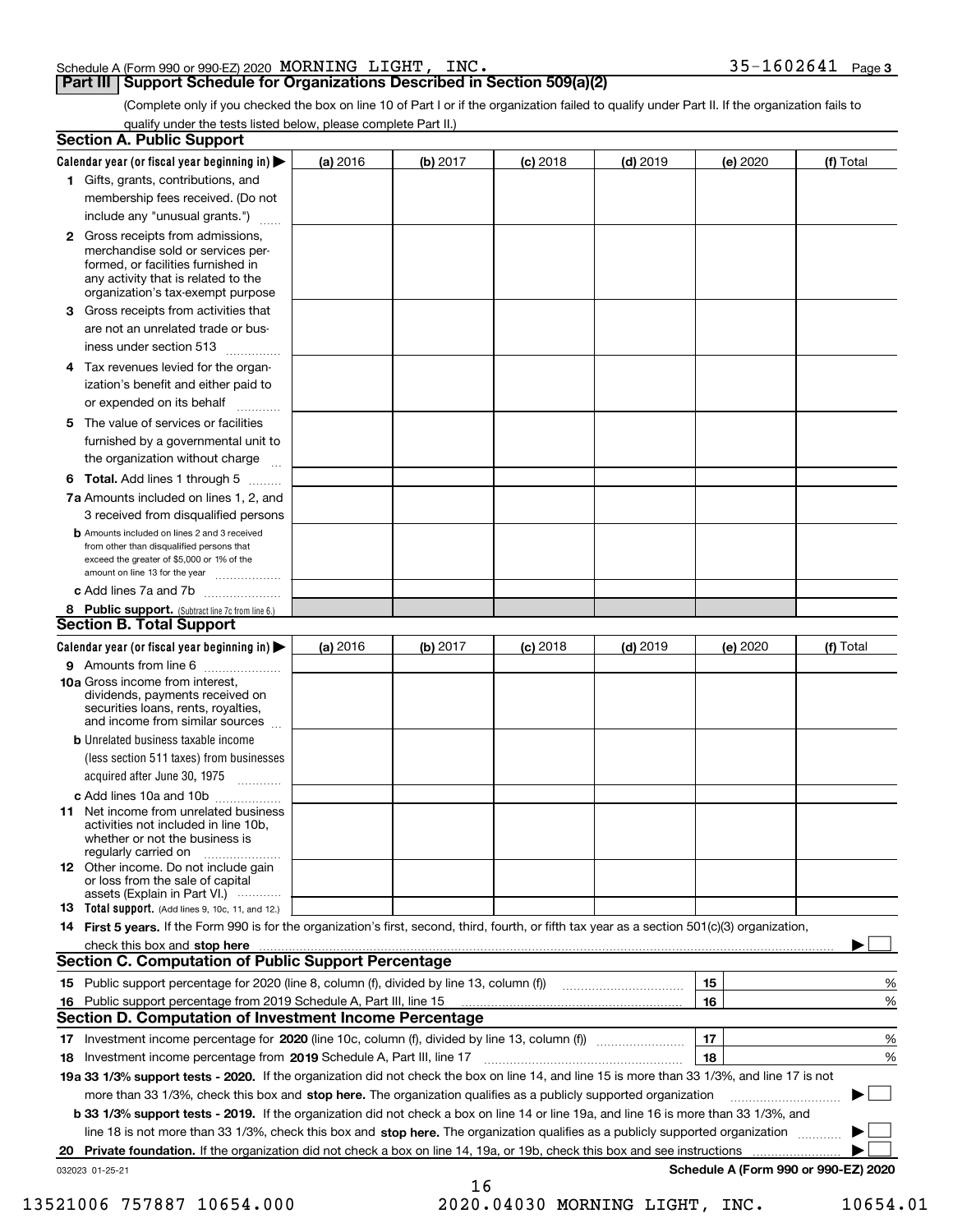Schedule A (Form 990 or 990-EZ) 2020 MORNING LIGHT, INC. 35-1602641 Page 3

## Part III Support Schedule for Organizations Described in Section 509(a)(2)

(Complete only if you checked the box on line 10 of Part I or if the organization failed to qualify under Part II. If the organization fails to qualify under the tests listed below, please complete Part II.)

### Section A. Public Support

| Calendar year (or fiscal year beginning in) ▶ | (a) 2016 | (b) 2017 | (c) 2018 | (d) 2019 | (e) 2020 | (f) Total |
|---|---|---|---|---|---|---|
| 1 Gifts, grants, contributions, and membership fees received. (Do not include any "unusual grants.") | | | | | | |
| 2 Gross receipts from admissions, merchandise sold or services performed, or facilities furnished in any activity that is related to the organization's tax-exempt purpose | | | | | | |
| 3 Gross receipts from activities that are not an unrelated trade or business under section 513 | | | | | | |
| 4 Tax revenues levied for the organization's benefit and either paid to or expended on its behalf | | | | | | |
| 5 The value of services or facilities furnished by a governmental unit to the organization without charge | | | | | | |
| 6 **Total.** Add lines 1 through 5 | | | | | | |
| 7a Amounts included on lines 1, 2, and 3 received from disqualified persons | | | | | | |
| b Amounts included on lines 2 and 3 received from other than disqualified persons that exceed the greater of $5,000 or 1% of the amount on line 13 for the year | | | | | | |
| c Add lines 7a and 7b | | | | | | |
| 8 **Public support.** (Subtract line 7c from line 6.) | | | | | | |

### Section B. Total Support

| Calendar year (or fiscal year beginning in) ▶ | (a) 2016 | (b) 2017 | (c) 2018 | (d) 2019 | (e) 2020 | (f) Total |
|---|---|---|---|---|---|---|
| 9 Amounts from line 6 | | | | | | |
| 10a Gross income from interest, dividends, payments received on securities loans, rents, royalties, and income from similar sources | | | | | | |
| b Unrelated business taxable income (less section 511 taxes) from businesses acquired after June 30, 1975 | | | | | | |
| c Add lines 10a and 10b | | | | | | |
| 11 Net income from unrelated business activities not included in line 10b, whether or not the business is regularly carried on | | | | | | |
| 12 Other income. Do not include gain or loss from the sale of capital assets (Explain in Part VI.) | | | | | | |
| 13 **Total support.** (Add lines 9, 10c, 11, and 12.) | | | | | | |

14 **First 5 years.** If the Form 990 is for the organization's first, second, third, fourth, or fifth tax year as a section 501(c)(3) organization, check this box and **stop here** ▶ ☐

### Section C. Computation of Public Support Percentage

| | | | |
|---|---|---|---|
| 15 | Public support percentage for 2020 (line 8, column (f), divided by line 13, column (f)) | 15 | % |
| 16 | Public support percentage from 2019 Schedule A, Part III, line 15 | 16 | % |

### Section D. Computation of Investment Income Percentage

| | | | |
|---|---|---|---|
| 17 | Investment income percentage for **2020** (line 10c, column (f), divided by line 13, column (f)) | 17 | % |
| 18 | Investment income percentage from **2019** Schedule A, Part III, line 17 | 18 | % |

**19a 33 1/3% support tests - 2020.** If the organization did not check the box on line 14, and line 15 is more than 33 1/3%, and line 17 is not more than 33 1/3%, check this box and **stop here.** The organization qualifies as a publicly supported organization ▶ ☐

**b 33 1/3% support tests - 2019.** If the organization did not check a box on line 14 or line 19a, and line 16 is more than 33 1/3%, and line 18 is not more than 33 1/3%, check this box and **stop here.** The organization qualifies as a publicly supported organization ▶ ☐

**20 Private foundation.** If the organization did not check a box on line 14, 19a, or 19b, check this box and see instructions ▶ ☐

032023 01-25-21 **Schedule A (Form 990 or 990-EZ) 2020**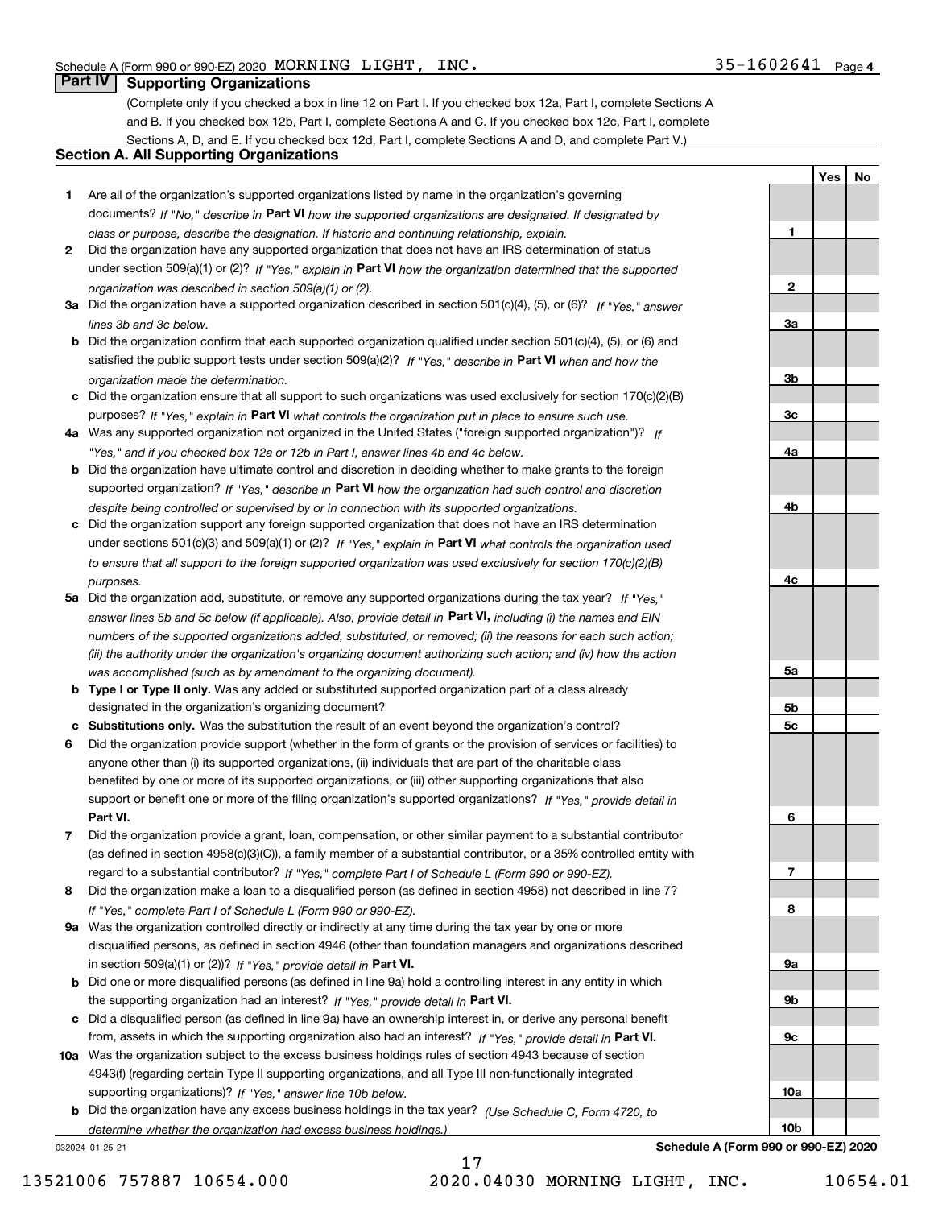Schedule A (Form 990 or 990-EZ) 2020 MORNING LIGHT, INC. 35-1602641 Page 4

## Part IV Supporting Organizations

(Complete only if you checked a box in line 12 on Part I. If you checked box 12a, Part I, complete Sections A and B. If you checked box 12b, Part I, complete Sections A and C. If you checked box 12c, Part I, complete Sections A, D, and E. If you checked box 12d, Part I, complete Sections A and D, and complete Part V.)

### Section A. All Supporting Organizations

| | | | Yes | No |
|---|---|---|---|---|
| 1 | Are all of the organization's supported organizations listed by name in the organization's governing documents? *If "No," describe in* **Part VI** *how the supported organizations are designated. If designated by class or purpose, describe the designation. If historic and continuing relationship, explain.* | 1 | | |
| 2 | Did the organization have any supported organization that does not have an IRS determination of status under section 509(a)(1) or (2)? *If "Yes," explain in* **Part VI** *how the organization determined that the supported organization was described in section 509(a)(1) or (2).* | 2 | | |
| 3a | Did the organization have a supported organization described in section 501(c)(4), (5), or (6)? *If "Yes," answer lines 3b and 3c below.* | 3a | | |
| b | Did the organization confirm that each supported organization qualified under section 501(c)(4), (5), or (6) and satisfied the public support tests under section 509(a)(2)? *If "Yes," describe in* **Part VI** *when and how the organization made the determination.* | 3b | | |
| c | Did the organization ensure that all support to such organizations was used exclusively for section 170(c)(2)(B) purposes? *If "Yes," explain in* **Part VI** *what controls the organization put in place to ensure such use.* | 3c | | |
| 4a | Was any supported organization not organized in the United States ("foreign supported organization")? *If "Yes," and if you checked box 12a or 12b in Part I, answer lines 4b and 4c below.* | 4a | | |
| b | Did the organization have ultimate control and discretion in deciding whether to make grants to the foreign supported organization? *If "Yes," describe in* **Part VI** *how the organization had such control and discretion despite being controlled or supervised by or in connection with its supported organizations.* | 4b | | |
| c | Did the organization support any foreign supported organization that does not have an IRS determination under sections 501(c)(3) and 509(a)(1) or (2)? *If "Yes," explain in* **Part VI** *what controls the organization used to ensure that all support to the foreign supported organization was used exclusively for section 170(c)(2)(B) purposes.* | 4c | | |
| 5a | Did the organization add, substitute, or remove any supported organizations during the tax year? *If "Yes," answer lines 5b and 5c below (if applicable). Also, provide detail in* **Part VI,** *including (i) the names and EIN numbers of the supported organizations added, substituted, or removed; (ii) the reasons for each such action; (iii) the authority under the organization's organizing document authorizing such action; and (iv) how the action was accomplished (such as by amendment to the organizing document).* | 5a | | |
| b | **Type I or Type II only.** Was any added or substituted supported organization part of a class already designated in the organization's organizing document? | 5b | | |
| c | **Substitutions only.** Was the substitution the result of an event beyond the organization's control? | 5c | | |
| 6 | Did the organization provide support (whether in the form of grants or the provision of services or facilities) to anyone other than (i) its supported organizations, (ii) individuals that are part of the charitable class benefited by one or more of its supported organizations, or (iii) other supporting organizations that also support or benefit one or more of the filing organization's supported organizations? *If "Yes," provide detail in* **Part VI.** | 6 | | |
| 7 | Did the organization provide a grant, loan, compensation, or other similar payment to a substantial contributor (as defined in section 4958(c)(3)(C)), a family member of a substantial contributor, or a 35% controlled entity with regard to a substantial contributor? *If "Yes," complete Part I of Schedule L (Form 990 or 990-EZ).* | 7 | | |
| 8 | Did the organization make a loan to a disqualified person (as defined in section 4958) not described in line 7? *If "Yes," complete Part I of Schedule L (Form 990 or 990-EZ).* | 8 | | |
| 9a | Was the organization controlled directly or indirectly at any time during the tax year by one or more disqualified persons, as defined in section 4946 (other than foundation managers and organizations described in section 509(a)(1) or (2))? *If "Yes," provide detail in* **Part VI.** | 9a | | |
| b | Did one or more disqualified persons (as defined in line 9a) hold a controlling interest in any entity in which the supporting organization had an interest? *If "Yes," provide detail in* **Part VI.** | 9b | | |
| c | Did a disqualified person (as defined in line 9a) have an ownership interest in, or derive any personal benefit from, assets in which the supporting organization also had an interest? *If "Yes," provide detail in* **Part VI.** | 9c | | |
| 10a | Was the organization subject to the excess business holdings rules of section 4943 because of section 4943(f) (regarding certain Type II supporting organizations, and all Type III non-functionally integrated supporting organizations)? *If "Yes," answer line 10b below.* | 10a | | |
| b | Did the organization have any excess business holdings in the tax year? *(Use Schedule C, Form 4720, to determine whether the organization had excess business holdings.)* | 10b | | |

032024 01-25-21 **Schedule A (Form 990 or 990-EZ) 2020**

13521006 757887 10654.000 2020.04030 MORNING LIGHT, INC. 10654.01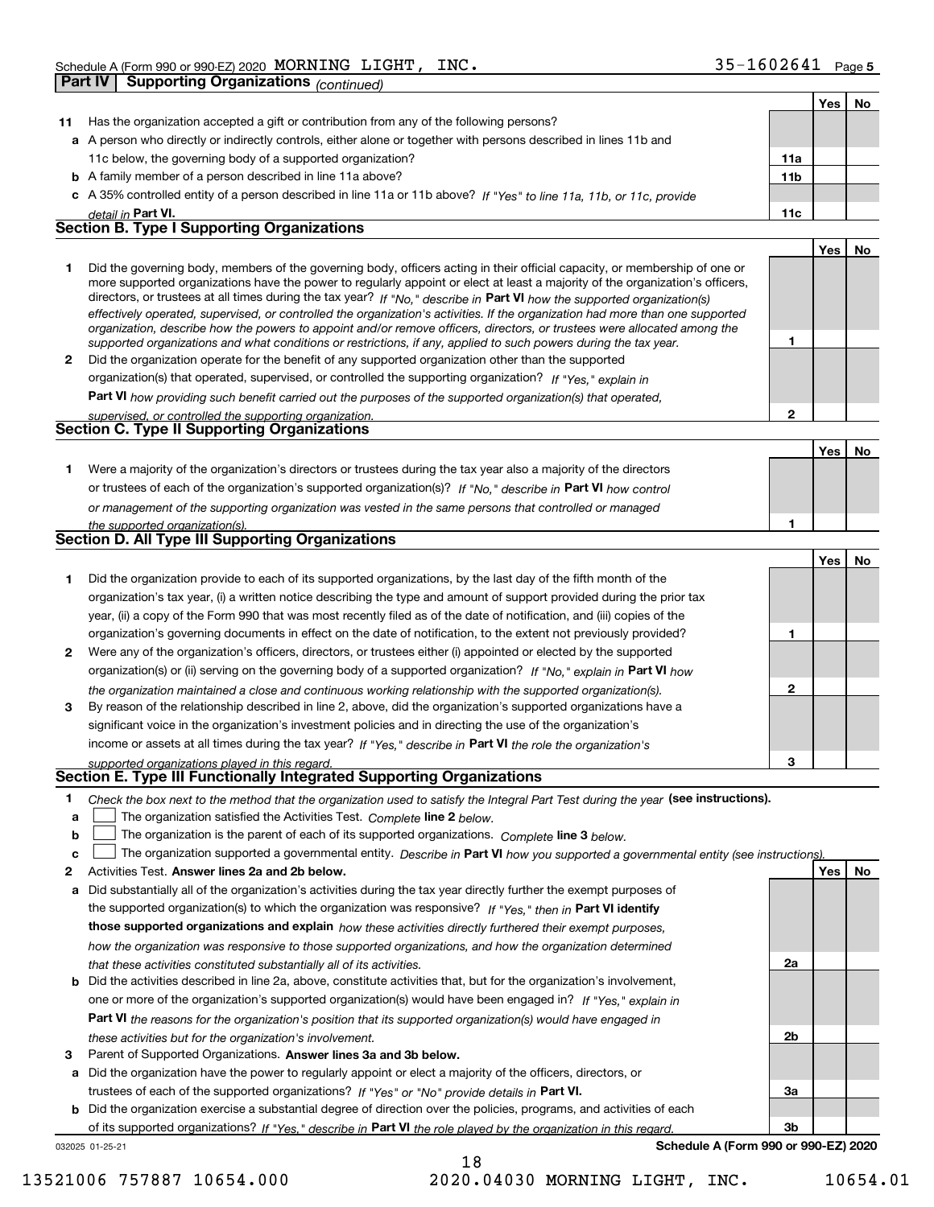Schedule A (Form 990 or 990-EZ) 2020 MORNING LIGHT, INC. 35-1602641 Page 5

**Part IV | Supporting Organizations** *(continued)*

| | | | Yes | No |
|---|---|---|---|---|
| **11** | Has the organization accepted a gift or contribution from any of the following persons? | | | |
| **a** | A person who directly or indirectly controls, either alone or together with persons described in lines 11b and 11c below, the governing body of a supported organization? | **11a** | | |
| **b** | A family member of a person described in line 11a above? | **11b** | | |
| **c** | A 35% controlled entity of a person described in line 11a or 11b above? *If "Yes" to line 11a, 11b, or 11c, provide detail in* **Part VI.** | **11c** | | |

## Section B. Type I Supporting Organizations

| | | | Yes | No |
|---|---|---|---|---|
| **1** | Did the governing body, members of the governing body, officers acting in their official capacity, or membership of one or more supported organizations have the power to regularly appoint or elect at least a majority of the organization's officers, directors, or trustees at all times during the tax year? *If "No," describe in* **Part VI** *how the supported organization(s) effectively operated, supervised, or controlled the organization's activities. If the organization had more than one supported organization, describe how the powers to appoint and/or remove officers, directors, or trustees were allocated among the supported organizations and what conditions or restrictions, if any, applied to such powers during the tax year.* | **1** | | |
| **2** | Did the organization operate for the benefit of any supported organization other than the supported organization(s) that operated, supervised, or controlled the supporting organization? *If "Yes," explain in* **Part VI** *how providing such benefit carried out the purposes of the supported organization(s) that operated, supervised, or controlled the supporting organization.* | **2** | | |

## Section C. Type II Supporting Organizations

| | | | Yes | No |
|---|---|---|---|---|
| **1** | Were a majority of the organization's directors or trustees during the tax year also a majority of the directors or trustees of each of the organization's supported organization(s)? *If "No," describe in* **Part VI** *how control or management of the supporting organization was vested in the same persons that controlled or managed the supported organization(s).* | **1** | | |

## Section D. All Type III Supporting Organizations

| | | | Yes | No |
|---|---|---|---|---|
| **1** | Did the organization provide to each of its supported organizations, by the last day of the fifth month of the organization's tax year, (i) a written notice describing the type and amount of support provided during the prior tax year, (ii) a copy of the Form 990 that was most recently filed as of the date of notification, and (iii) copies of the organization's governing documents in effect on the date of notification, to the extent not previously provided? | **1** | | |
| **2** | Were any of the organization's officers, directors, or trustees either (i) appointed or elected by the supported organization(s) or (ii) serving on the governing body of a supported organization? *If "No," explain in* **Part VI** *how the organization maintained a close and continuous working relationship with the supported organization(s).* | **2** | | |
| **3** | By reason of the relationship described in line 2, above, did the organization's supported organizations have a significant voice in the organization's investment policies and in directing the use of the organization's income or assets at all times during the tax year? *If "Yes," describe in* **Part VI** *the role the organization's supported organizations played in this regard.* | **3** | | |

## Section E. Type III Functionally Integrated Supporting Organizations

**1** *Check the box next to the method that the organization used to satisfy the Integral Part Test during the year* **(see instructions).**

- **a** ☐ The organization satisfied the Activities Test. *Complete* **line 2** *below.*
- **b** ☐ The organization is the parent of each of its supported organizations. *Complete* **line 3** *below.*
- **c** ☐ The organization supported a governmental entity. *Describe in* **Part VI** *how you supported a governmental entity (see instructions).*

| | | | Yes | No |
|---|---|---|---|---|
| **2** | Activities Test. **Answer lines 2a and 2b below.** | | | |
| **a** | Did substantially all of the organization's activities during the tax year directly further the exempt purposes of the supported organization(s) to which the organization was responsive? *If "Yes," then in* **Part VI identify those supported organizations and explain** *how these activities directly furthered their exempt purposes, how the organization was responsive to those supported organizations, and how the organization determined that these activities constituted substantially all of its activities.* | **2a** | | |
| **b** | Did the activities described in line 2a, above, constitute activities that, but for the organization's involvement, one or more of the organization's supported organization(s) would have been engaged in? *If "Yes," explain in* **Part VI** *the reasons for the organization's position that its supported organization(s) would have engaged in these activities but for the organization's involvement.* | **2b** | | |
| **3** | Parent of Supported Organizations. **Answer lines 3a and 3b below.** | | | |
| **a** | Did the organization have the power to regularly appoint or elect a majority of the officers, directors, or trustees of each of the supported organizations? *If "Yes" or "No" provide details in* **Part VI.** | **3a** | | |
| **b** | Did the organization exercise a substantial degree of direction over the policies, programs, and activities of each of its supported organizations? *If "Yes," describe in* **Part VI** *the role played by the organization in this regard.* | **3b** | | |

032025 01-25-21 **Schedule A (Form 990 or 990-EZ) 2020**

13521006 757887 10654.000 2020.04030 MORNING LIGHT, INC. 10654.01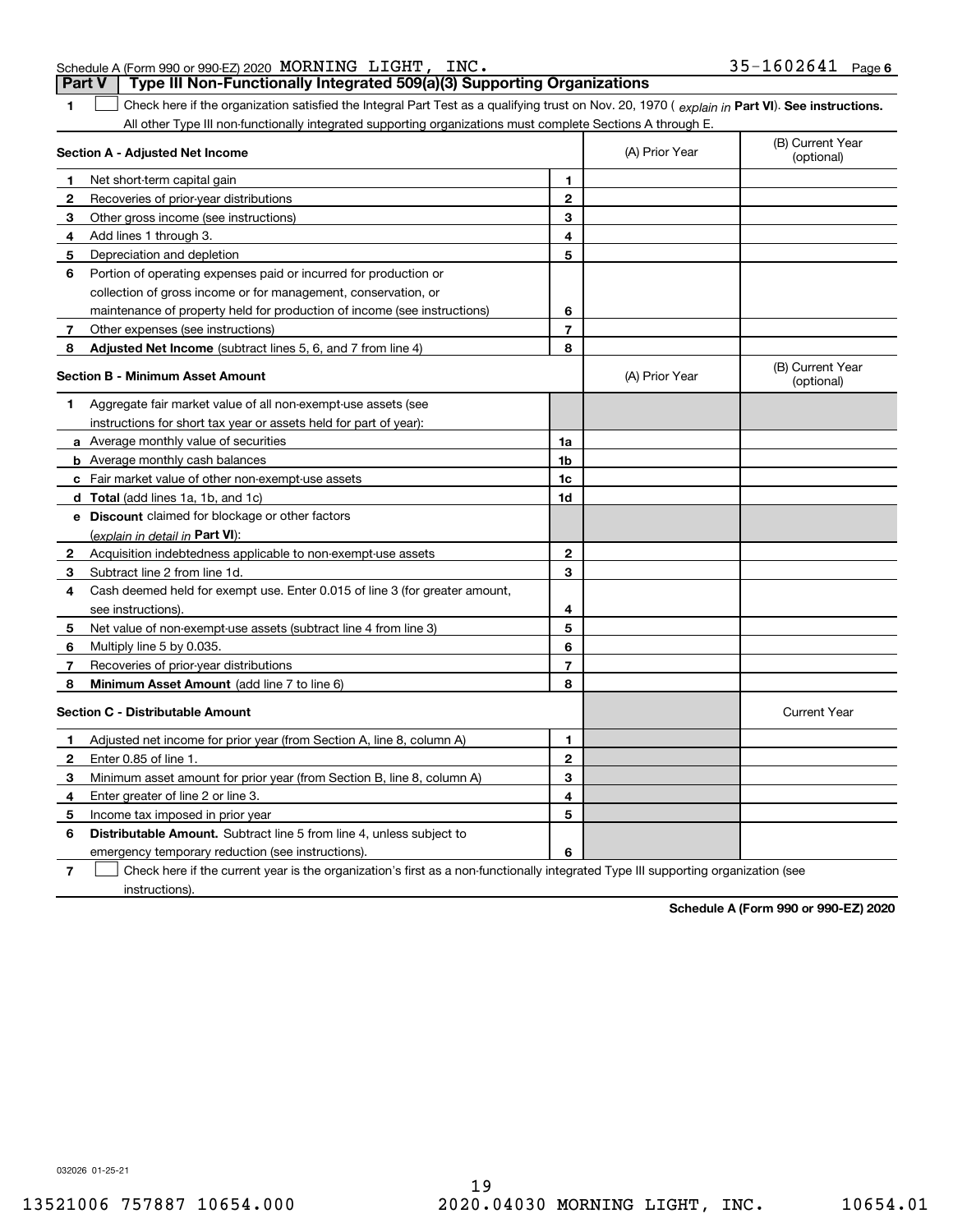Schedule A (Form 990 or 990-EZ) 2020 MORNING LIGHT, INC. 35-1602641

## Part V Type III Non-Functionally Integrated 509(a)(3) Supporting Organizations

**1** ☐ Check here if the organization satisfied the Integral Part Test as a qualifying trust on Nov. 20, 1970 ( *explain in* **Part VI**). **See instructions.** All other Type III non-functionally integrated supporting organizations must complete Sections A through E.

| **Section A - Adjusted Net Income** | | (A) Prior Year | (B) Current Year (optional) |
|---|---|---|---|
| **1** Net short-term capital gain | 1 | | |
| **2** Recoveries of prior-year distributions | 2 | | |
| **3** Other gross income (see instructions) | 3 | | |
| **4** Add lines 1 through 3. | 4 | | |
| **5** Depreciation and depletion | 5 | | |
| **6** Portion of operating expenses paid or incurred for production or collection of gross income or for management, conservation, or maintenance of property held for production of income (see instructions) | 6 | | |
| **7** Other expenses (see instructions) | 7 | | |
| **8** **Adjusted Net Income** (subtract lines 5, 6, and 7 from line 4) | 8 | | |

| **Section B - Minimum Asset Amount** | | (A) Prior Year | (B) Current Year (optional) |
|---|---|---|---|
| **1** Aggregate fair market value of all non-exempt-use assets (see instructions for short tax year or assets held for part of year): | | | |
| **a** Average monthly value of securities | 1a | | |
| **b** Average monthly cash balances | 1b | | |
| **c** Fair market value of other non-exempt-use assets | 1c | | |
| **d** **Total** (add lines 1a, 1b, and 1c) | 1d | | |
| **e** **Discount** claimed for blockage or other factors (*explain in detail in* **Part VI**): | | | |
| **2** Acquisition indebtedness applicable to non-exempt-use assets | 2 | | |
| **3** Subtract line 2 from line 1d. | 3 | | |
| **4** Cash deemed held for exempt use. Enter 0.015 of line 3 (for greater amount, see instructions). | 4 | | |
| **5** Net value of non-exempt-use assets (subtract line 4 from line 3) | 5 | | |
| **6** Multiply line 5 by 0.035. | 6 | | |
| **7** Recoveries of prior-year distributions | 7 | | |
| **8** **Minimum Asset Amount** (add line 7 to line 6) | 8 | | |

| **Section C - Distributable Amount** | | | Current Year |
|---|---|---|---|
| **1** Adjusted net income for prior year (from Section A, line 8, column A) | 1 | | |
| **2** Enter 0.85 of line 1. | 2 | | |
| **3** Minimum asset amount for prior year (from Section B, line 8, column A) | 3 | | |
| **4** Enter greater of line 2 or line 3. | 4 | | |
| **5** Income tax imposed in prior year | 5 | | |
| **6** **Distributable Amount.** Subtract line 5 from line 4, unless subject to emergency temporary reduction (see instructions). | 6 | | |

**7** ☐ Check here if the current year is the organization's first as a non-functionally integrated Type III supporting organization (see instructions).

**Schedule A (Form 990 or 990-EZ) 2020**

032026 01-25-21

13521006 757887 10654.000 2020.04030 MORNING LIGHT, INC. 10654.01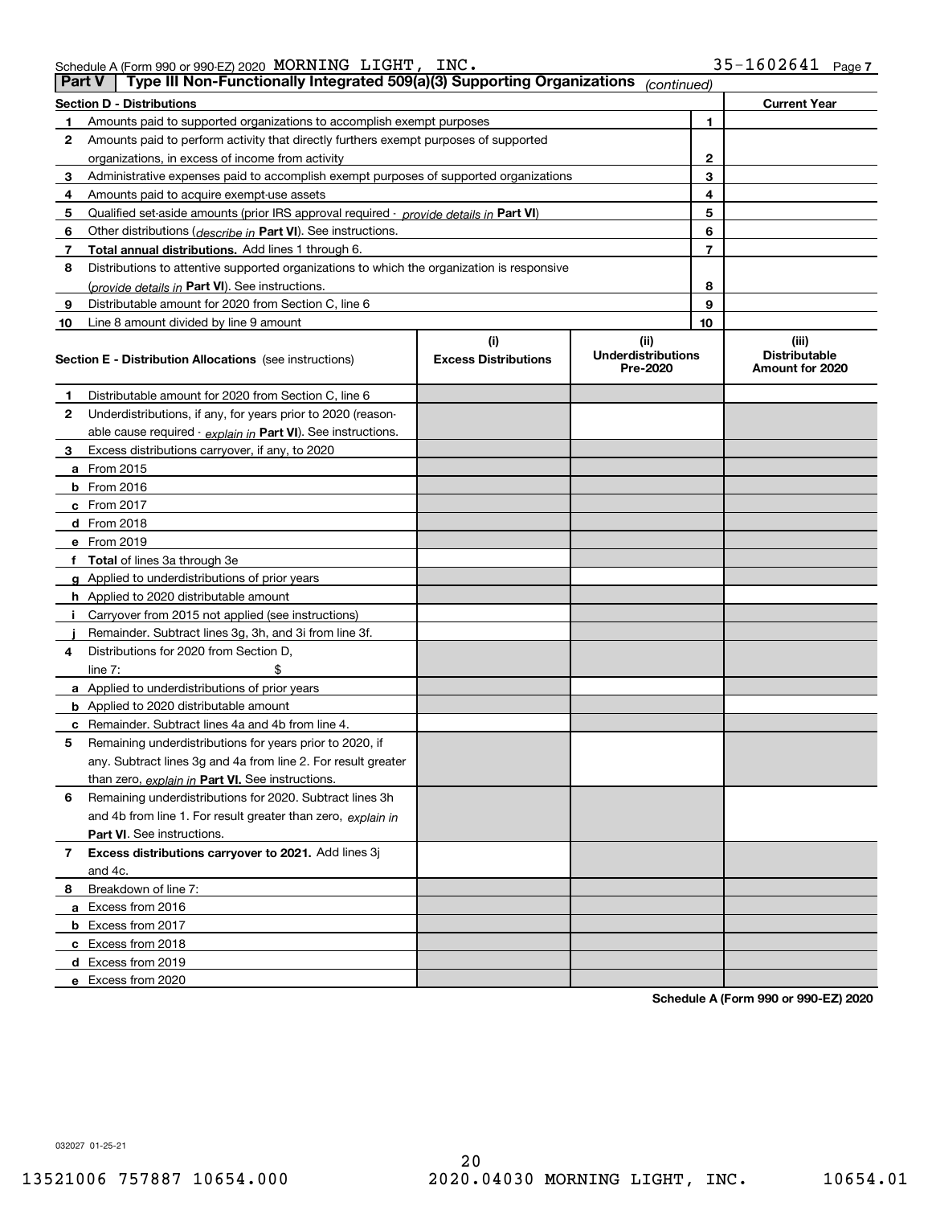Schedule A (Form 990 or 990-EZ) 2020 MORNING LIGHT, INC. 35-1602641

## Part V | Type III Non-Functionally Integrated 509(a)(3) Supporting Organizations *(continued)*

| **Section D - Distributions** | | | **Current Year** |
|---|---|---|---|
| 1 | Amounts paid to supported organizations to accomplish exempt purposes | 1 | |
| 2 | Amounts paid to perform activity that directly furthers exempt purposes of supported organizations, in excess of income from activity | 2 | |
| 3 | Administrative expenses paid to accomplish exempt purposes of supported organizations | 3 | |
| 4 | Amounts paid to acquire exempt-use assets | 4 | |
| 5 | Qualified set-aside amounts (prior IRS approval required - *provide details in* **Part VI**) | 5 | |
| 6 | Other distributions (*describe in* **Part VI**). See instructions. | 6 | |
| 7 | **Total annual distributions.** Add lines 1 through 6. | 7 | |
| 8 | Distributions to attentive supported organizations to which the organization is responsive (*provide details in* **Part VI**). See instructions. | 8 | |
| 9 | Distributable amount for 2020 from Section C, line 6 | 9 | |
| 10 | Line 8 amount divided by line 9 amount | 10 | |

| | **Section E - Distribution Allocations** (see instructions) | **(i) Excess Distributions** | **(ii) Underdistributions Pre-2020** | **(iii) Distributable Amount for 2020** |
|---|---|---|---|---|
| 1 | Distributable amount for 2020 from Section C, line 6 | | | |
| 2 | Underdistributions, if any, for years prior to 2020 (reasonable cause required - *explain in* **Part VI**). See instructions. | | | |
| 3 | Excess distributions carryover, if any, to 2020 | | | |
| a | From 2015 | | | |
| b | From 2016 | | | |
| c | From 2017 | | | |
| d | From 2018 | | | |
| e | From 2019 | | | |
| f | **Total** of lines 3a through 3e | | | |
| g | Applied to underdistributions of prior years | | | |
| h | Applied to 2020 distributable amount | | | |
| i | Carryover from 2015 not applied (see instructions) | | | |
| j | Remainder. Subtract lines 3g, 3h, and 3i from line 3f. | | | |
| 4 | Distributions for 2020 from Section D, line 7: $ | | | |
| a | Applied to underdistributions of prior years | | | |
| b | Applied to 2020 distributable amount | | | |
| c | Remainder. Subtract lines 4a and 4b from line 4. | | | |
| 5 | Remaining underdistributions for years prior to 2020, if any. Subtract lines 3g and 4a from line 2. For result greater than zero, *explain in* **Part VI.** See instructions. | | | |
| 6 | Remaining underdistributions for 2020. Subtract lines 3h and 4b from line 1. For result greater than zero, *explain in* **Part VI**. See instructions. | | | |
| 7 | **Excess distributions carryover to 2021.** Add lines 3j and 4c. | | | |
| 8 | Breakdown of line 7: | | | |
| a | Excess from 2016 | | | |
| b | Excess from 2017 | | | |
| c | Excess from 2018 | | | |
| d | Excess from 2019 | | | |
| e | Excess from 2020 | | | |

**Schedule A (Form 990 or 990-EZ) 2020**

032027 01-25-21

13521006 757887 10654.000 2020.04030 MORNING LIGHT, INC. 10654.01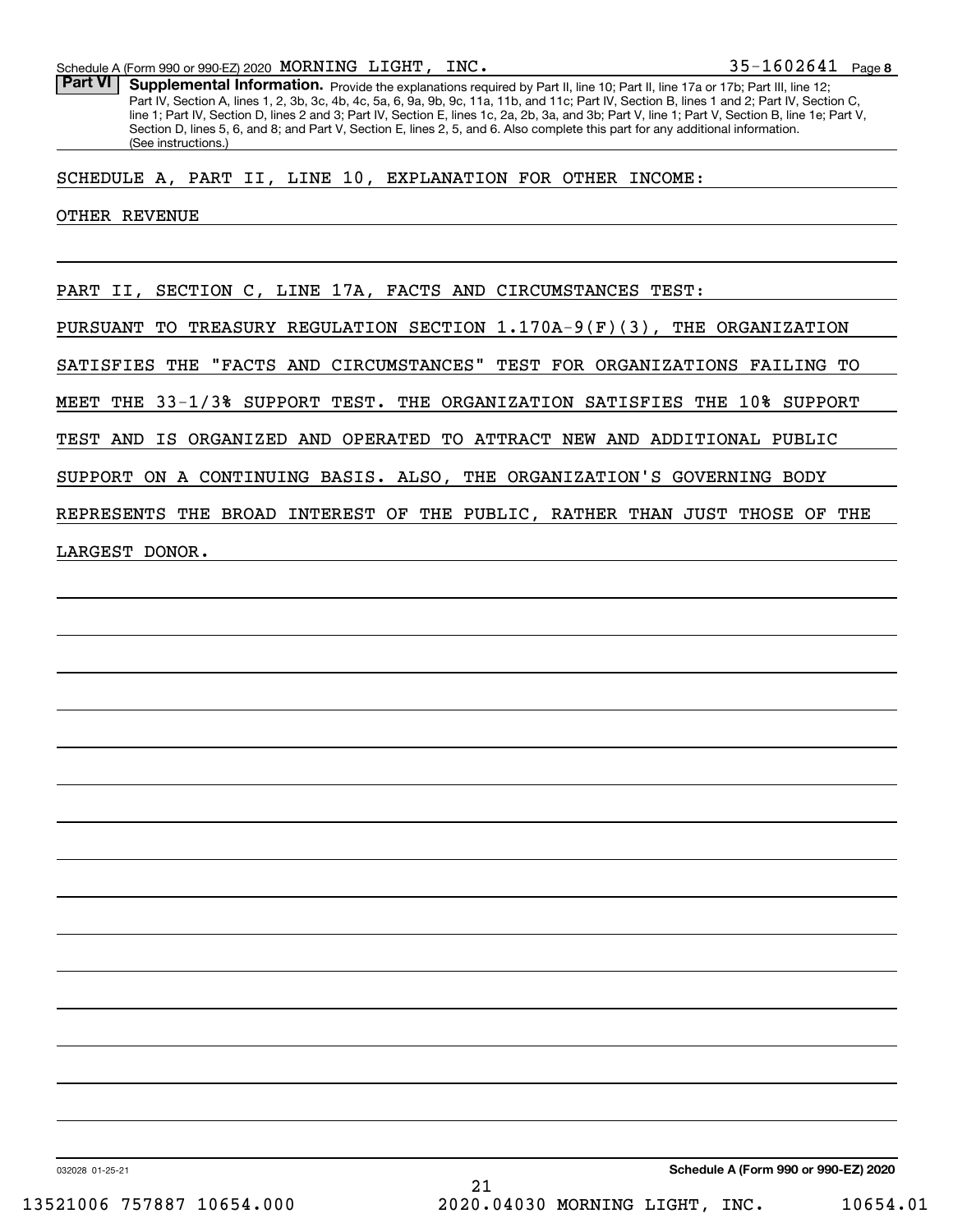Schedule A (Form 990 or 990-EZ) 2020 MORNING LIGHT, INC. 35-1602641 Page 8

**Part VI** **Supplemental Information.** Provide the explanations required by Part II, line 10; Part II, line 17a or 17b; Part III, line 12; Part IV, Section A, lines 1, 2, 3b, 3c, 4b, 4c, 5a, 6, 9a, 9b, 9c, 11a, 11b, and 11c; Part IV, Section B, lines 1 and 2; Part IV, Section C, line 1; Part IV, Section D, lines 2 and 3; Part IV, Section E, lines 1c, 2a, 2b, 3a, and 3b; Part V, line 1; Part V, Section B, line 1e; Part V, Section D, lines 5, 6, and 8; and Part V, Section E, lines 2, 5, and 6. Also complete this part for any additional information. (See instructions.)

SCHEDULE A, PART II, LINE 10, EXPLANATION FOR OTHER INCOME:

OTHER REVENUE

PART II, SECTION C, LINE 17A, FACTS AND CIRCUMSTANCES TEST:

PURSUANT TO TREASURY REGULATION SECTION 1.170A-9(F)(3), THE ORGANIZATION SATISFIES THE "FACTS AND CIRCUMSTANCES" TEST FOR ORGANIZATIONS FAILING TO MEET THE 33-1/3% SUPPORT TEST. THE ORGANIZATION SATISFIES THE 10% SUPPORT TEST AND IS ORGANIZED AND OPERATED TO ATTRACT NEW AND ADDITIONAL PUBLIC SUPPORT ON A CONTINUING BASIS. ALSO, THE ORGANIZATION'S GOVERNING BODY REPRESENTS THE BROAD INTEREST OF THE PUBLIC, RATHER THAN JUST THOSE OF THE LARGEST DONOR.

032028 01-25-21 **Schedule A (Form 990 or 990-EZ) 2020**

13521006 757887 10654.000 2020.04030 MORNING LIGHT, INC. 10654.01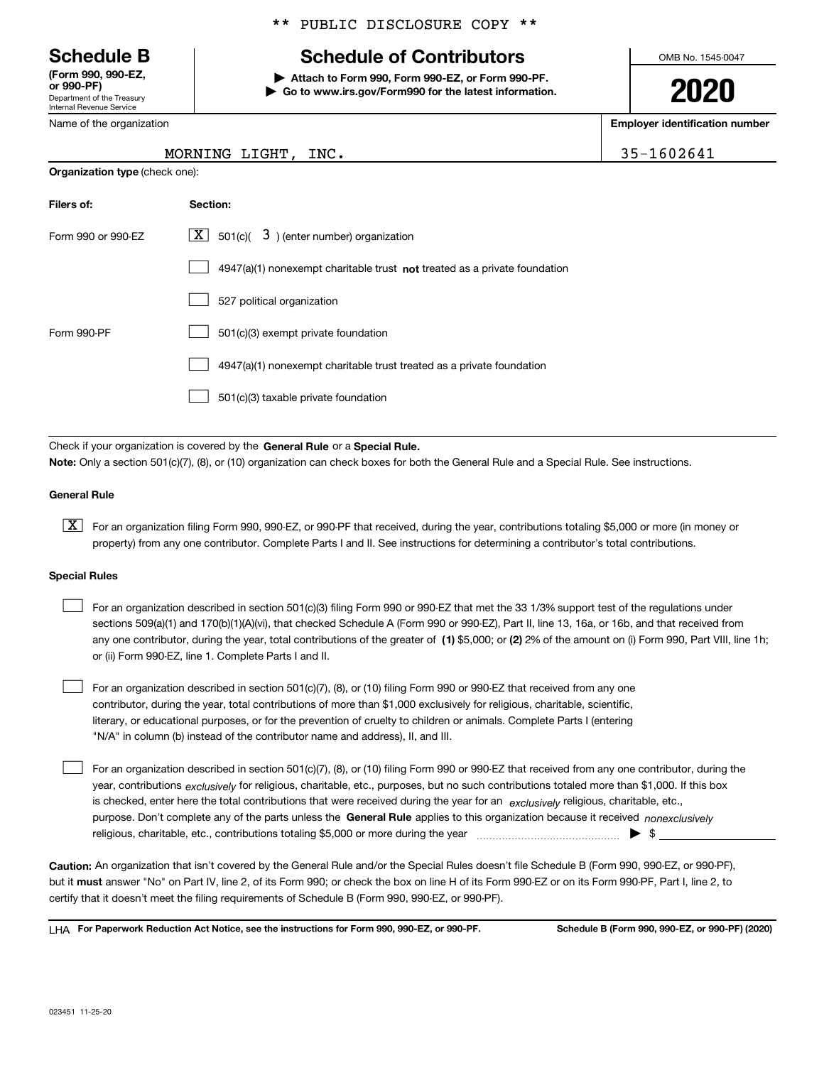** PUBLIC DISCLOSURE COPY **

# Schedule B

**(Form 990, 990-EZ, or 990-PF)**
Department of the Treasury
Internal Revenue Service

## Schedule of Contributors

▶ **Attach to Form 990, Form 990-EZ, or Form 990-PF.**
▶ **Go to www.irs.gov/Form990 for the latest information.**

OMB No. 1545-0047

**2020**

Name of the organization: MORNING LIGHT, INC.

**Employer identification number:** 35-1602641

**Organization type** (check one):

| **Filers of:** | **Section:** |
|---|---|
| Form 990 or 990-EZ | [X] 501(c)( 3 ) (enter number) organization |
| | [ ] 4947(a)(1) nonexempt charitable trust **not** treated as a private foundation |
| | [ ] 527 political organization |
| Form 990-PF | [ ] 501(c)(3) exempt private foundation |
| | [ ] 4947(a)(1) nonexempt charitable trust treated as a private foundation |
| | [ ] 501(c)(3) taxable private foundation |

Check if your organization is covered by the **General Rule** or a **Special Rule.**

**Note:** Only a section 501(c)(7), (8), or (10) organization can check boxes for both the General Rule and a Special Rule. See instructions.

**General Rule**

[X] For an organization filing Form 990, 990-EZ, or 990-PF that received, during the year, contributions totaling $5,000 or more (in money or property) from any one contributor. Complete Parts I and II. See instructions for determining a contributor's total contributions.

**Special Rules**

[ ] For an organization described in section 501(c)(3) filing Form 990 or 990-EZ that met the 33 1/3% support test of the regulations under sections 509(a)(1) and 170(b)(1)(A)(vi), that checked Schedule A (Form 990 or 990-EZ), Part II, line 13, 16a, or 16b, and that received from any one contributor, during the year, total contributions of the greater of **(1)** $5,000; or **(2)** 2% of the amount on (i) Form 990, Part VIII, line 1h; or (ii) Form 990-EZ, line 1. Complete Parts I and II.

[ ] For an organization described in section 501(c)(7), (8), or (10) filing Form 990 or 990-EZ that received from any one contributor, during the year, total contributions of more than $1,000 exclusively for religious, charitable, scientific, literary, or educational purposes, or for the prevention of cruelty to children or animals. Complete Parts I (entering "N/A" in column (b) instead of the contributor name and address), II, and III.

[ ] For an organization described in section 501(c)(7), (8), or (10) filing Form 990 or 990-EZ that received from any one contributor, during the year, contributions *exclusively* for religious, charitable, etc., purposes, but no such contributions totaled more than $1,000. If this box is checked, enter here the total contributions that were received during the year for an *exclusively* religious, charitable, etc., purpose. Don't complete any of the parts unless the **General Rule** applies to this organization because it received *nonexclusively* religious, charitable, etc., contributions totaling $5,000 or more during the year ▶ $ ______

**Caution:** An organization that isn't covered by the General Rule and/or the Special Rules doesn't file Schedule B (Form 990, 990-EZ, or 990-PF), but it **must** answer "No" on Part IV, line 2, of its Form 990; or check the box on line H of its Form 990-EZ or on its Form 990-PF, Part I, line 2, to certify that it doesn't meet the filing requirements of Schedule B (Form 990, 990-EZ, or 990-PF).

LHA **For Paperwork Reduction Act Notice, see the instructions for Form 990, 990-EZ, or 990-PF.** **Schedule B (Form 990, 990-EZ, or 990-PF) (2020)**

023451 11-25-20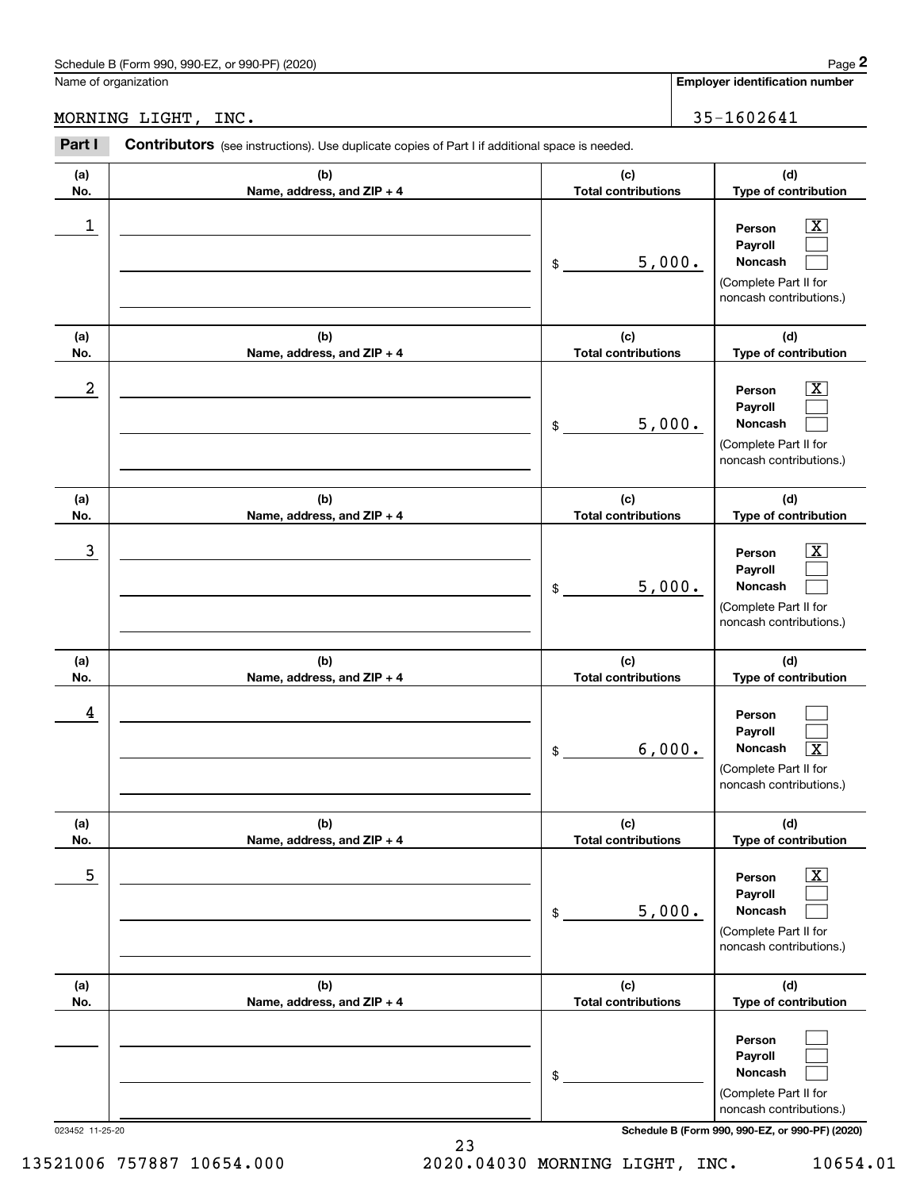Name of organization: MORNING LIGHT, INC.

Employer identification number: 35-1602641

**Part I** **Contributors** (see instructions). Use duplicate copies of Part I if additional space is needed.

| (a) No. | (b) Name, address, and ZIP + 4 | (c) Total contributions | (d) Type of contribution |
|---|---|---|---|
| 1 | | $ 5,000. | Person [X] Payroll [ ] Noncash [ ] (Complete Part II for noncash contributions.) |
| 2 | | $ 5,000. | Person [X] Payroll [ ] Noncash [ ] (Complete Part II for noncash contributions.) |
| 3 | | $ 5,000. | Person [X] Payroll [ ] Noncash [ ] (Complete Part II for noncash contributions.) |
| 4 | | $ 6,000. | Person [ ] Payroll [ ] Noncash [X] (Complete Part II for noncash contributions.) |
| 5 | | $ 5,000. | Person [X] Payroll [ ] Noncash [ ] (Complete Part II for noncash contributions.) |
| | | $ | Person [ ] Payroll [ ] Noncash [ ] (Complete Part II for noncash contributions.) |

023452 11-25-20

Schedule B (Form 990, 990-EZ, or 990-PF) (2020)

13521006 757887 10654.000 2020.04030 MORNING LIGHT, INC. 10654.01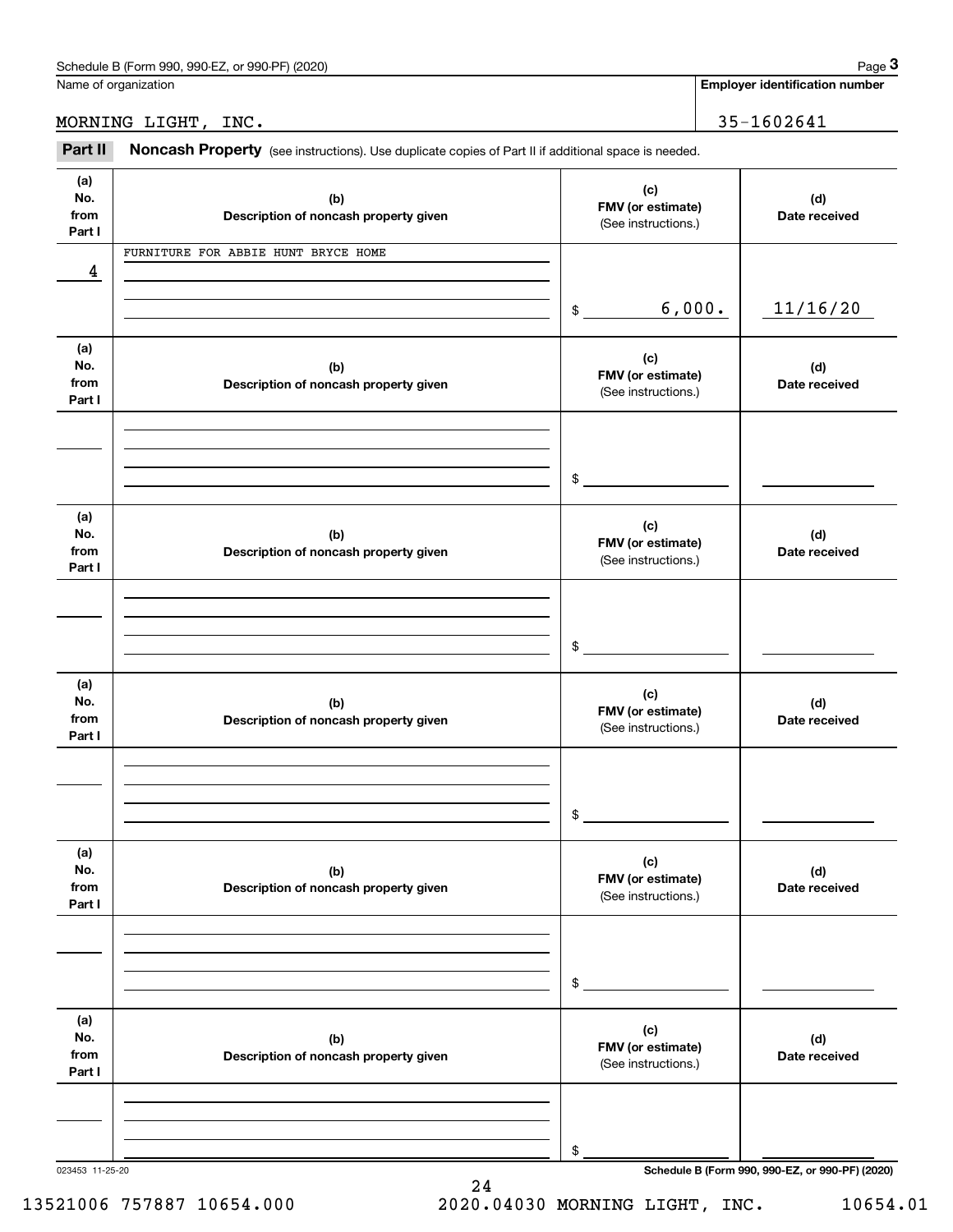Name of organization: MORNING LIGHT, INC.

**Employer identification number:** 35-1602641

## Part II Noncash Property

(see instructions). Use duplicate copies of Part II if additional space is needed.

| (a) No. from Part I | (b) Description of noncash property given | (c) FMV (or estimate) (See instructions.) | (d) Date received |
|---|---|---|---|
| 4 | FURNITURE FOR ABBIE HUNT BRYCE HOME | $ 6,000. | 11/16/20 |

| (a) No. from Part I | (b) Description of noncash property given | (c) FMV (or estimate) (See instructions.) | (d) Date received |
|---|---|---|---|
| | | $ | |

| (a) No. from Part I | (b) Description of noncash property given | (c) FMV (or estimate) (See instructions.) | (d) Date received |
|---|---|---|---|
| | | $ | |

| (a) No. from Part I | (b) Description of noncash property given | (c) FMV (or estimate) (See instructions.) | (d) Date received |
|---|---|---|---|
| | | $ | |

| (a) No. from Part I | (b) Description of noncash property given | (c) FMV (or estimate) (See instructions.) | (d) Date received |
|---|---|---|---|
| | | $ | |

| (a) No. from Part I | (b) Description of noncash property given | (c) FMV (or estimate) (See instructions.) | (d) Date received |
|---|---|---|---|
| | | $ | |

023453 11-25-20

Schedule B (Form 990, 990-EZ, or 990-PF) (2020)

13521006 757887 10654.000 2020.04030 MORNING LIGHT, INC. 10654.01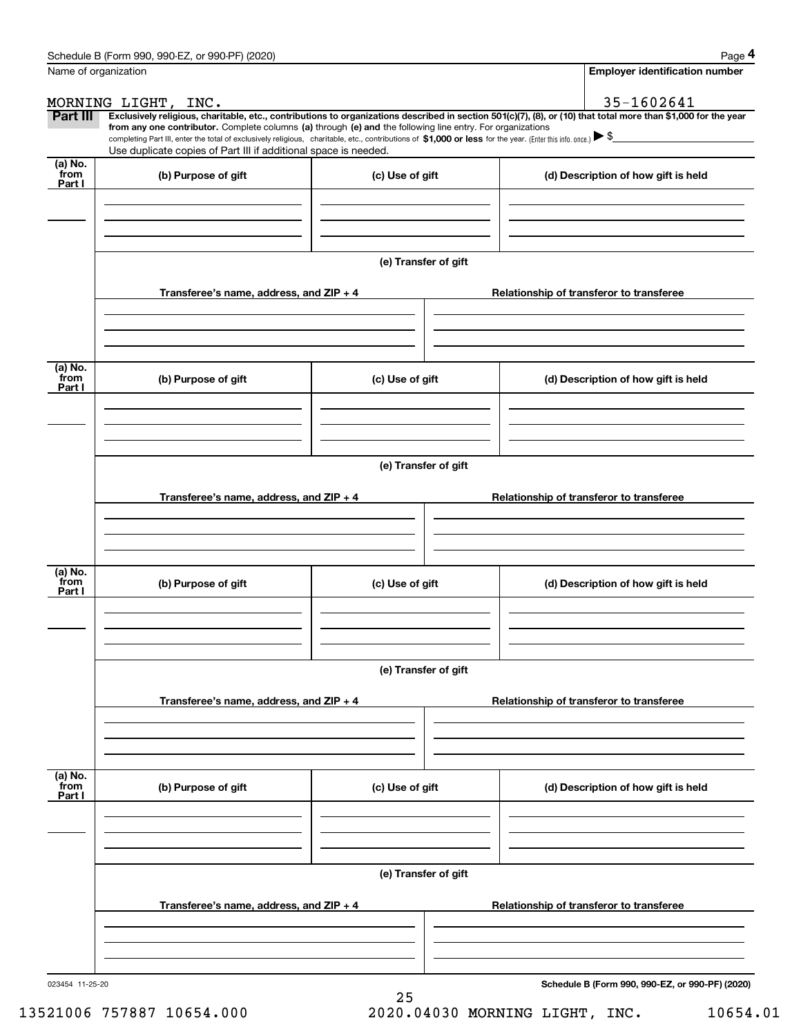Name of organization

MORNING LIGHT, INC.

**Employer identification number**

35-1602641

**Part III** **Exclusively religious, charitable, etc., contributions to organizations described in section 501(c)(7), (8), or (10) that total more than $1,000 for the year from any one contributor.** Complete columns **(a)** through **(e)** and the following line entry. For organizations completing Part III, enter the total of exclusively religious, charitable, etc., contributions of **$1,000 or less** for the year. (Enter this info. once.) ▶ $

Use duplicate copies of Part III if additional space is needed.

| (a) No. from Part I | (b) Purpose of gift | (c) Use of gift | (d) Description of how gift is held |
|---|---|---|---|
| | | | |

**(e) Transfer of gift**

| Transferee's name, address, and ZIP + 4 | Relationship of transferor to transferee |
|---|---|
| | |

| (a) No. from Part I | (b) Purpose of gift | (c) Use of gift | (d) Description of how gift is held |
|---|---|---|---|
| | | | |

**(e) Transfer of gift**

| Transferee's name, address, and ZIP + 4 | Relationship of transferor to transferee |
|---|---|
| | |

| (a) No. from Part I | (b) Purpose of gift | (c) Use of gift | (d) Description of how gift is held |
|---|---|---|---|
| | | | |

**(e) Transfer of gift**

| Transferee's name, address, and ZIP + 4 | Relationship of transferor to transferee |
|---|---|
| | |

| (a) No. from Part I | (b) Purpose of gift | (c) Use of gift | (d) Description of how gift is held |
|---|---|---|---|
| | | | |

**(e) Transfer of gift**

| Transferee's name, address, and ZIP + 4 | Relationship of transferor to transferee |
|---|---|
| | |

023454 11-25-20

13521006 757887 10654.000 2020.04030 MORNING LIGHT, INC. 10654.01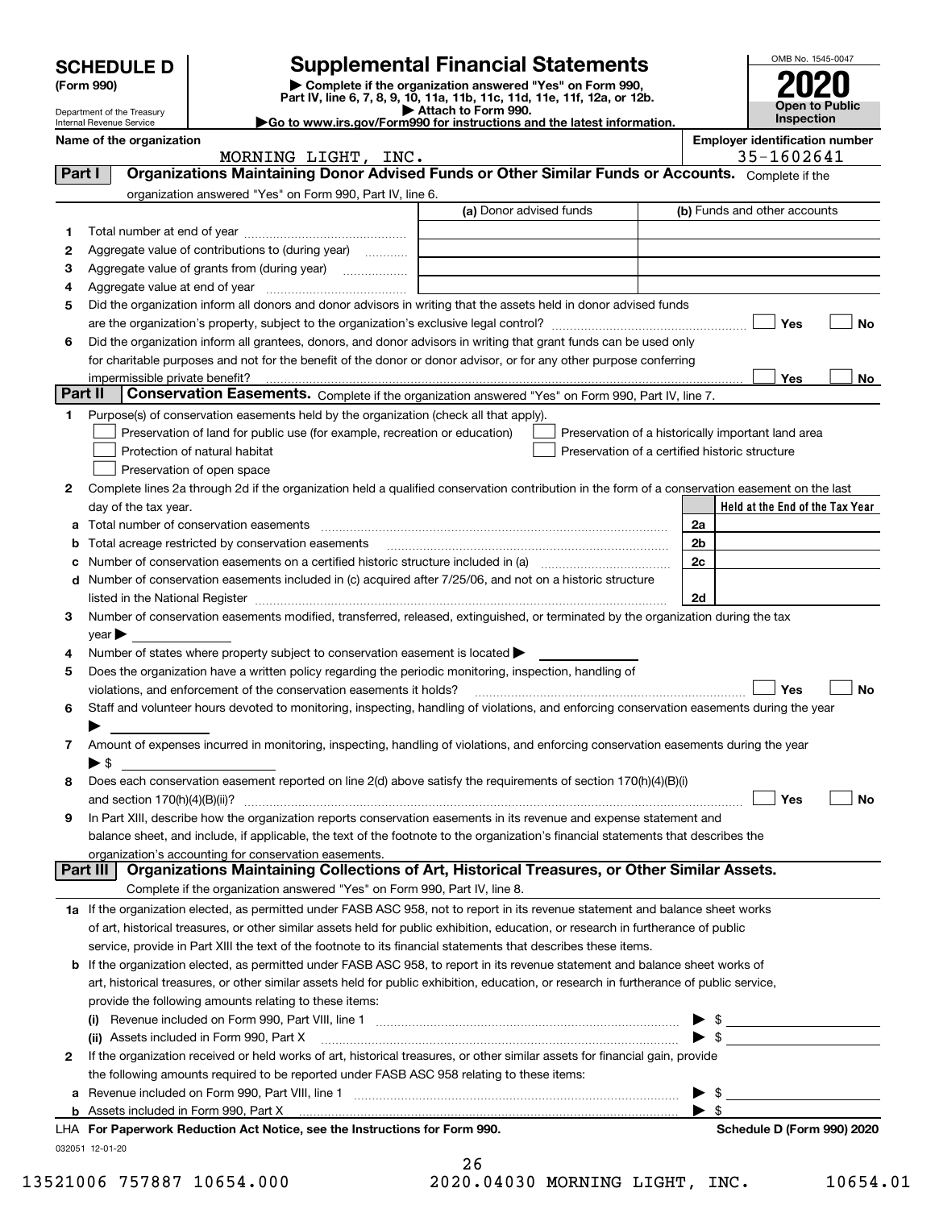**SCHEDULE D**
**(Form 990)**

Department of the Treasury
Internal Revenue Service

# Supplemental Financial Statements

▶ Complete if the organization answered "Yes" on Form 990, Part IV, line 6, 7, 8, 9, 10, 11a, 11b, 11c, 11d, 11e, 11f, 12a, or 12b.
▶ Attach to Form 990.
▶Go to www.irs.gov/Form990 for instructions and the latest information.

OMB No. 1545-0047
**2020**
**Open to Public Inspection**

**Name of the organization:** MORNING LIGHT, INC.
**Employer identification number:** 35-1602641

## Part I — Organizations Maintaining Donor Advised Funds or Other Similar Funds or Accounts.
Complete if the organization answered "Yes" on Form 990, Part IV, line 6.

| | | (a) Donor advised funds | (b) Funds and other accounts |
|---|---|---|---|
| 1 | Total number at end of year | | |
| 2 | Aggregate value of contributions to (during year) | | |
| 3 | Aggregate value of grants from (during year) | | |
| 4 | Aggregate value at end of year | | |

5 Did the organization inform all donors and donor advisors in writing that the assets held in donor advised funds are the organization's property, subject to the organization's exclusive legal control? ☐ Yes ☐ No

6 Did the organization inform all grantees, donors, and donor advisors in writing that grant funds can be used only for charitable purposes and not for the benefit of the donor or donor advisor, or for any other purpose conferring impermissible private benefit? ☐ Yes ☐ No

## Part II — Conservation Easements.
Complete if the organization answered "Yes" on Form 990, Part IV, line 7.

1 Purpose(s) of conservation easements held by the organization (check all that apply).
- ☐ Preservation of land for public use (for example, recreation or education)
- ☐ Protection of natural habitat
- ☐ Preservation of open space
- ☐ Preservation of a historically important land area
- ☐ Preservation of a certified historic structure

2 Complete lines 2a through 2d if the organization held a qualified conservation contribution in the form of a conservation easement on the last day of the tax year.

| | | | Held at the End of the Tax Year |
|---|---|---|---|
| a | Total number of conservation easements | 2a | |
| b | Total acreage restricted by conservation easements | 2b | |
| c | Number of conservation easements on a certified historic structure included in (a) | 2c | |
| d | Number of conservation easements included in (c) acquired after 7/25/06, and not on a historic structure listed in the National Register | 2d | |

3 Number of conservation easements modified, transferred, released, extinguished, or terminated by the organization during the tax year ▶

4 Number of states where property subject to conservation easement is located ▶

5 Does the organization have a written policy regarding the periodic monitoring, inspection, handling of violations, and enforcement of the conservation easements it holds? ☐ Yes ☐ No

6 Staff and volunteer hours devoted to monitoring, inspecting, handling of violations, and enforcing conservation easements during the year ▶

7 Amount of expenses incurred in monitoring, inspecting, handling of violations, and enforcing conservation easements during the year ▶ $

8 Does each conservation easement reported on line 2(d) above satisfy the requirements of section 170(h)(4)(B)(i) and section 170(h)(4)(B)(ii)? ☐ Yes ☐ No

9 In Part XIII, describe how the organization reports conservation easements in its revenue and expense statement and balance sheet, and include, if applicable, the text of the footnote to the organization's financial statements that describes the organization's accounting for conservation easements.

## Part III — Organizations Maintaining Collections of Art, Historical Treasures, or Other Similar Assets.
Complete if the organization answered "Yes" on Form 990, Part IV, line 8.

1a If the organization elected, as permitted under FASB ASC 958, not to report in its revenue statement and balance sheet works of art, historical treasures, or other similar assets held for public exhibition, education, or research in furtherance of public service, provide in Part XIII the text of the footnote to its financial statements that describes these items.

b If the organization elected, as permitted under FASB ASC 958, to report in its revenue statement and balance sheet works of art, historical treasures, or other similar assets held for public exhibition, education, or research in furtherance of public service, provide the following amounts relating to these items:

(i) Revenue included on Form 990, Part VIII, line 1 ▶ $

(ii) Assets included in Form 990, Part X ▶ $

2 If the organization received or held works of art, historical treasures, or other similar assets for financial gain, provide the following amounts required to be reported under FASB ASC 958 relating to these items:

a Revenue included on Form 990, Part VIII, line 1 ▶ $

b Assets included in Form 990, Part X ▶ $

LHA **For Paperwork Reduction Act Notice, see the Instructions for Form 990.** **Schedule D (Form 990) 2020**

032051 12-01-20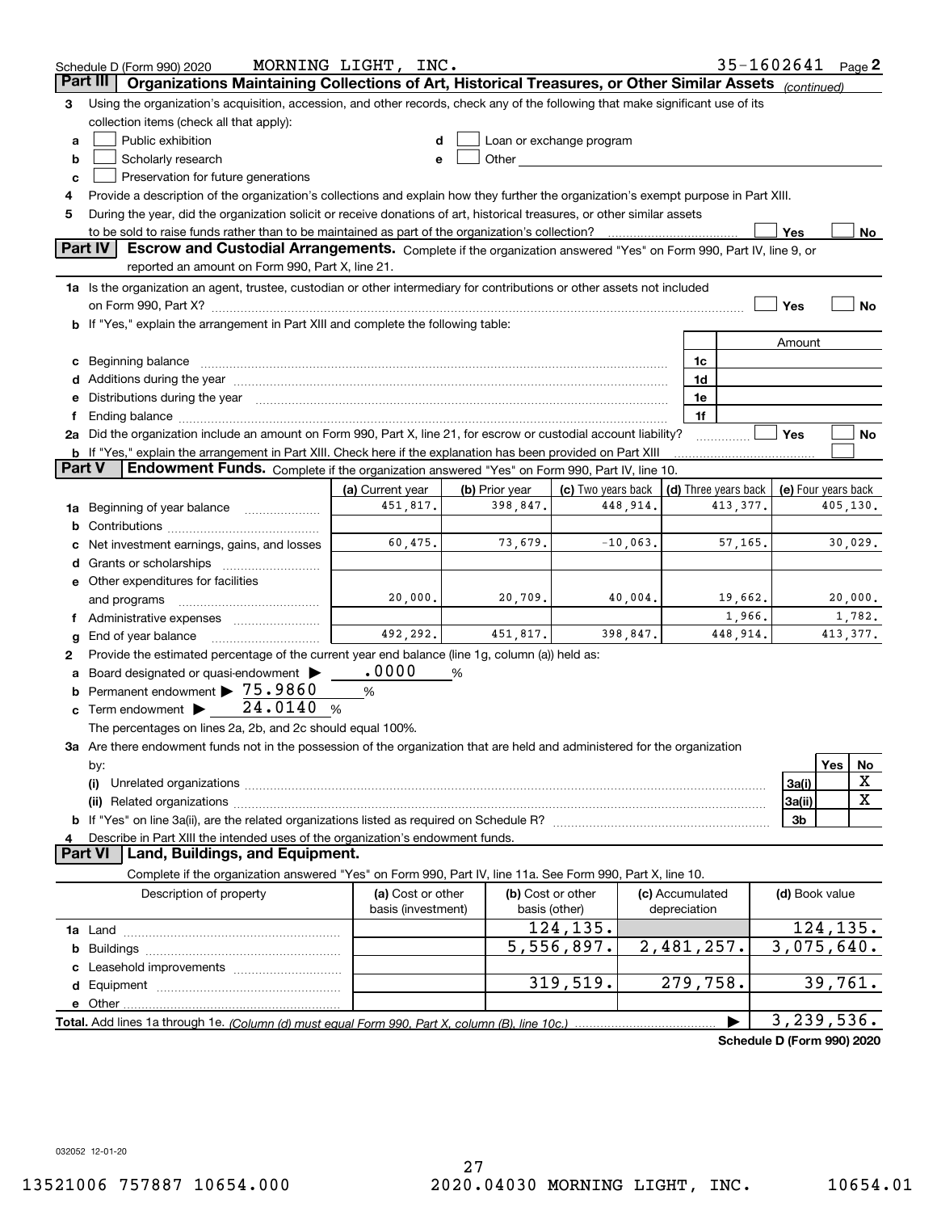Schedule D (Form 990) 2020 MORNING LIGHT, INC. 35-1602641 Page 2

## Part III Organizations Maintaining Collections of Art, Historical Treasures, or Other Similar Assets *(continued)*

**3** Using the organization's acquisition, accession, and other records, check any of the following that make significant use of its collection items (check all that apply):

- **a** ☐ Public exhibition
- **b** ☐ Scholarly research
- **c** ☐ Preservation for future generations
- **d** ☐ Loan or exchange program
- **e** ☐ Other

**4** Provide a description of the organization's collections and explain how they further the organization's exempt purpose in Part XIII.

**5** During the year, did the organization solicit or receive donations of art, historical treasures, or other similar assets to be sold to raise funds rather than to be maintained as part of the organization's collection? ☐ Yes ☐ No

## Part IV Escrow and Custodial Arrangements.

Complete if the organization answered "Yes" on Form 990, Part IV, line 9, or reported an amount on Form 990, Part X, line 21.

**1a** Is the organization an agent, trustee, custodian or other intermediary for contributions or other assets not included on Form 990, Part X? ☐ Yes ☐ No

**b** If "Yes," explain the arrangement in Part XIII and complete the following table:

| | | Amount |
|---|---|---|
| **c** Beginning balance | 1c | |
| **d** Additions during the year | 1d | |
| **e** Distributions during the year | 1e | |
| **f** Ending balance | 1f | |

**2a** Did the organization include an amount on Form 990, Part X, line 21, for escrow or custodial account liability? ☐ Yes ☐ No

**b** If "Yes," explain the arrangement in Part XIII. Check here if the explanation has been provided on Part XIII ☐

## Part V Endowment Funds.

Complete if the organization answered "Yes" on Form 990, Part IV, line 10.

| | (a) Current year | (b) Prior year | (c) Two years back | (d) Three years back | (e) Four years back |
|---|---|---|---|---|---|
| **1a** Beginning of year balance | 451,817. | 398,847. | 448,914. | 413,377. | 405,130. |
| **b** Contributions | | | | | |
| **c** Net investment earnings, gains, and losses | 60,475. | 73,679. | -10,063. | 57,165. | 30,029. |
| **d** Grants or scholarships | | | | | |
| **e** Other expenditures for facilities and programs | 20,000. | 20,709. | 40,004. | 19,662. | 20,000. |
| **f** Administrative expenses | | | | 1,966. | 1,782. |
| **g** End of year balance | 492,292. | 451,817. | 398,847. | 448,914. | 413,377. |

**2** Provide the estimated percentage of the current year end balance (line 1g, column (a)) held as:

- **a** Board designated or quasi-endowment ▶ .0000 %
- **b** Permanent endowment ▶ 75.9860 %
- **c** Term endowment ▶ 24.0140 %

The percentages on lines 2a, 2b, and 2c should equal 100%.

**3a** Are there endowment funds not in the possession of the organization that are held and administered for the organization by:

| | | Yes | No |
|---|---|---|---|
| **(i)** Unrelated organizations | 3a(i) | | X |
| **(ii)** Related organizations | 3a(ii) | | X |
| **b** If "Yes" on line 3a(ii), are the related organizations listed as required on Schedule R? | 3b | | |

**4** Describe in Part XIII the intended uses of the organization's endowment funds.

## Part VI Land, Buildings, and Equipment.

Complete if the organization answered "Yes" on Form 990, Part IV, line 11a. See Form 990, Part X, line 10.

| Description of property | (a) Cost or other basis (investment) | (b) Cost or other basis (other) | (c) Accumulated depreciation | (d) Book value |
|---|---|---|---|---|
| **1a** Land | | 124,135. | | 124,135. |
| **b** Buildings | | 5,556,897. | 2,481,257. | 3,075,640. |
| **c** Leasehold improvements | | | | |
| **d** Equipment | | 319,519. | 279,758. | 39,761. |
| **e** Other | | | | |
| **Total.** Add lines 1a through 1e. *(Column (d) must equal Form 990, Part X, column (B), line 10c.)* | | | ▶ | 3,239,536. |

Schedule D (Form 990) 2020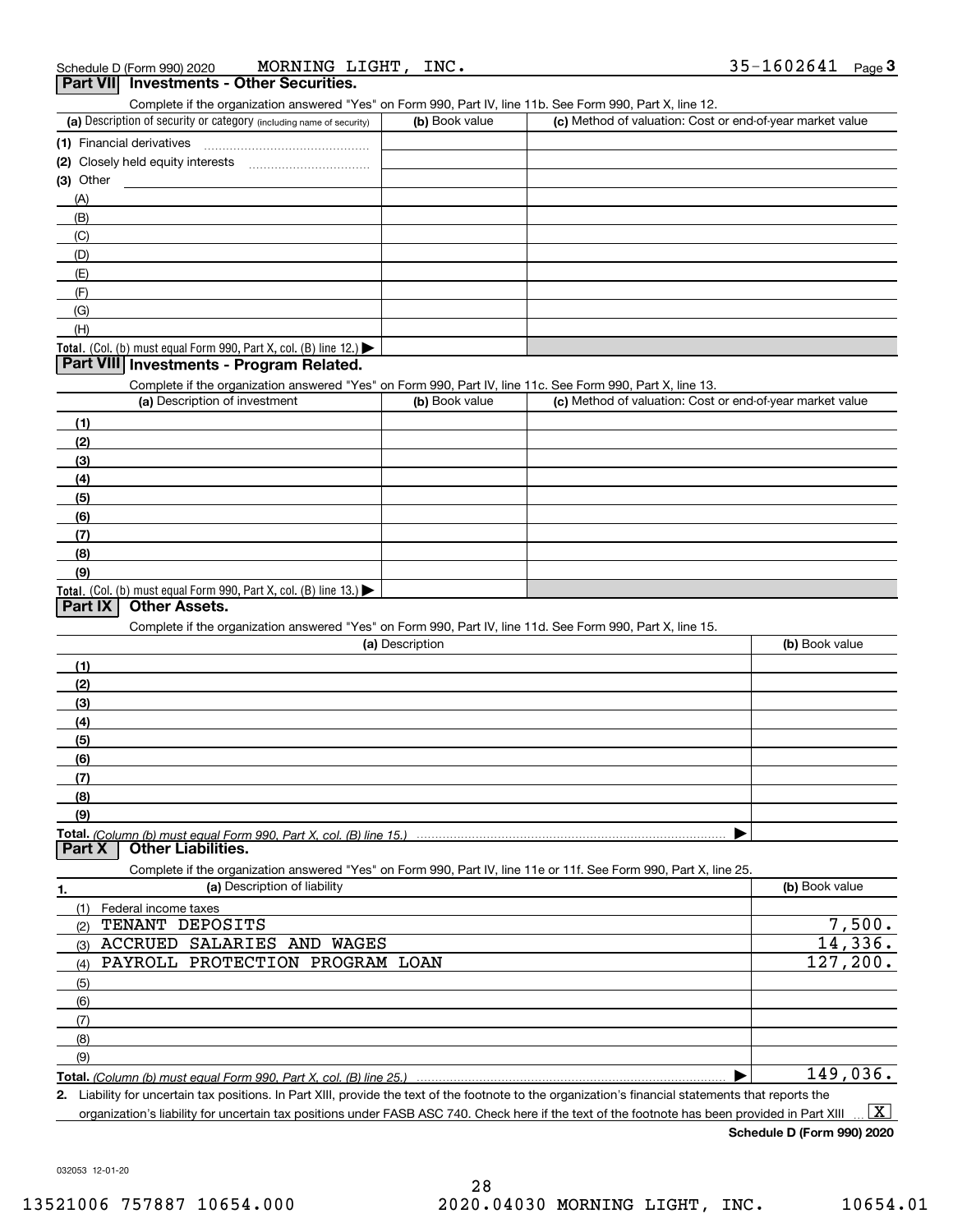Schedule D (Form 990) 2020 MORNING LIGHT, INC. 35-1602641 Page **3**

## Part VII Investments - Other Securities.

Complete if the organization answered "Yes" on Form 990, Part IV, line 11b. See Form 990, Part X, line 12.

| (a) Description of security or category (including name of security) | (b) Book value | (c) Method of valuation: Cost or end-of-year market value |
|---|---|---|
| (1) Financial derivatives | | |
| (2) Closely held equity interests | | |
| (3) Other | | |
| (A) | | |
| (B) | | |
| (C) | | |
| (D) | | |
| (E) | | |
| (F) | | |
| (G) | | |
| (H) | | |
| **Total.** (Col. (b) must equal Form 990, Part X, col. (B) line 12.) | | |

## Part VIII Investments - Program Related.

Complete if the organization answered "Yes" on Form 990, Part IV, line 11c. See Form 990, Part X, line 13.

| (a) Description of investment | (b) Book value | (c) Method of valuation: Cost or end-of-year market value |
|---|---|---|
| (1) | | |
| (2) | | |
| (3) | | |
| (4) | | |
| (5) | | |
| (6) | | |
| (7) | | |
| (8) | | |
| (9) | | |
| **Total.** (Col. (b) must equal Form 990, Part X, col. (B) line 13.) | | |

## Part IX Other Assets.

Complete if the organization answered "Yes" on Form 990, Part IV, line 11d. See Form 990, Part X, line 15.

| (a) Description | (b) Book value |
|---|---|
| (1) | |
| (2) | |
| (3) | |
| (4) | |
| (5) | |
| (6) | |
| (7) | |
| (8) | |
| (9) | |
| **Total.** *(Column (b) must equal Form 990, Part X, col. (B) line 15.)* | |

## Part X Other Liabilities.

Complete if the organization answered "Yes" on Form 990, Part IV, line 11e or 11f. See Form 990, Part X, line 25.

| 1. (a) Description of liability | (b) Book value |
|---|---|
| (1) Federal income taxes | |
| (2) TENANT DEPOSITS | 7,500. |
| (3) ACCRUED SALARIES AND WAGES | 14,336. |
| (4) PAYROLL PROTECTION PROGRAM LOAN | 127,200. |
| (5) | |
| (6) | |
| (7) | |
| (8) | |
| (9) | |
| **Total.** *(Column (b) must equal Form 990, Part X, col. (B) line 25.)* | 149,036. |

**2.** Liability for uncertain tax positions. In Part XIII, provide the text of the footnote to the organization's financial statements that reports the organization's liability for uncertain tax positions under FASB ASC 740. Check here if the text of the footnote has been provided in Part XIII ... [X]

**Schedule D (Form 990) 2020**

032053 12-01-20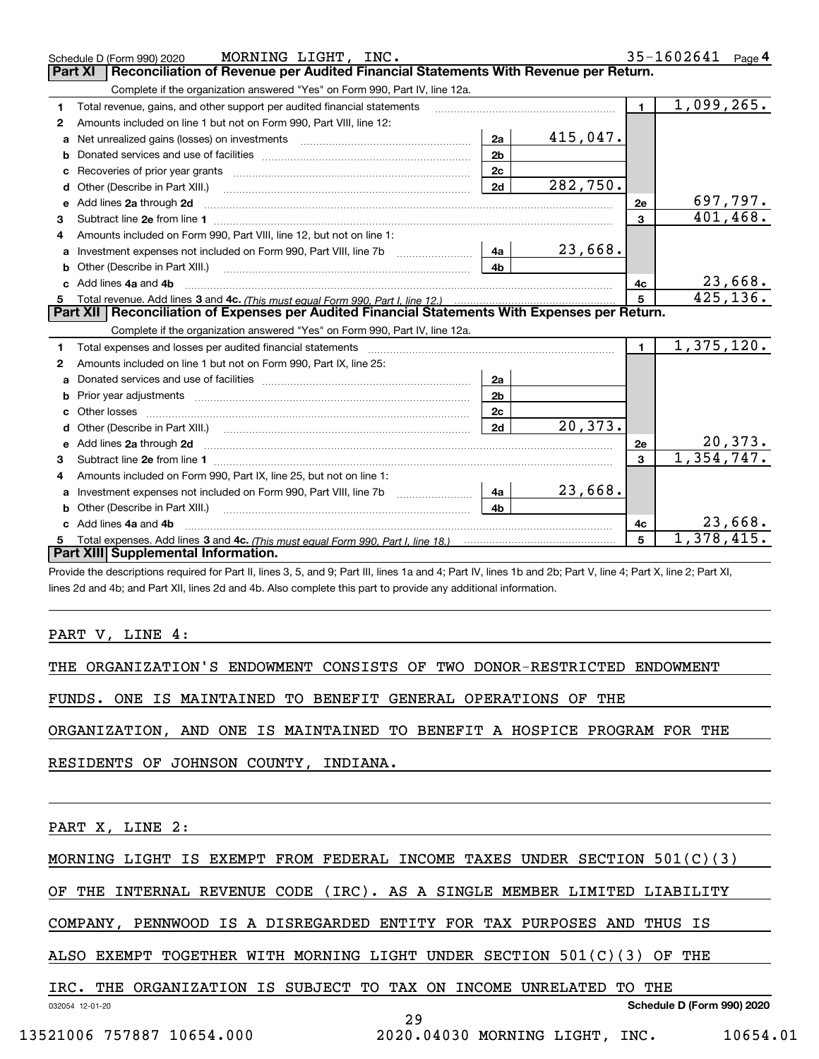Schedule D (Form 990) 2020 MORNING LIGHT, INC. 35-1602641 Page 4

## Part XI Reconciliation of Revenue per Audited Financial Statements With Revenue per Return.

Complete if the organization answered "Yes" on Form 990, Part IV, line 12a.

| | | | | | |
|---|---|---|---|---|---|
| 1 | Total revenue, gains, and other support per audited financial statements | | | 1 | 1,099,265. |
| 2 | Amounts included on line 1 but not on Form 990, Part VIII, line 12: | | | | |
| a | Net unrealized gains (losses) on investments | 2a | 415,047. | | |
| b | Donated services and use of facilities | 2b | | | |
| c | Recoveries of prior year grants | 2c | | | |
| d | Other (Describe in Part XIII.) | 2d | 282,750. | | |
| e | Add lines 2a through 2d | | | 2e | 697,797. |
| 3 | Subtract line 2e from line 1 | | | 3 | 401,468. |
| 4 | Amounts included on Form 990, Part VIII, line 12, but not on line 1: | | | | |
| a | Investment expenses not included on Form 990, Part VIII, line 7b | 4a | 23,668. | | |
| b | Other (Describe in Part XIII.) | 4b | | | |
| c | Add lines 4a and 4b | | | 4c | 23,668. |
| 5 | Total revenue. Add lines 3 and 4c. *(This must equal Form 990, Part I, line 12.)* | | | 5 | 425,136. |

## Part XII Reconciliation of Expenses per Audited Financial Statements With Expenses per Return.

Complete if the organization answered "Yes" on Form 990, Part IV, line 12a.

| | | | | | |
|---|---|---|---|---|---|
| 1 | Total expenses and losses per audited financial statements | | | 1 | 1,375,120. |
| 2 | Amounts included on line 1 but not on Form 990, Part IX, line 25: | | | | |
| a | Donated services and use of facilities | 2a | | | |
| b | Prior year adjustments | 2b | | | |
| c | Other losses | 2c | | | |
| d | Other (Describe in Part XIII.) | 2d | 20,373. | | |
| e | Add lines 2a through 2d | | | 2e | 20,373. |
| 3 | Subtract line 2e from line 1 | | | 3 | 1,354,747. |
| 4 | Amounts included on Form 990, Part IX, line 25, but not on line 1: | | | | |
| a | Investment expenses not included on Form 990, Part VIII, line 7b | 4a | 23,668. | | |
| b | Other (Describe in Part XIII.) | 4b | | | |
| c | Add lines 4a and 4b | | | 4c | 23,668. |
| 5 | Total expenses. Add lines 3 and 4c. *(This must equal Form 990, Part I, line 18.)* | | | 5 | 1,378,415. |

## Part XIII Supplemental Information.

Provide the descriptions required for Part II, lines 3, 5, and 9; Part III, lines 1a and 4; Part IV, lines 1b and 2b; Part V, line 4; Part X, line 2; Part XI, lines 2d and 4b; and Part XII, lines 2d and 4b. Also complete this part to provide any additional information.

PART V, LINE 4:

THE ORGANIZATION'S ENDOWMENT CONSISTS OF TWO DONOR-RESTRICTED ENDOWMENT FUNDS. ONE IS MAINTAINED TO BENEFIT GENERAL OPERATIONS OF THE ORGANIZATION, AND ONE IS MAINTAINED TO BENEFIT A HOSPICE PROGRAM FOR THE RESIDENTS OF JOHNSON COUNTY, INDIANA.

PART X, LINE 2:

MORNING LIGHT IS EXEMPT FROM FEDERAL INCOME TAXES UNDER SECTION 501(C)(3) OF THE INTERNAL REVENUE CODE (IRC). AS A SINGLE MEMBER LIMITED LIABILITY COMPANY, PENNWOOD IS A DISREGARDED ENTITY FOR TAX PURPOSES AND THUS IS ALSO EXEMPT TOGETHER WITH MORNING LIGHT UNDER SECTION 501(C)(3) OF THE IRC. THE ORGANIZATION IS SUBJECT TO TAX ON INCOME UNRELATED TO THE

032054 12-01-20 Schedule D (Form 990) 2020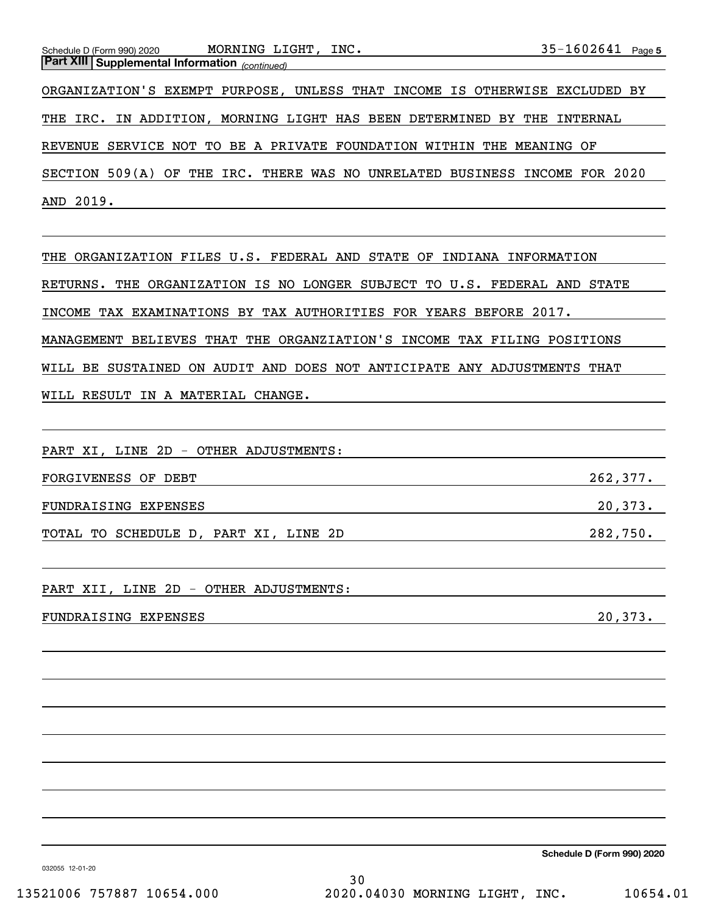**Part XIII | Supplemental Information** *(continued)*

ORGANIZATION'S EXEMPT PURPOSE, UNLESS THAT INCOME IS OTHERWISE EXCLUDED BY THE IRC. IN ADDITION, MORNING LIGHT HAS BEEN DETERMINED BY THE INTERNAL REVENUE SERVICE NOT TO BE A PRIVATE FOUNDATION WITHIN THE MEANING OF SECTION 509(A) OF THE IRC. THERE WAS NO UNRELATED BUSINESS INCOME FOR 2020 AND 2019.

THE ORGANIZATION FILES U.S. FEDERAL AND STATE OF INDIANA INFORMATION RETURNS. THE ORGANIZATION IS NO LONGER SUBJECT TO U.S. FEDERAL AND STATE INCOME TAX EXAMINATIONS BY TAX AUTHORITIES FOR YEARS BEFORE 2017. MANAGEMENT BELIEVES THAT THE ORGANZIATION'S INCOME TAX FILING POSITIONS WILL BE SUSTAINED ON AUDIT AND DOES NOT ANTICIPATE ANY ADJUSTMENTS THAT WILL RESULT IN A MATERIAL CHANGE.

PART XI, LINE 2D - OTHER ADJUSTMENTS:

| | |
|---|---|
| FORGIVENESS OF DEBT | 262,377. |
| FUNDRAISING EXPENSES | 20,373. |
| TOTAL TO SCHEDULE D, PART XI, LINE 2D | 282,750. |

PART XII, LINE 2D - OTHER ADJUSTMENTS:

| | |
|---|---|
| FUNDRAISING EXPENSES | 20,373. |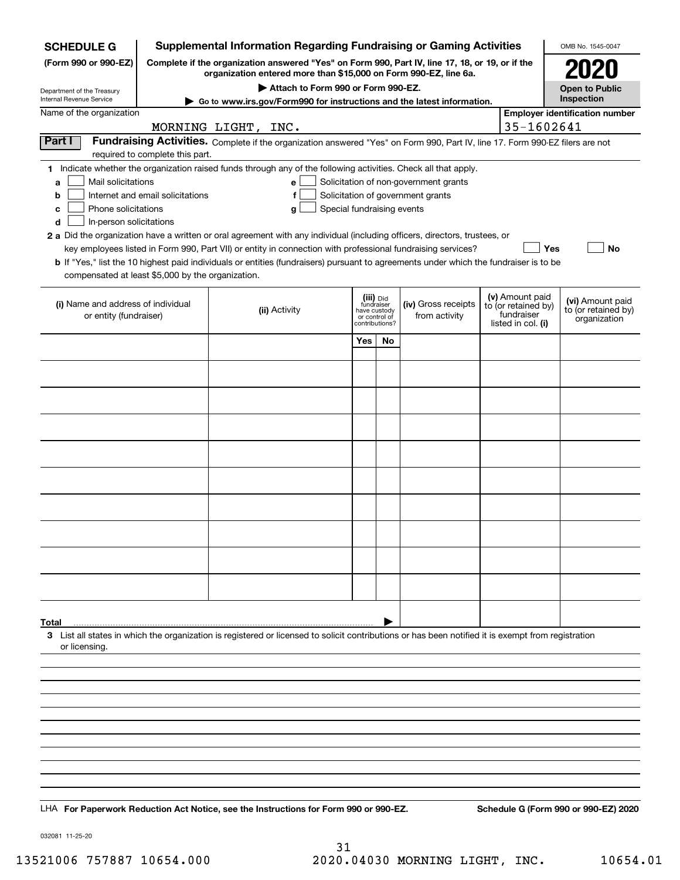**SCHEDULE G**
**(Form 990 or 990-EZ)**

Department of the Treasury
Internal Revenue Service

# Supplemental Information Regarding Fundraising or Gaming Activities

**Complete if the organization answered "Yes" on Form 990, Part IV, line 17, 18, or 19, or if the organization entered more than $15,000 on Form 990-EZ, line 6a.**

**▶ Attach to Form 990 or Form 990-EZ.**

**▶ Go to www.irs.gov/Form990 for instructions and the latest information.**

OMB No. 1545-0047

**2020**

**Open to Public Inspection**

Name of the organization: MORNING LIGHT, INC.

**Employer identification number:** 35-1602641

## Part I — Fundraising Activities.

Complete if the organization answered "Yes" on Form 990, Part IV, line 17. Form 990-EZ filers are not required to complete this part.

**1** Indicate whether the organization raised funds through any of the following activities. Check all that apply.

- **a** ☐ Mail solicitations
- **b** ☐ Internet and email solicitations
- **c** ☐ Phone solicitations
- **d** ☐ In-person solicitations
- **e** ☐ Solicitation of non-government grants
- **f** ☐ Solicitation of government grants
- **g** ☐ Special fundraising events

**2 a** Did the organization have a written or oral agreement with any individual (including officers, directors, trustees, or key employees listed in Form 990, Part VII) or entity in connection with professional fundraising services? ☐ **Yes** ☐ **No**

**b** If "Yes," list the 10 highest paid individuals or entities (fundraisers) pursuant to agreements under which the fundraiser is to be compensated at least $5,000 by the organization.

| (i) Name and address of individual or entity (fundraiser) | (ii) Activity | (iii) Did fundraiser have custody or control of contributions? Yes | No | (iv) Gross receipts from activity | (v) Amount paid to (or retained by) fundraiser listed in col. (i) | (vi) Amount paid to (or retained by) organization |
|---|---|---|---|---|---|---|
| | | | | | | |
| | | | | | | |
| | | | | | | |
| | | | | | | |
| | | | | | | |
| | | | | | | |
| | | | | | | |
| | | | | | | |
| | | | | | | |
| | | | | | | |
| **Total** ▶ | | | | | | |

**3** List all states in which the organization is registered or licensed to solicit contributions or has been notified it is exempt from registration or licensing.

LHA **For Paperwork Reduction Act Notice, see the Instructions for Form 990 or 990-EZ.**

**Schedule G (Form 990 or 990-EZ) 2020**

032081 11-25-20

13521006 757887 10654.000 2020.04030 MORNING LIGHT, INC. 10654.01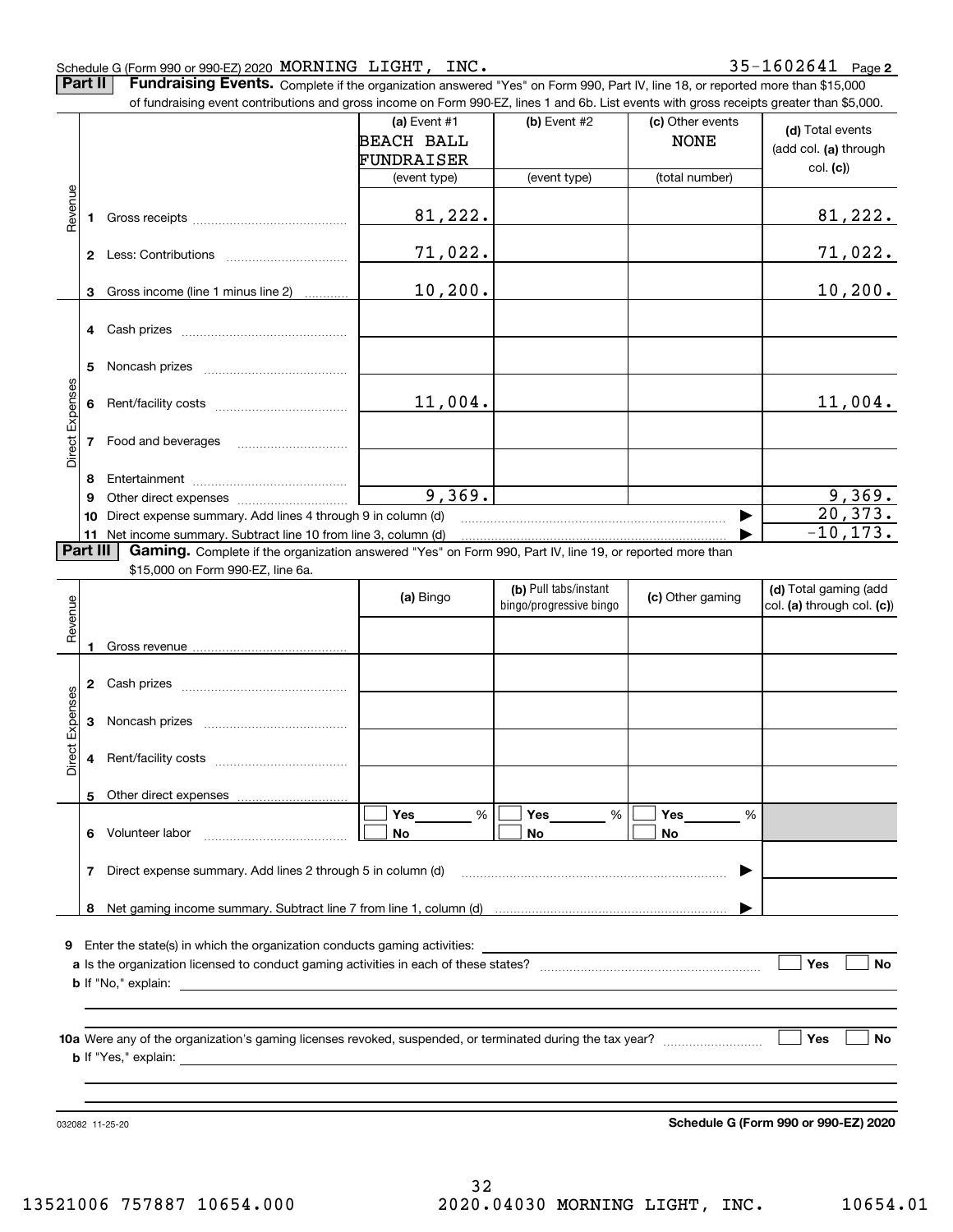Schedule G (Form 990 or 990-EZ) 2020 MORNING LIGHT, INC. 35-1602641 Page **2**

## Part II Fundraising Events.

Complete if the organization answered "Yes" on Form 990, Part IV, line 18, or reported more than $15,000 of fundraising event contributions and gross income on Form 990-EZ, lines 1 and 6b. List events with gross receipts greater than $5,000.

| | | (a) Event #1 BEACH BALL FUNDRAISER (event type) | (b) Event #2 (event type) | (c) Other events NONE (total number) | (d) Total events (add col. (a) through col. (c)) |
|---|---|---|---|---|---|
| Revenue | 1 Gross receipts | 81,222. | | | 81,222. |
| | 2 Less: Contributions | 71,022. | | | 71,022. |
| | 3 Gross income (line 1 minus line 2) | 10,200. | | | 10,200. |
| Direct Expenses | 4 Cash prizes | | | | |
| | 5 Noncash prizes | | | | |
| | 6 Rent/facility costs | 11,004. | | | 11,004. |
| | 7 Food and beverages | | | | |
| | 8 Entertainment | | | | |
| | 9 Other direct expenses | 9,369. | | | 9,369. |
| | 10 Direct expense summary. Add lines 4 through 9 in column (d) | | | | 20,373. |
| | 11 Net income summary. Subtract line 10 from line 3, column (d) | | | | -10,173. |

## Part III Gaming.

Complete if the organization answered "Yes" on Form 990, Part IV, line 19, or reported more than $15,000 on Form 990-EZ, line 6a.

| | | (a) Bingo | (b) Pull tabs/instant bingo/progressive bingo | (c) Other gaming | (d) Total gaming (add col. (a) through col. (c)) |
|---|---|---|---|---|---|
| Revenue | 1 Gross revenue | | | | |
| Direct Expenses | 2 Cash prizes | | | | |
| | 3 Noncash prizes | | | | |
| | 4 Rent/facility costs | | | | |
| | 5 Other direct expenses | | | | |
| | 6 Volunteer labor | ☐ Yes ___ % ☐ No | ☐ Yes ___ % ☐ No | ☐ Yes ___ % ☐ No | |
| | 7 Direct expense summary. Add lines 2 through 5 in column (d) | | | | |
| | 8 Net gaming income summary. Subtract line 7 from line 1, column (d) | | | | |

**9** Enter the state(s) in which the organization conducts gaming activities: ______

**a** Is the organization licensed to conduct gaming activities in each of these states? ☐ Yes ☐ No

**b** If "No," explain: ______

**10a** Were any of the organization's gaming licenses revoked, suspended, or terminated during the tax year? ☐ Yes ☐ No

**b** If "Yes," explain: ______

032082 11-25-20 **Schedule G (Form 990 or 990-EZ) 2020**

13521006 757887 10654.000 2020.04030 MORNING LIGHT, INC. 10654.01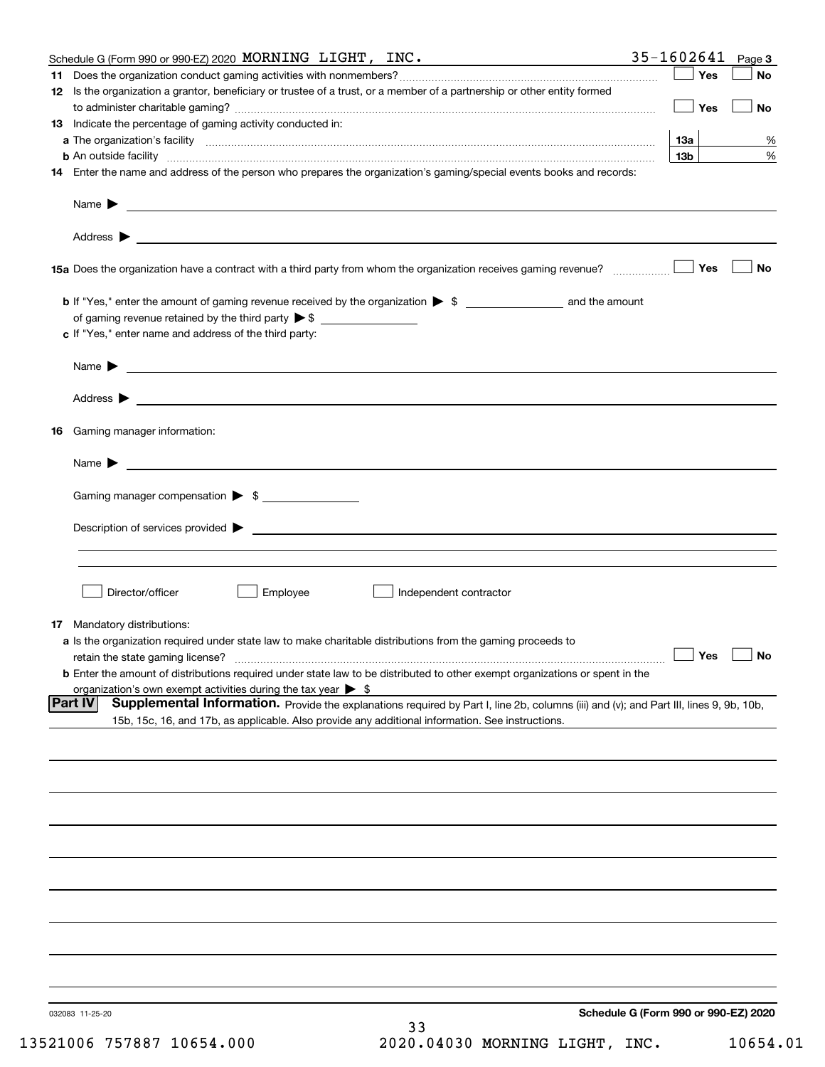Schedule G (Form 990 or 990-EZ) 2020 MORNING LIGHT, INC. 35-1602641 Page 3

**11** Does the organization conduct gaming activities with nonmembers? ☐ Yes ☐ No

**12** Is the organization a grantor, beneficiary or trustee of a trust, or a member of a partnership or other entity formed to administer charitable gaming? ☐ Yes ☐ No

**13** Indicate the percentage of gaming activity conducted in:

**a** The organization's facility **13a** %

**b** An outside facility **13b** %

**14** Enter the name and address of the person who prepares the organization's gaming/special events books and records:

Name ▶

Address ▶

**15a** Does the organization have a contract with a third party from whom the organization receives gaming revenue? ☐ Yes ☐ No

**b** If "Yes," enter the amount of gaming revenue received by the organization ▶ $ ______ and the amount of gaming revenue retained by the third party ▶ $ ______

**c** If "Yes," enter name and address of the third party:

Name ▶

Address ▶

**16** Gaming manager information:

Name ▶

Gaming manager compensation ▶ $ ______

Description of services provided ▶

☐ Director/officer ☐ Employee ☐ Independent contractor

**17** Mandatory distributions:

**a** Is the organization required under state law to make charitable distributions from the gaming proceeds to retain the state gaming license? ☐ Yes ☐ No

**b** Enter the amount of distributions required under state law to be distributed to other exempt organizations or spent in the organization's own exempt activities during the tax year ▶ $

**Part IV** **Supplemental Information.** Provide the explanations required by Part I, line 2b, columns (iii) and (v); and Part III, lines 9, 9b, 10b, 15b, 15c, 16, and 17b, as applicable. Also provide any additional information. See instructions.

032083 11-25-20 **Schedule G (Form 990 or 990-EZ) 2020**

13521006 757887 10654.000 2020.04030 MORNING LIGHT, INC. 10654.01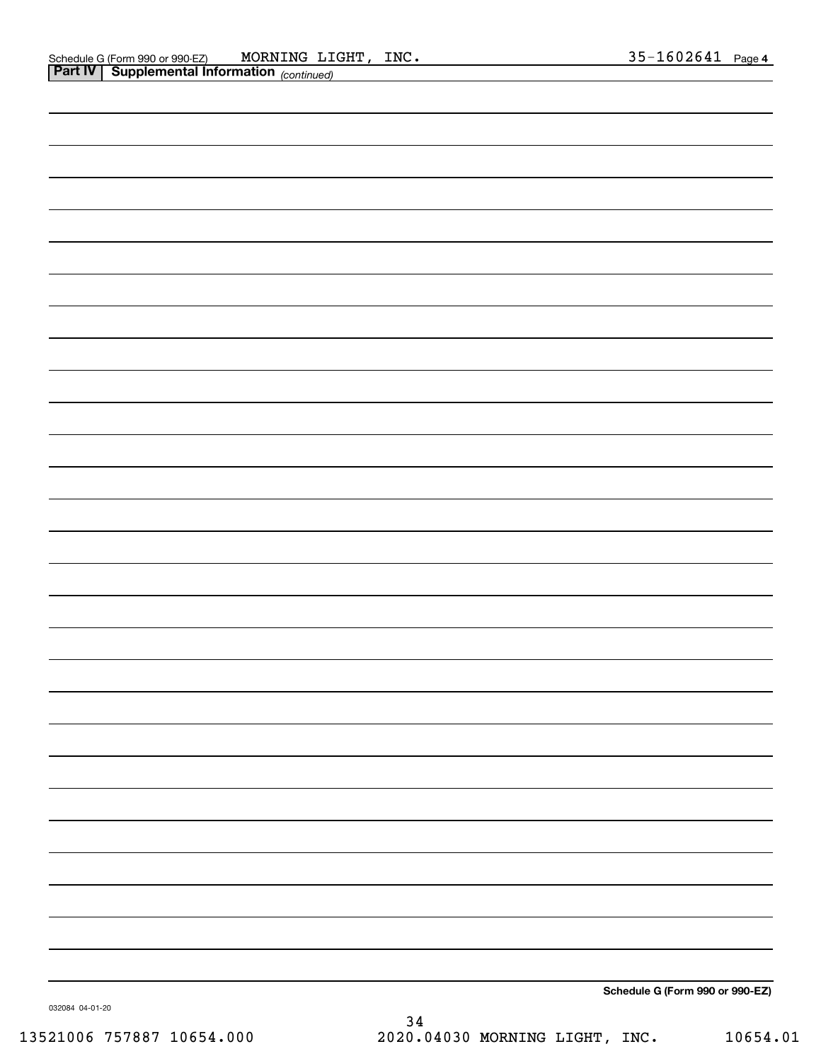Schedule G (Form 990 or 990-EZ) MORNING LIGHT, INC. 35-1602641 Page **4**

**Part IV | Supplemental Information** *(continued)*

**Schedule G (Form 990 or 990-EZ)**

032084 04-01-20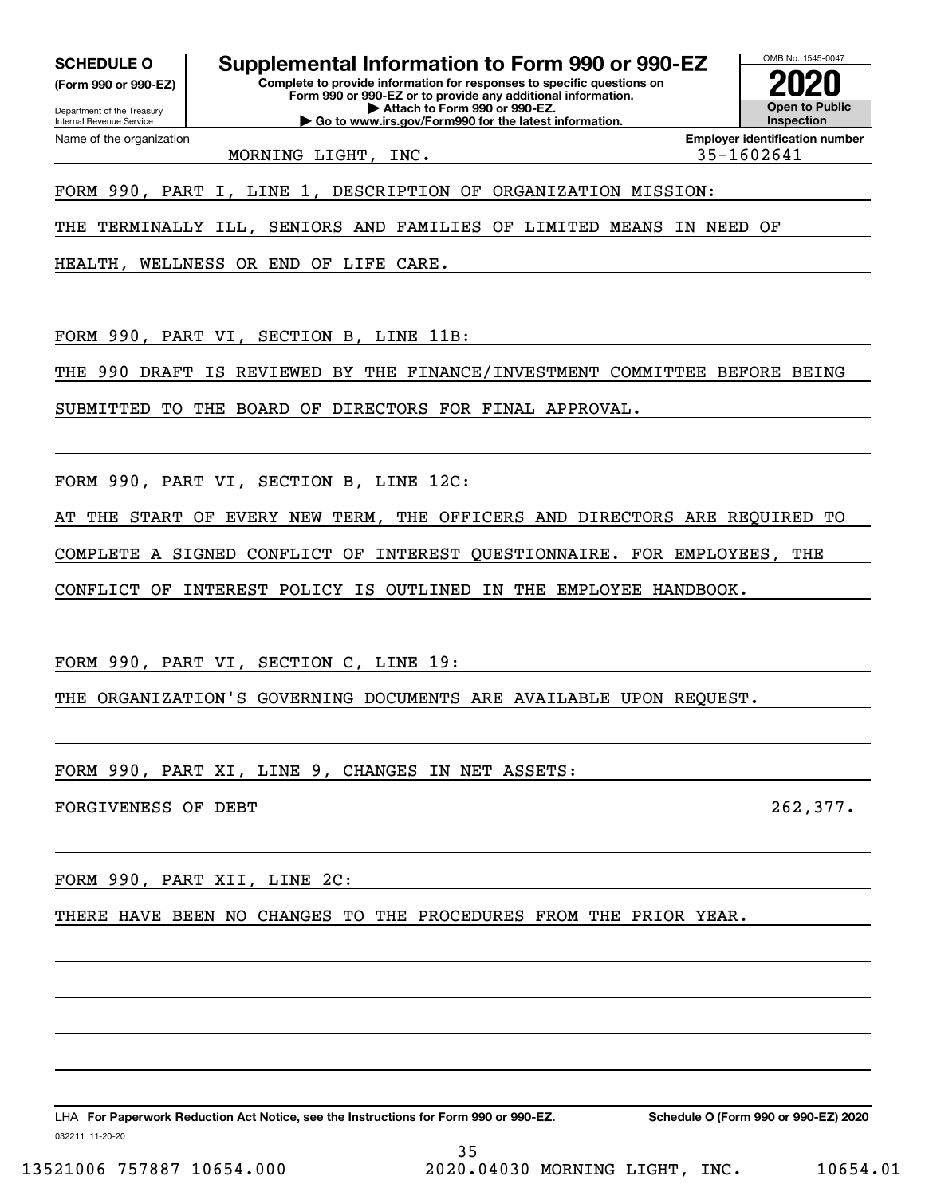**SCHEDULE O**
**(Form 990 or 990-EZ)**

Department of the Treasury
Internal Revenue Service

# Supplemental Information to Form 990 or 990-EZ

**Complete to provide information for responses to specific questions on Form 990 or 990-EZ or to provide any additional information.**
**▶ Attach to Form 990 or 990-EZ.**
**▶ Go to www.irs.gov/Form990 for the latest information.**

OMB No. 1545-0047
**2020**
**Open to Public Inspection**

| Name of the organization | Employer identification number |
|---|---|
| MORNING LIGHT, INC. | 35-1602641 |

FORM 990, PART I, LINE 1, DESCRIPTION OF ORGANIZATION MISSION:

THE TERMINALLY ILL, SENIORS AND FAMILIES OF LIMITED MEANS IN NEED OF HEALTH, WELLNESS OR END OF LIFE CARE.

FORM 990, PART VI, SECTION B, LINE 11B:

THE 990 DRAFT IS REVIEWED BY THE FINANCE/INVESTMENT COMMITTEE BEFORE BEING SUBMITTED TO THE BOARD OF DIRECTORS FOR FINAL APPROVAL.

FORM 990, PART VI, SECTION B, LINE 12C:

AT THE START OF EVERY NEW TERM, THE OFFICERS AND DIRECTORS ARE REQUIRED TO COMPLETE A SIGNED CONFLICT OF INTEREST QUESTIONNAIRE. FOR EMPLOYEES, THE CONFLICT OF INTEREST POLICY IS OUTLINED IN THE EMPLOYEE HANDBOOK.

FORM 990, PART VI, SECTION C, LINE 19:

THE ORGANIZATION'S GOVERNING DOCUMENTS ARE AVAILABLE UPON REQUEST.

FORM 990, PART XI, LINE 9, CHANGES IN NET ASSETS:

FORGIVENESS OF DEBT 262,377.

FORM 990, PART XII, LINE 2C:

THERE HAVE BEEN NO CHANGES TO THE PROCEDURES FROM THE PRIOR YEAR.

LHA **For Paperwork Reduction Act Notice, see the Instructions for Form 990 or 990-EZ.** **Schedule O (Form 990 or 990-EZ) 2020**

032211 11-20-20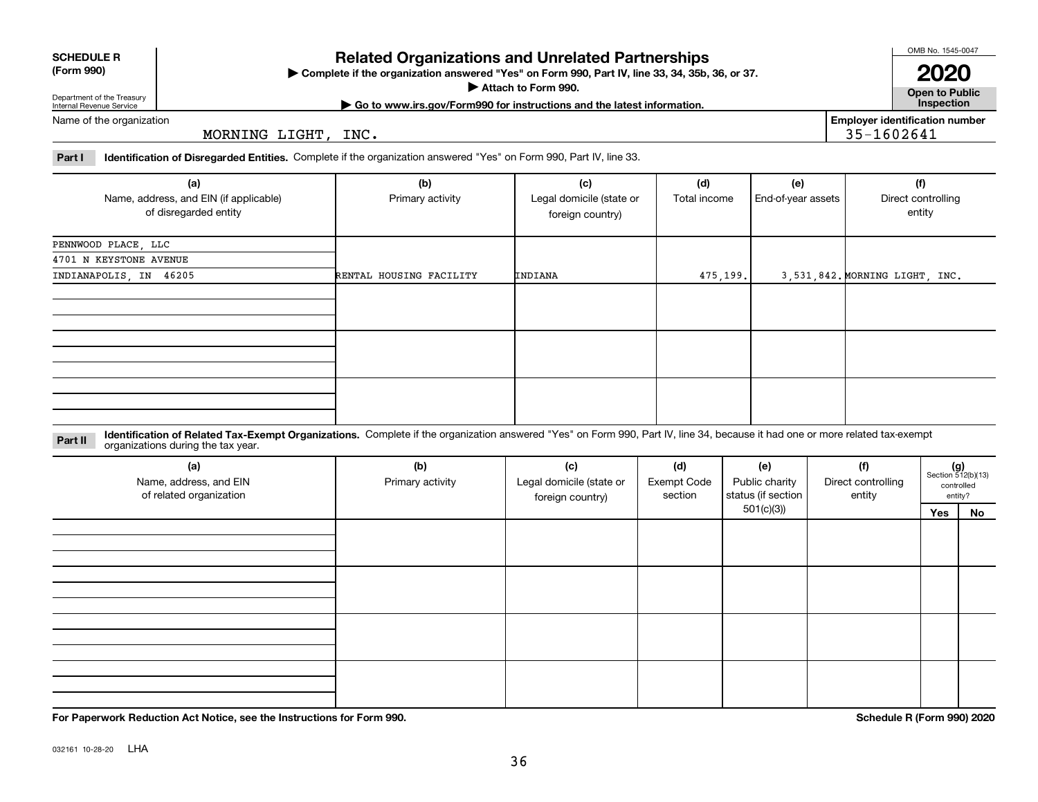**SCHEDULE R**
**(Form 990)**

Department of the Treasury
Internal Revenue Service

# Related Organizations and Unrelated Partnerships

▶ **Complete if the organization answered "Yes" on Form 990, Part IV, line 33, 34, 35b, 36, or 37.**
▶ **Attach to Form 990.**
▶ **Go to www.irs.gov/Form990 for instructions and the latest information.**

OMB No. 1545-0047
**2020**
**Open to Public Inspection**

Name of the organization: MORNING LIGHT, INC.

**Employer identification number** 35-1602641

**Part I** **Identification of Disregarded Entities.** Complete if the organization answered "Yes" on Form 990, Part IV, line 33.

| (a) Name, address, and EIN (if applicable) of disregarded entity | (b) Primary activity | (c) Legal domicile (state or foreign country) | (d) Total income | (e) End-of-year assets | (f) Direct controlling entity |
|---|---|---|---|---|---|
| PENNWOOD PLACE, LLC<br>4701 N KEYSTONE AVENUE<br>INDIANAPOLIS, IN 46205 | RENTAL HOUSING FACILITY | INDIANA | 475,199. | 3,531,842. | MORNING LIGHT, INC. |
| | | | | | |
| | | | | | |
| | | | | | |

**Part II** **Identification of Related Tax-Exempt Organizations.** Complete if the organization answered "Yes" on Form 990, Part IV, line 34, because it had one or more related tax-exempt organizations during the tax year.

| (a) Name, address, and EIN of related organization | (b) Primary activity | (c) Legal domicile (state or foreign country) | (d) Exempt Code section | (e) Public charity status (if section 501(c)(3)) | (f) Direct controlling entity | (g) Section 512(b)(13) controlled entity? Yes | No |
|---|---|---|---|---|---|---|---|
| | | | | | | | |
| | | | | | | | |
| | | | | | | | |
| | | | | | | | |

**For Paperwork Reduction Act Notice, see the Instructions for Form 990.** **Schedule R (Form 990) 2020**

032161 10-28-20 LHA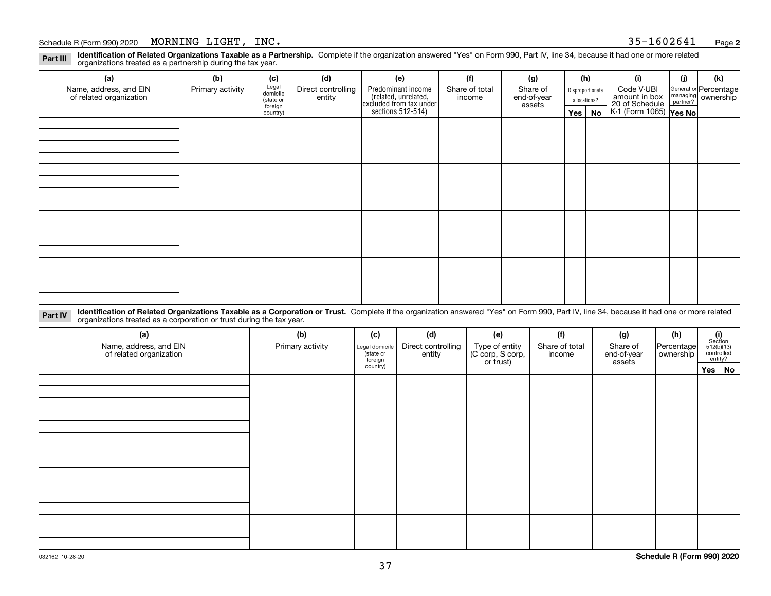Schedule R (Form 990) 2020 MORNING LIGHT, INC. 35-1602641

**Part III** **Identification of Related Organizations Taxable as a Partnership.** Complete if the organization answered "Yes" on Form 990, Part IV, line 34, because it had one or more related organizations treated as a partnership during the tax year.

| (a) Name, address, and EIN of related organization | (b) Primary activity | (c) Legal domicile (state or foreign country) | (d) Direct controlling entity | (e) Predominant income (related, unrelated, excluded from tax under sections 512-514) | (f) Share of total income | (g) Share of end-of-year assets | (h) Disproportionate allocations? | | (i) Code V-UBI amount in box 20 of Schedule K-1 (Form 1065) | (j) General or managing partner? | | (k) Percentage ownership |
|---|---|---|---|---|---|---|---|---|---|---|---|---|
| | | | | | | | Yes | No | | Yes | No | |
| | | | | | | | | | | | | |
| | | | | | | | | | | | | |
| | | | | | | | | | | | | |
| | | | | | | | | | | | | |

**Part IV** **Identification of Related Organizations Taxable as a Corporation or Trust.** Complete if the organization answered "Yes" on Form 990, Part IV, line 34, because it had one or more related organizations treated as a corporation or trust during the tax year.

| (a) Name, address, and EIN of related organization | (b) Primary activity | (c) Legal domicile (state or foreign country) | (d) Direct controlling entity | (e) Type of entity (C corp, S corp, or trust) | (f) Share of total income | (g) Share of end-of-year assets | (h) Percentage ownership | (i) Section 512(b)(13) controlled entity? | |
|---|---|---|---|---|---|---|---|---|---|
| | | | | | | | | Yes | No |
| | | | | | | | | | |
| | | | | | | | | | |
| | | | | | | | | | |
| | | | | | | | | | |
| | | | | | | | | | |

032162 10-28-20

**Schedule R (Form 990) 2020**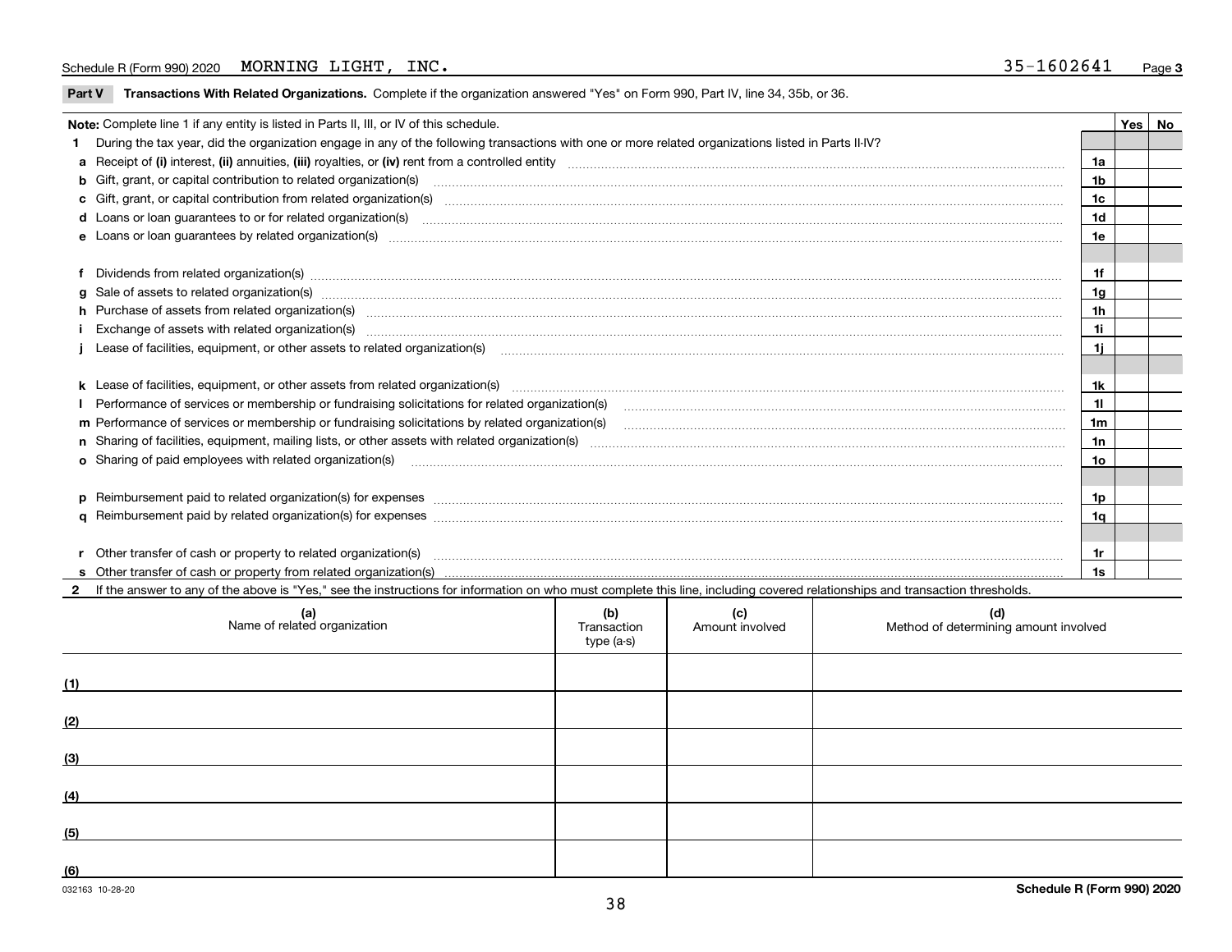Schedule R (Form 990) 2020 MORNING LIGHT, INC. 35-1602641 Page 3

**Part V Transactions With Related Organizations.** Complete if the organization answered "Yes" on Form 990, Part IV, line 34, 35b, or 36.

| Note: Complete line 1 if any entity is listed in Parts II, III, or IV of this schedule. | | Yes | No |
|---|---|---|---|
| **1** During the tax year, did the organization engage in any of the following transactions with one or more related organizations listed in Parts II-IV? | | | |
| **a** Receipt of **(i)** interest, **(ii)** annuities, **(iii)** royalties, or **(iv)** rent from a controlled entity | **1a** | | |
| **b** Gift, grant, or capital contribution to related organization(s) | **1b** | | |
| **c** Gift, grant, or capital contribution from related organization(s) | **1c** | | |
| **d** Loans or loan guarantees to or for related organization(s) | **1d** | | |
| **e** Loans or loan guarantees by related organization(s) | **1e** | | |
| **f** Dividends from related organization(s) | **1f** | | |
| **g** Sale of assets to related organization(s) | **1g** | | |
| **h** Purchase of assets from related organization(s) | **1h** | | |
| **i** Exchange of assets with related organization(s) | **1i** | | |
| **j** Lease of facilities, equipment, or other assets to related organization(s) | **1j** | | |
| **k** Lease of facilities, equipment, or other assets from related organization(s) | **1k** | | |
| **l** Performance of services or membership or fundraising solicitations for related organization(s) | **1l** | | |
| **m** Performance of services or membership or fundraising solicitations by related organization(s) | **1m** | | |
| **n** Sharing of facilities, equipment, mailing lists, or other assets with related organization(s) | **1n** | | |
| **o** Sharing of paid employees with related organization(s) | **1o** | | |
| **p** Reimbursement paid to related organization(s) for expenses | **1p** | | |
| **q** Reimbursement paid by related organization(s) for expenses | **1q** | | |
| **r** Other transfer of cash or property to related organization(s) | **1r** | | |
| **s** Other transfer of cash or property from related organization(s) | **1s** | | |

**2** If the answer to any of the above is "Yes," see the instructions for information on who must complete this line, including covered relationships and transaction thresholds.

| | (a) Name of related organization | (b) Transaction type (a-s) | (c) Amount involved | (d) Method of determining amount involved |
|---|---|---|---|---|
| (1) | | | | |
| (2) | | | | |
| (3) | | | | |
| (4) | | | | |
| (5) | | | | |
| (6) | | | | |

032163 10-28-20 **Schedule R (Form 990) 2020**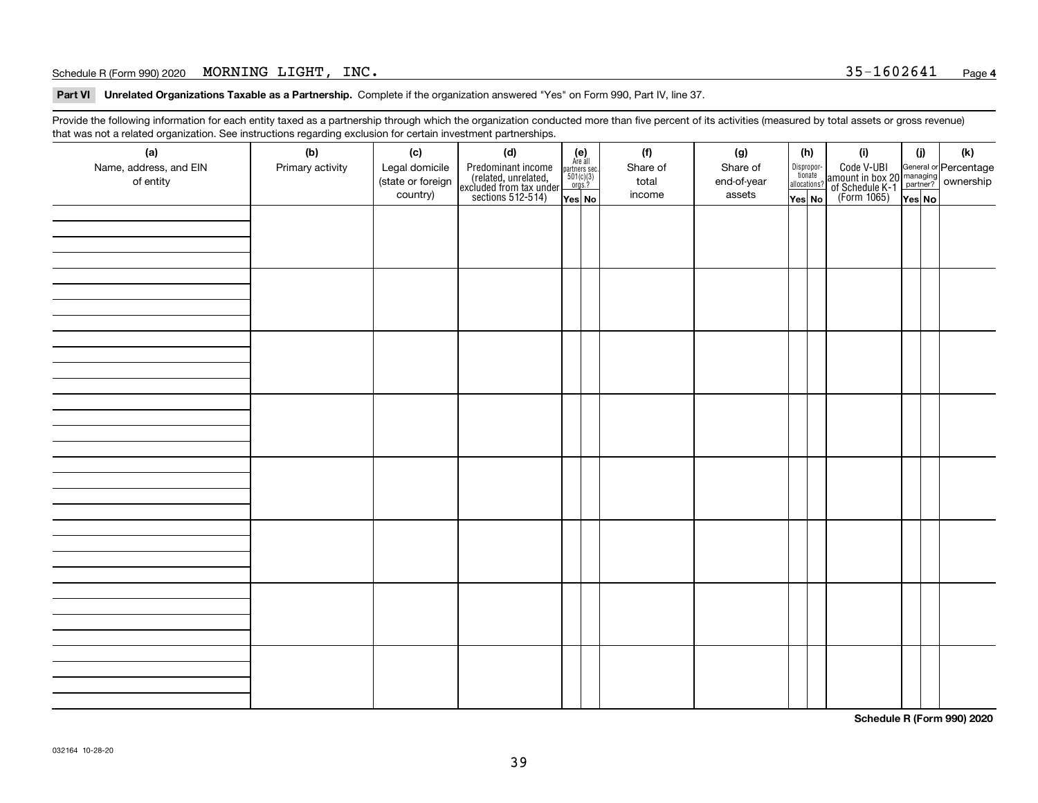Schedule R (Form 990) 2020 MORNING LIGHT, INC. 35-1602641

**Part VI Unrelated Organizations Taxable as a Partnership.** Complete if the organization answered "Yes" on Form 990, Part IV, line 37.

Provide the following information for each entity taxed as a partnership through which the organization conducted more than five percent of its activities (measured by total assets or gross revenue) that was not a related organization. See instructions regarding exclusion for certain investment partnerships.

| (a) Name, address, and EIN of entity | (b) Primary activity | (c) Legal domicile (state or foreign country) | (d) Predominant income (related, unrelated, excluded from tax under sections 512-514) | (e) Are all partners sec. 501(c)(3) orgs.? | | (f) Share of total income | (g) Share of end-of-year assets | (h) Disproportionate allocations? | | (i) Code V-UBI amount in box 20 of Schedule K-1 (Form 1065) | (j) General or managing partner? | | (k) Percentage ownership |
|---|---|---|---|---|---|---|---|---|---|---|---|---|---|
| | | | | Yes | No | | | Yes | No | | Yes | No | |
| | | | | | | | | | | | | | |
| | | | | | | | | | | | | | |
| | | | | | | | | | | | | | |
| | | | | | | | | | | | | | |
| | | | | | | | | | | | | | |
| | | | | | | | | | | | | | |
| | | | | | | | | | | | | | |
| | | | | | | | | | | | | | |

Schedule R (Form 990) 2020

032164 10-28-20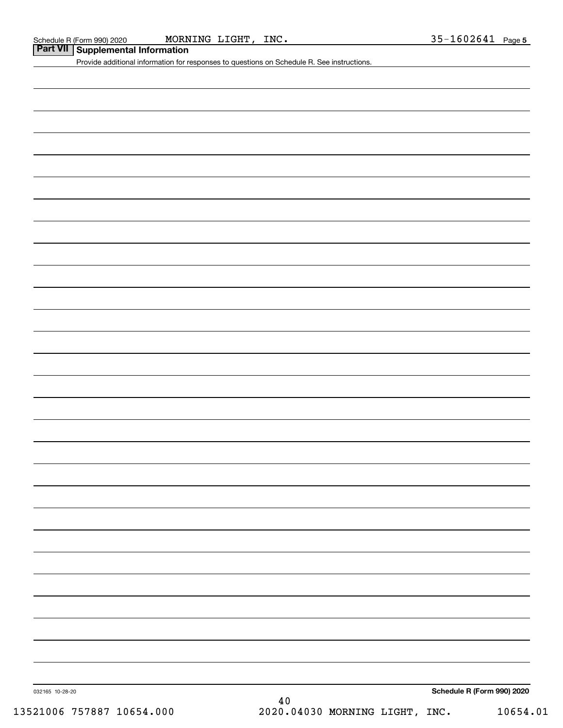## Part VII Supplemental Information

Provide additional information for responses to questions on Schedule R. See instructions.